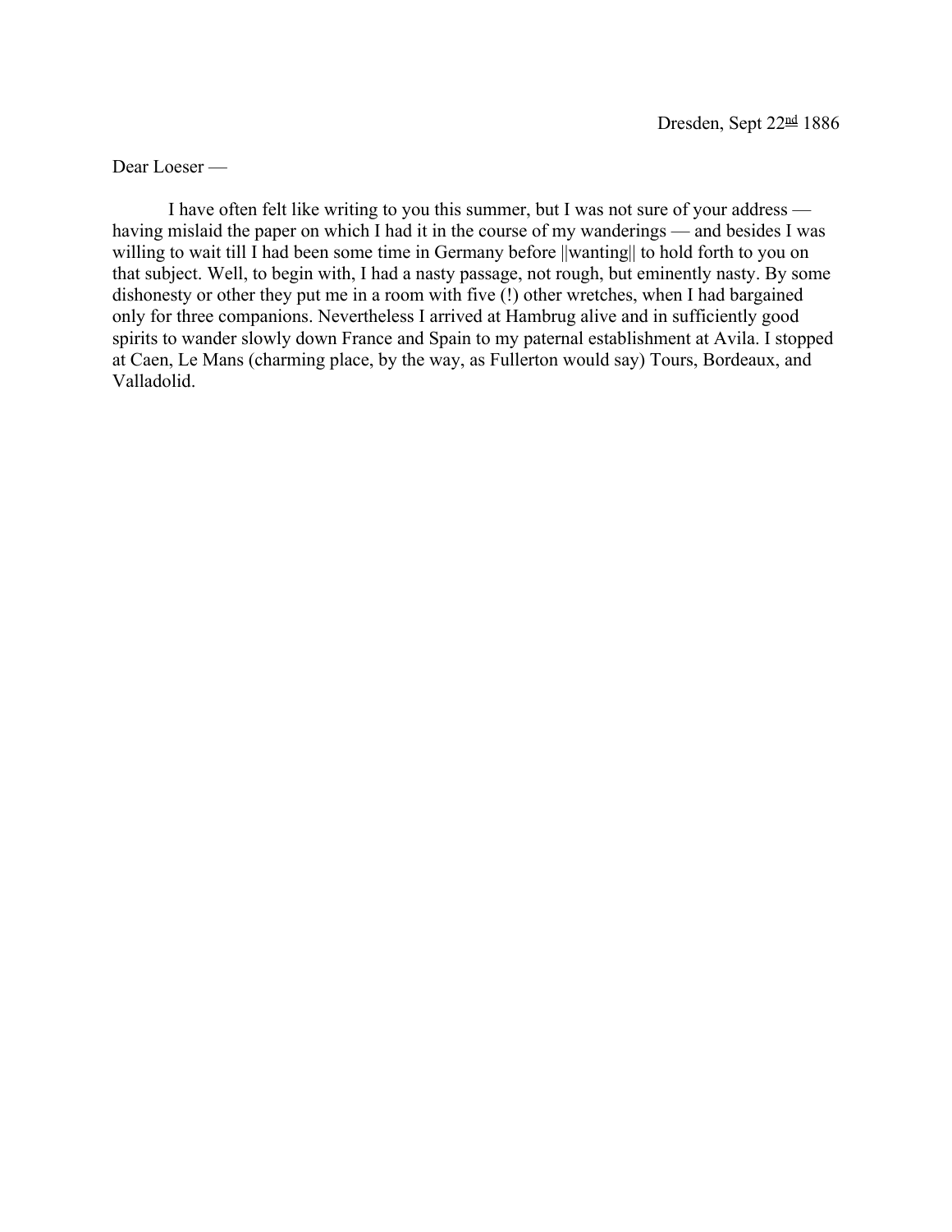Dresden, Sept 22nd 1886

Dear Loeser —

I have often felt like writing to you this summer, but I was not sure of your address — having mislaid the paper on which I had it in the course of my wanderings — and besides I was willing to wait till I had been some time in Germany before ||wanting|| to hold forth to you on that subject. Well, to begin with, I had a nasty passage, not rough, but eminently nasty. By some dishonesty or other they put me in a room with five (!) other wretches, when I had bargained only for three companions. Nevertheless I arrived at Hambrug alive and in sufficiently good spirits to wander slowly down France and Spain to my paternal establishment at Avila. I stopped at Caen, Le Mans (charming place, by the way, as Fullerton would say) Tours, Bordeaux, and Valladolid.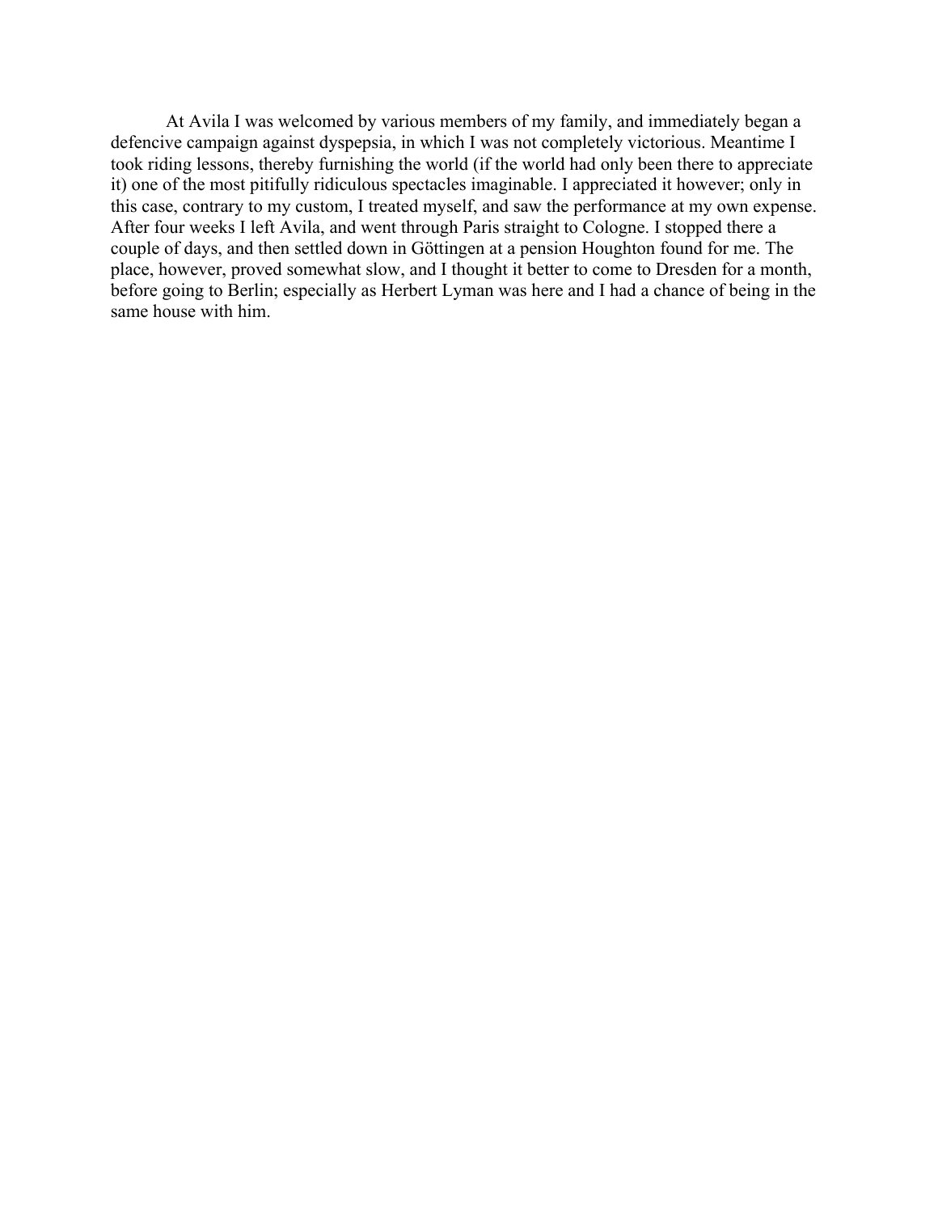At Avila I was welcomed by various members of my family, and immediately began a defencive campaign against dyspepsia, in which I was not completely victorious. Meantime I took riding lessons, thereby furnishing the world (if the world had only been there to appreciate it) one of the most pitifully ridiculous spectacles imaginable. I appreciated it however; only in this case, contrary to my custom, I treated myself, and saw the performance at my own expense. After four weeks I left Avila, and went through Paris straight to Cologne. I stopped there a couple of days, and then settled down in Göttingen at a pension Houghton found for me. The place, however, proved somewhat slow, and I thought it better to come to Dresden for a month, before going to Berlin; especially as Herbert Lyman was here and I had a chance of being in the same house with him.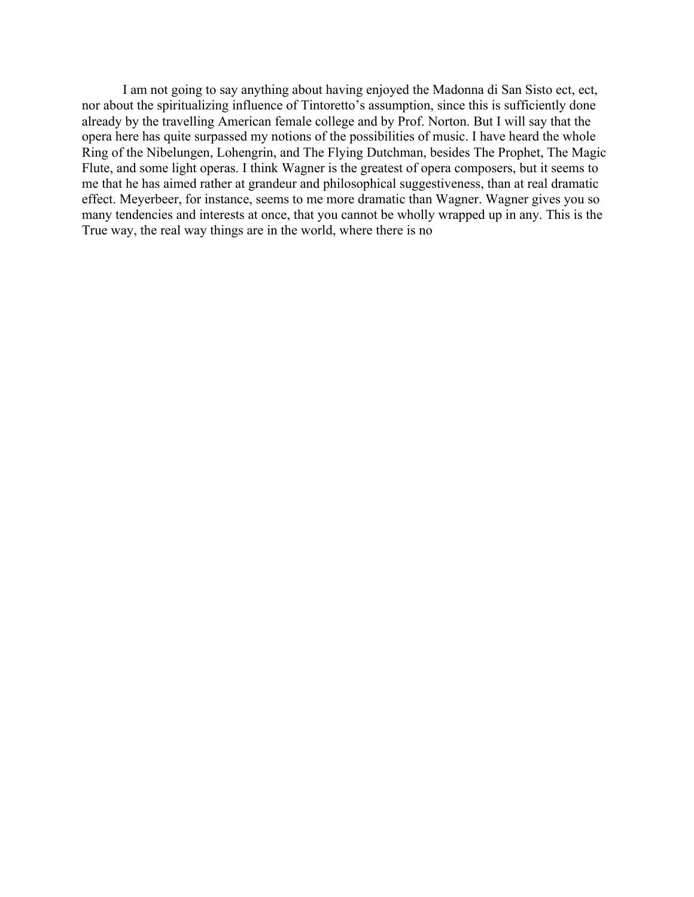I am not going to say anything about having enjoyed the Madonna di San Sisto ect, ect, nor about the spiritualizing influence of Tintoretto's assumption, since this is sufficiently done already by the travelling American female college and by Prof. Norton. But I will say that the opera here has quite surpassed my notions of the possibilities of music. I have heard the whole Ring of the Nibelungen, Lohengrin, and The Flying Dutchman, besides The Prophet, The Magic Flute, and some light operas. I think Wagner is the greatest of opera composers, but it seems to me that he has aimed rather at grandeur and philosophical suggestiveness, than at real dramatic effect. Meyerbeer, for instance, seems to me more dramatic than Wagner. Wagner gives you so many tendencies and interests at once, that you cannot be wholly wrapped up in any. This is the True way, the real way things are in the world, where there is no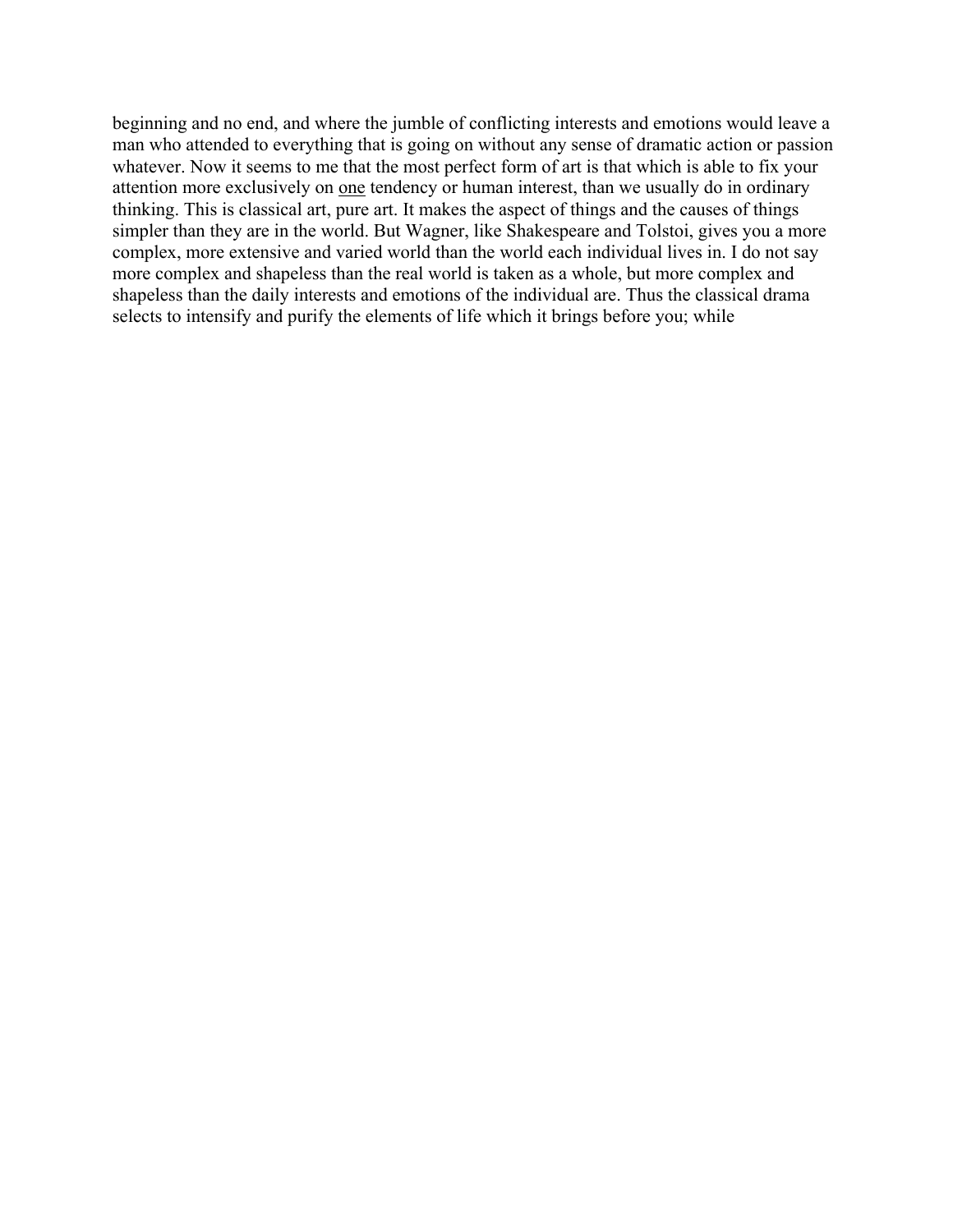beginning and no end, and where the jumble of conflicting interests and emotions would leave a man who attended to everything that is going on without any sense of dramatic action or passion whatever. Now it seems to me that the most perfect form of art is that which is able to fix your attention more exclusively on <u>one</u> tendency or human interest, than we usually do in ordinary thinking. This is classical art, pure art. It makes the aspect of things and the causes of things simpler than they are in the world. But Wagner, like Shakespeare and Tolstoi, gives you a more complex, more extensive and varied world than the world each individual lives in. I do not say more complex and shapeless than the real world is taken as a whole, but more complex and shapeless than the daily interests and emotions of the individual are. Thus the classical drama selects to intensify and purify the elements of life which it brings before you; while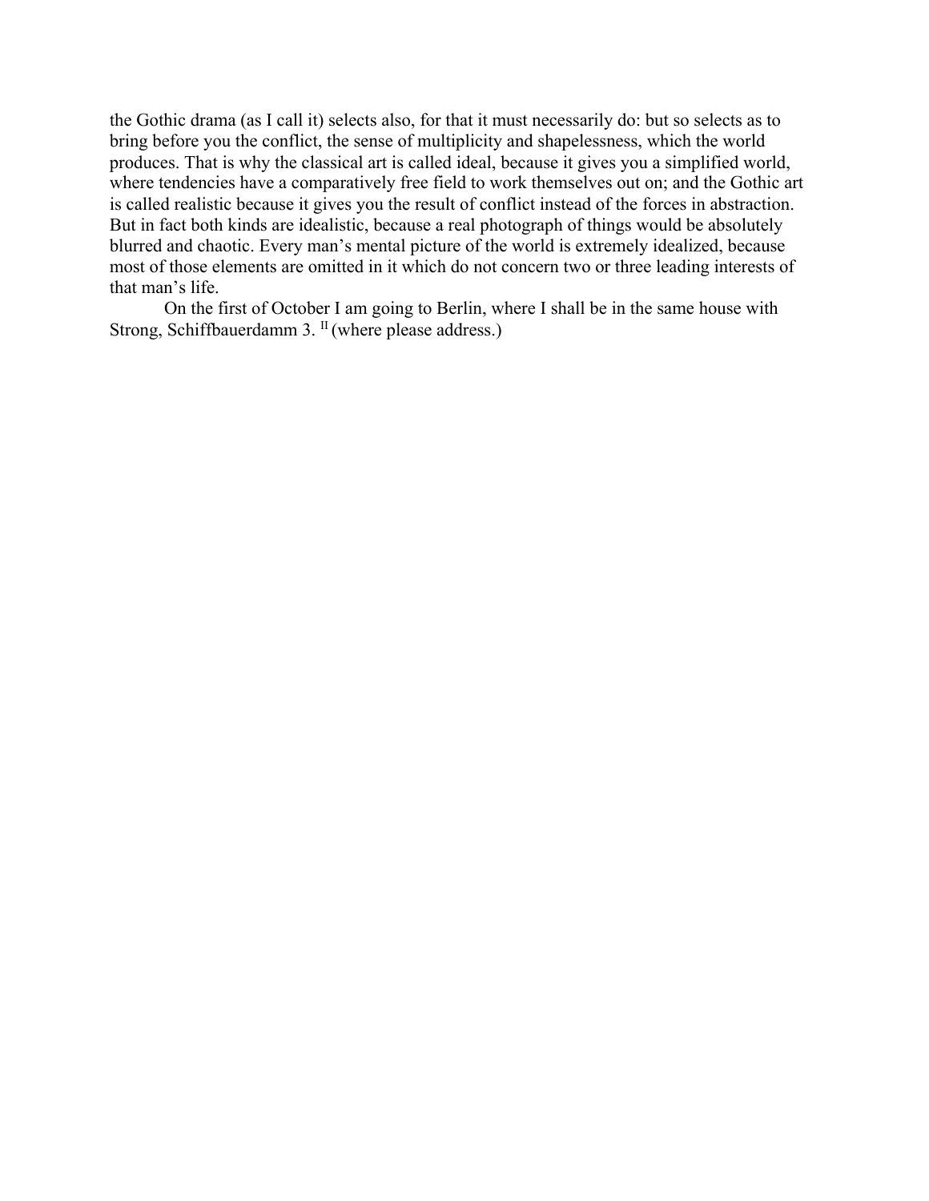the Gothic drama (as I call it) selects also, for that it must necessarily do: but so selects as to bring before you the conflict, the sense of multiplicity and shapelessness, which the world produces. That is why the classical art is called ideal, because it gives you a simplified world, where tendencies have a comparatively free field to work themselves out on; and the Gothic art is called realistic because it gives you the result of conflict instead of the forces in abstraction. But in fact both kinds are idealistic, because a real photograph of things would be absolutely blurred and chaotic. Every man's mental picture of the world is extremely idealized, because most of those elements are omitted in it which do not concern two or three leading interests of that man's life.

On the first of October I am going to Berlin, where I shall be in the same house with Strong, Schiffbauerdamm 3. [II] (where please address.)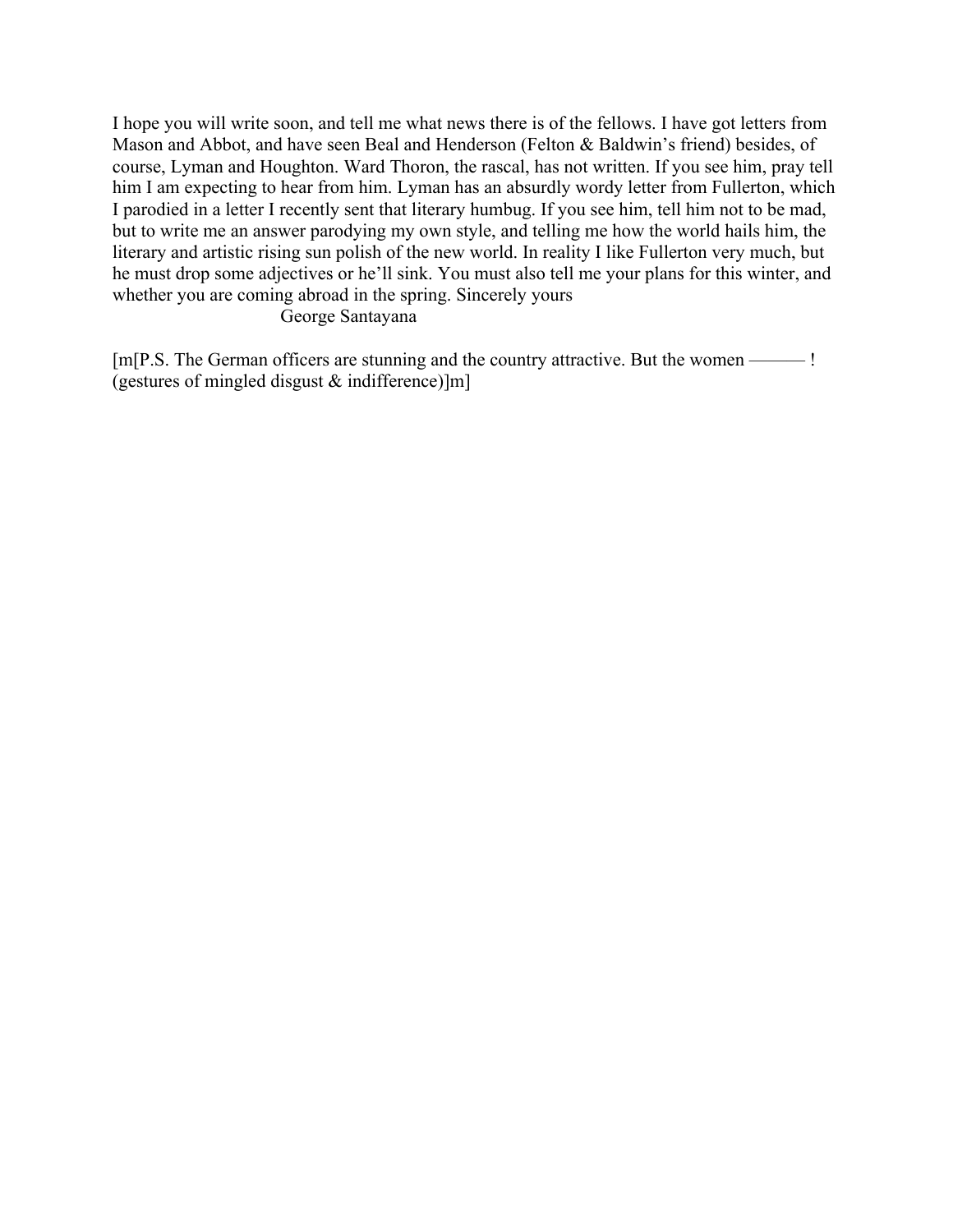I hope you will write soon, and tell me what news there is of the fellows. I have got letters from Mason and Abbot, and have seen Beal and Henderson (Felton & Baldwin's friend) besides, of course, Lyman and Houghton. Ward Thoron, the rascal, has not written. If you see him, pray tell him I am expecting to hear from him. Lyman has an absurdly wordy letter from Fullerton, which I parodied in a letter I recently sent that literary humbug. If you see him, tell him not to be mad, but to write me an answer parodying my own style, and telling me how the world hails him, the literary and artistic rising sun polish of the new world. In reality I like Fullerton very much, but he must drop some adjectives or he'll sink. You must also tell me your plans for this winter, and whether you are coming abroad in the spring. Sincerely yours

George Santayana

[m[P.S. The German officers are stunning and the country attractive. But the women ——— ! (gestures of mingled disgust & indifference)]m]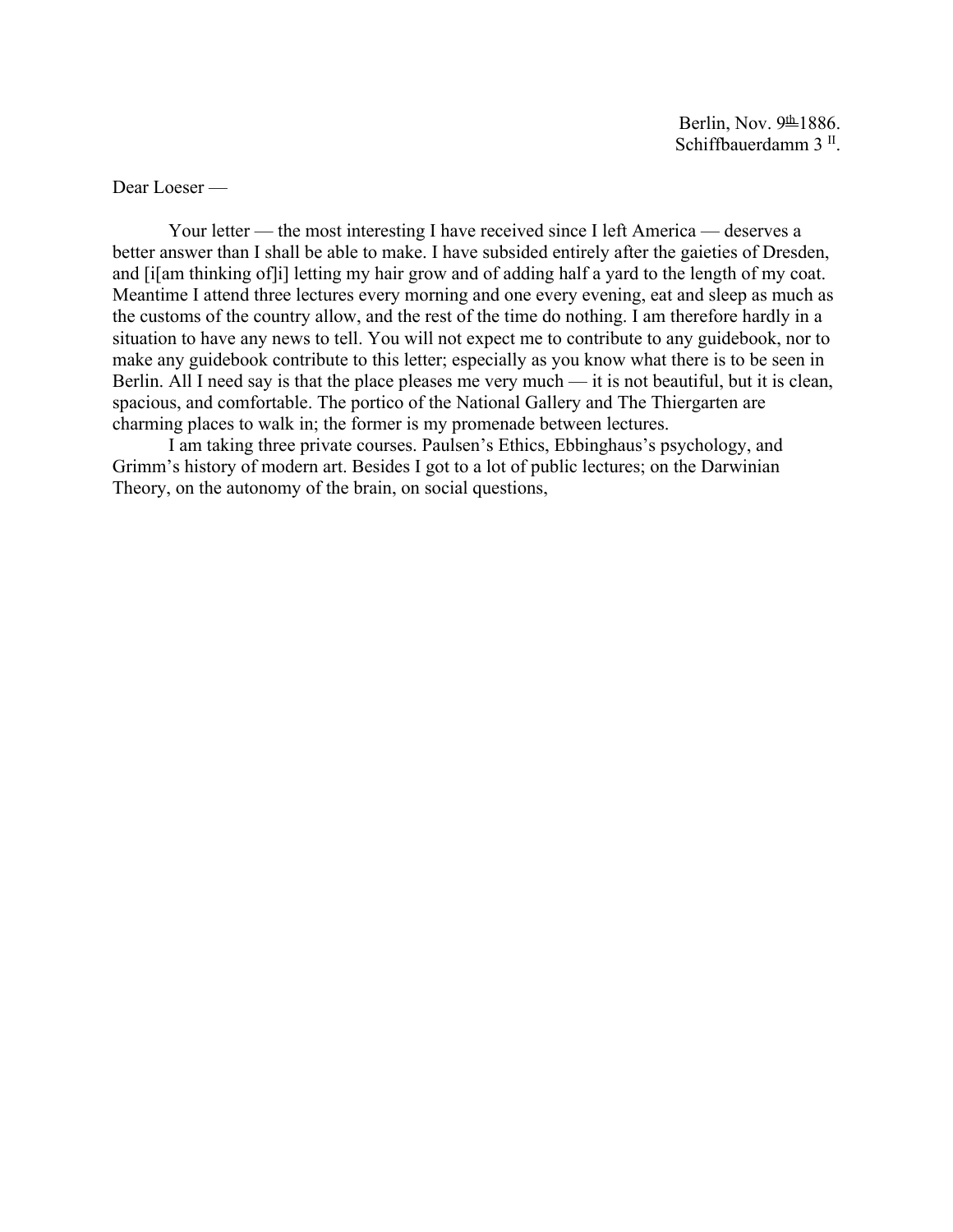Berlin, Nov. 9th 1886.
Schiffbauerdamm 3 II.

Dear Loeser —

Your letter — the most interesting I have received since I left America — deserves a better answer than I shall be able to make. I have subsided entirely after the gaieties of Dresden, and [i[am thinking of]i] letting my hair grow and of adding half a yard to the length of my coat. Meantime I attend three lectures every morning and one every evening, eat and sleep as much as the customs of the country allow, and the rest of the time do nothing. I am therefore hardly in a situation to have any news to tell. You will not expect me to contribute to any guidebook, nor to make any guidebook contribute to this letter; especially as you know what there is to be seen in Berlin. All I need say is that the place pleases me very much — it is not beautiful, but it is clean, spacious, and comfortable. The portico of the National Gallery and The Thiergarten are charming places to walk in; the former is my promenade between lectures.

I am taking three private courses. Paulsen's Ethics, Ebbinghaus's psychology, and Grimm's history of modern art. Besides I got to a lot of public lectures; on the Darwinian Theory, on the autonomy of the brain, on social questions,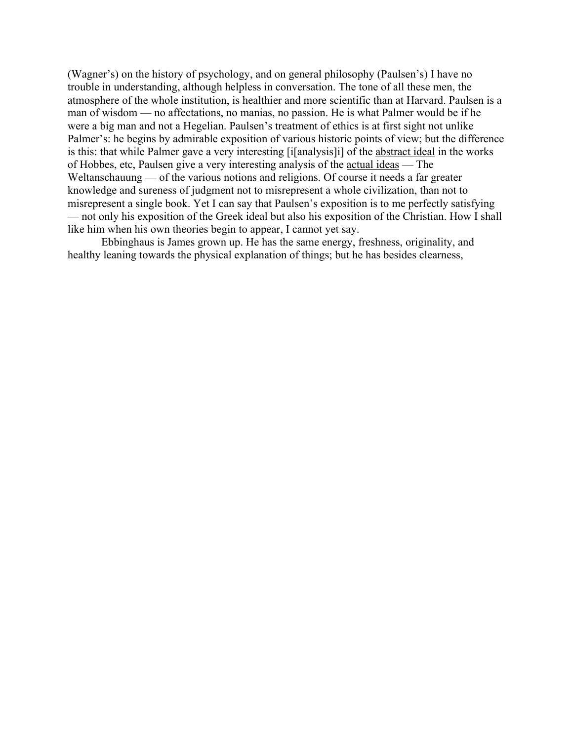(Wagner's) on the history of psychology, and on general philosophy (Paulsen's) I have no trouble in understanding, although helpless in conversation. The tone of all these men, the atmosphere of the whole institution, is healthier and more scientific than at Harvard. Paulsen is a man of wisdom — no affectations, no manias, no passion. He is what Palmer would be if he were a big man and not a Hegelian. Paulsen's treatment of ethics is at first sight not unlike Palmer's: he begins by admirable exposition of various historic points of view; but the difference is this: that while Palmer gave a very interesting [i[analysis]i] of the <u>abstract ideal</u> in the works of Hobbes, etc, Paulsen give a very interesting analysis of the <u>actual ideas</u> — The Weltanschauung — of the various notions and religions. Of course it needs a far greater knowledge and sureness of judgment not to misrepresent a whole civilization, than not to misrepresent a single book. Yet I can say that Paulsen's exposition is to me perfectly satisfying — not only his exposition of the Greek ideal but also his exposition of the Christian. How I shall like him when his own theories begin to appear, I cannot yet say.

Ebbinghaus is James grown up. He has the same energy, freshness, originality, and healthy leaning towards the physical explanation of things; but he has besides clearness,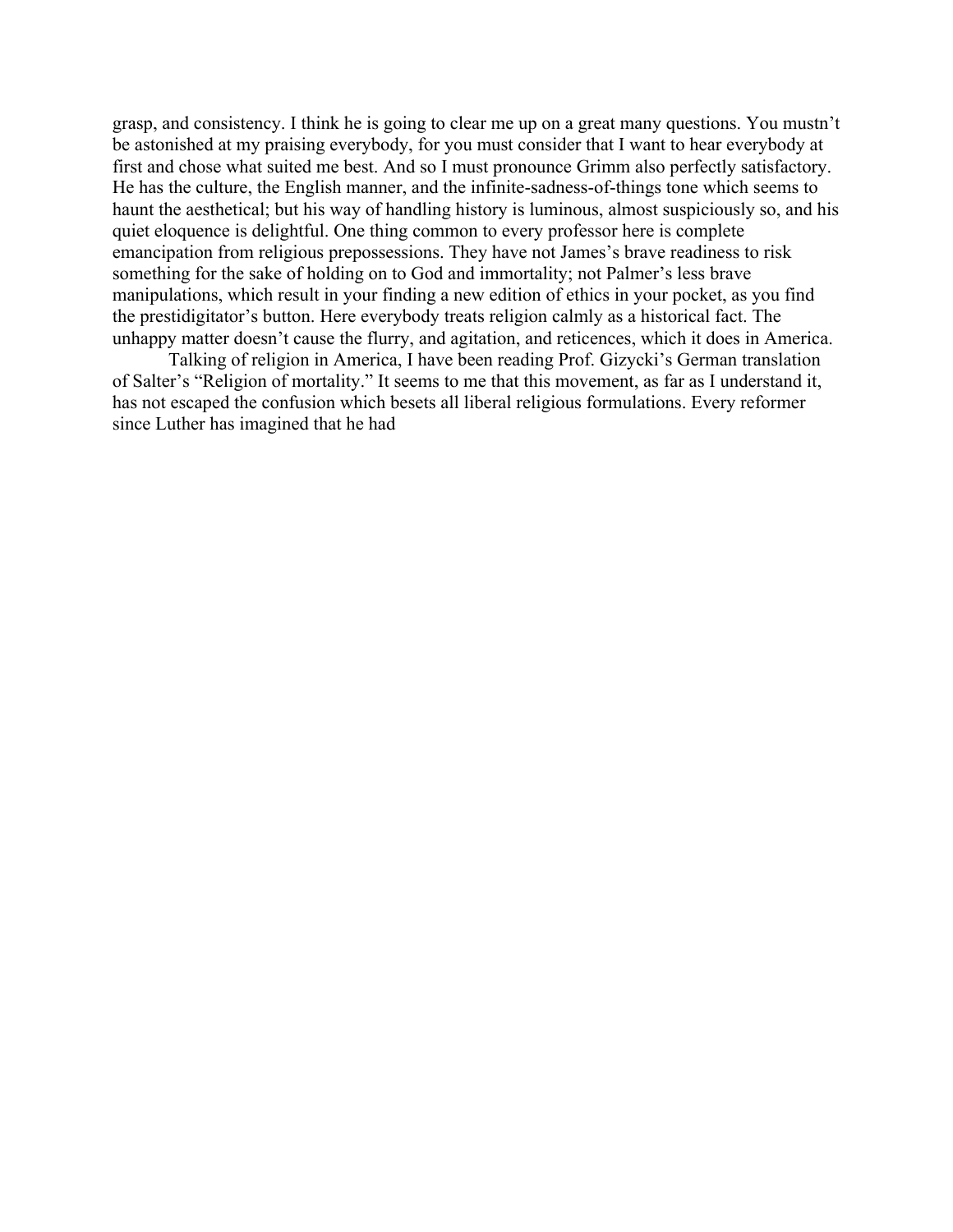grasp, and consistency. I think he is going to clear me up on a great many questions. You mustn't be astonished at my praising everybody, for you must consider that I want to hear everybody at first and chose what suited me best. And so I must pronounce Grimm also perfectly satisfactory. He has the culture, the English manner, and the infinite-sadness-of-things tone which seems to haunt the aesthetical; but his way of handling history is luminous, almost suspiciously so, and his quiet eloquence is delightful. One thing common to every professor here is complete emancipation from religious prepossessions. They have not James's brave readiness to risk something for the sake of holding on to God and immortality; not Palmer's less brave manipulations, which result in your finding a new edition of ethics in your pocket, as you find the prestidigitator's button. Here everybody treats religion calmly as a historical fact. The unhappy matter doesn't cause the flurry, and agitation, and reticences, which it does in America.

Talking of religion in America, I have been reading Prof. Gizycki's German translation of Salter's "Religion of mortality." It seems to me that this movement, as far as I understand it, has not escaped the confusion which besets all liberal religious formulations. Every reformer since Luther has imagined that he had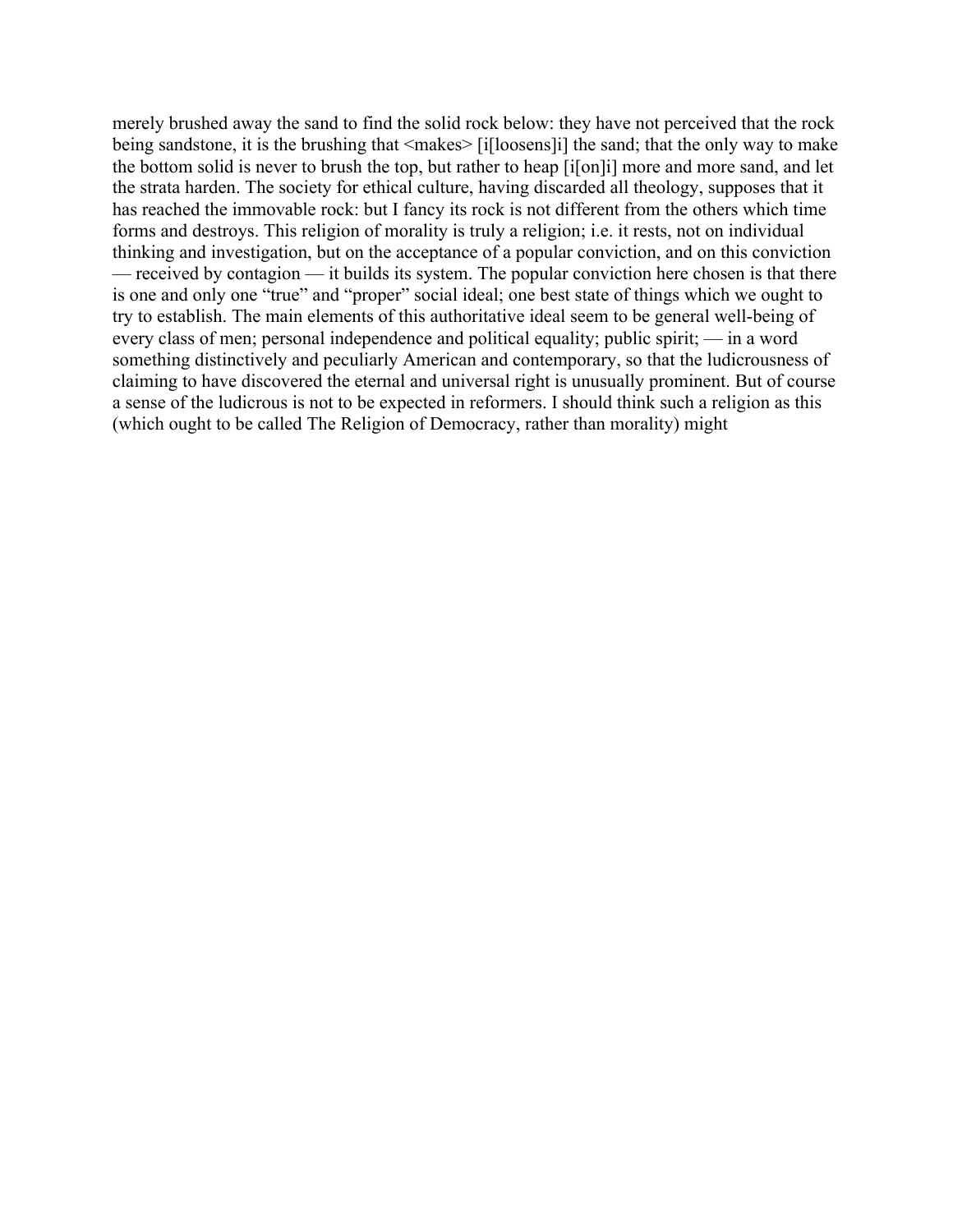merely brushed away the sand to find the solid rock below: they have not perceived that the rock being sandstone, it is the brushing that <makes> [i[loosens]i] the sand; that the only way to make the bottom solid is never to brush the top, but rather to heap [i[on]i] more and more sand, and let the strata harden. The society for ethical culture, having discarded all theology, supposes that it has reached the immovable rock: but I fancy its rock is not different from the others which time forms and destroys. This religion of morality is truly a religion; i.e. it rests, not on individual thinking and investigation, but on the acceptance of a popular conviction, and on this conviction — received by contagion — it builds its system. The popular conviction here chosen is that there is one and only one "true" and "proper" social ideal; one best state of things which we ought to try to establish. The main elements of this authoritative ideal seem to be general well-being of every class of men; personal independence and political equality; public spirit; — in a word something distinctively and peculiarly American and contemporary, so that the ludicrousness of claiming to have discovered the eternal and universal right is unusually prominent. But of course a sense of the ludicrous is not to be expected in reformers. I should think such a religion as this (which ought to be called The Religion of Democracy, rather than morality) might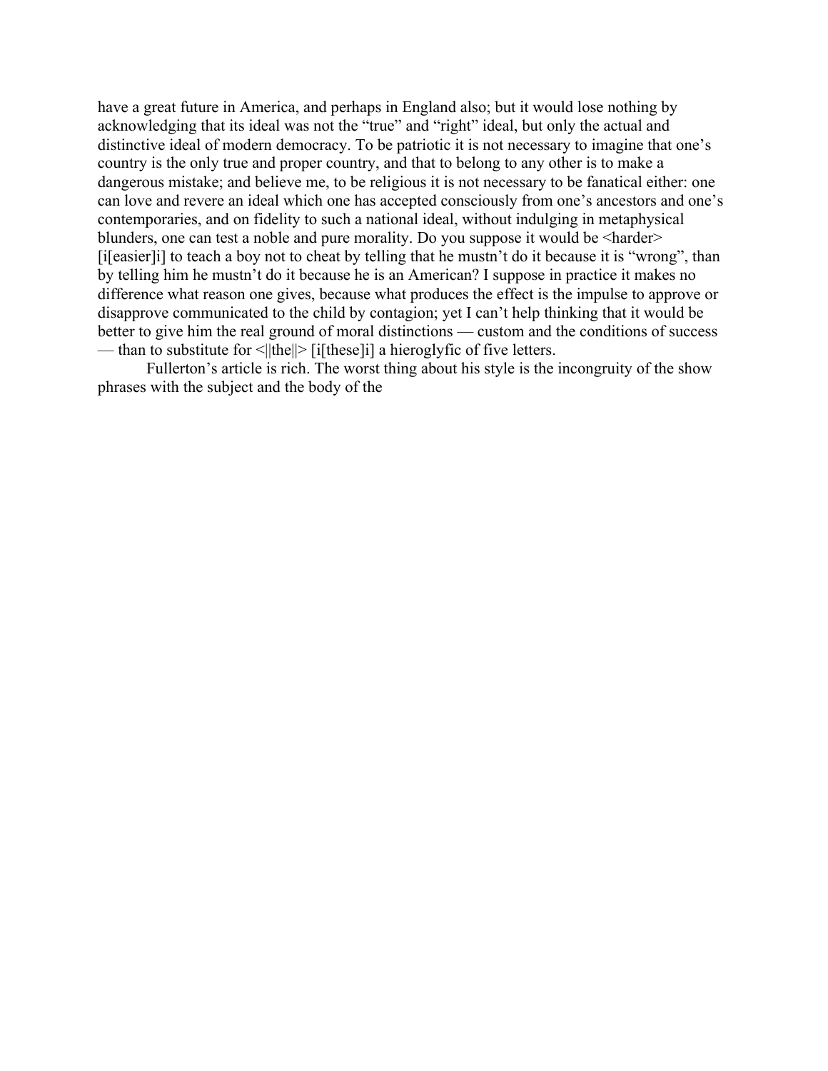have a great future in America, and perhaps in England also; but it would lose nothing by acknowledging that its ideal was not the "true" and "right" ideal, but only the actual and distinctive ideal of modern democracy. To be patriotic it is not necessary to imagine that one's country is the only true and proper country, and that to belong to any other is to make a dangerous mistake; and believe me, to be religious it is not necessary to be fanatical either: one can love and revere an ideal which one has accepted consciously from one's ancestors and one's contemporaries, and on fidelity to such a national ideal, without indulging in metaphysical blunders, one can test a noble and pure morality. Do you suppose it would be <harder> [i[easier]i] to teach a boy not to cheat by telling that he mustn't do it because it is "wrong", than by telling him he mustn't do it because he is an American? I suppose in practice it makes no difference what reason one gives, because what produces the effect is the impulse to approve or disapprove communicated to the child by contagion; yet I can't help thinking that it would be better to give him the real ground of moral distinctions — custom and the conditions of success — than to substitute for <||the||> [i[these]i] a hieroglyfic of five letters.

Fullerton's article is rich. The worst thing about his style is the incongruity of the show phrases with the subject and the body of the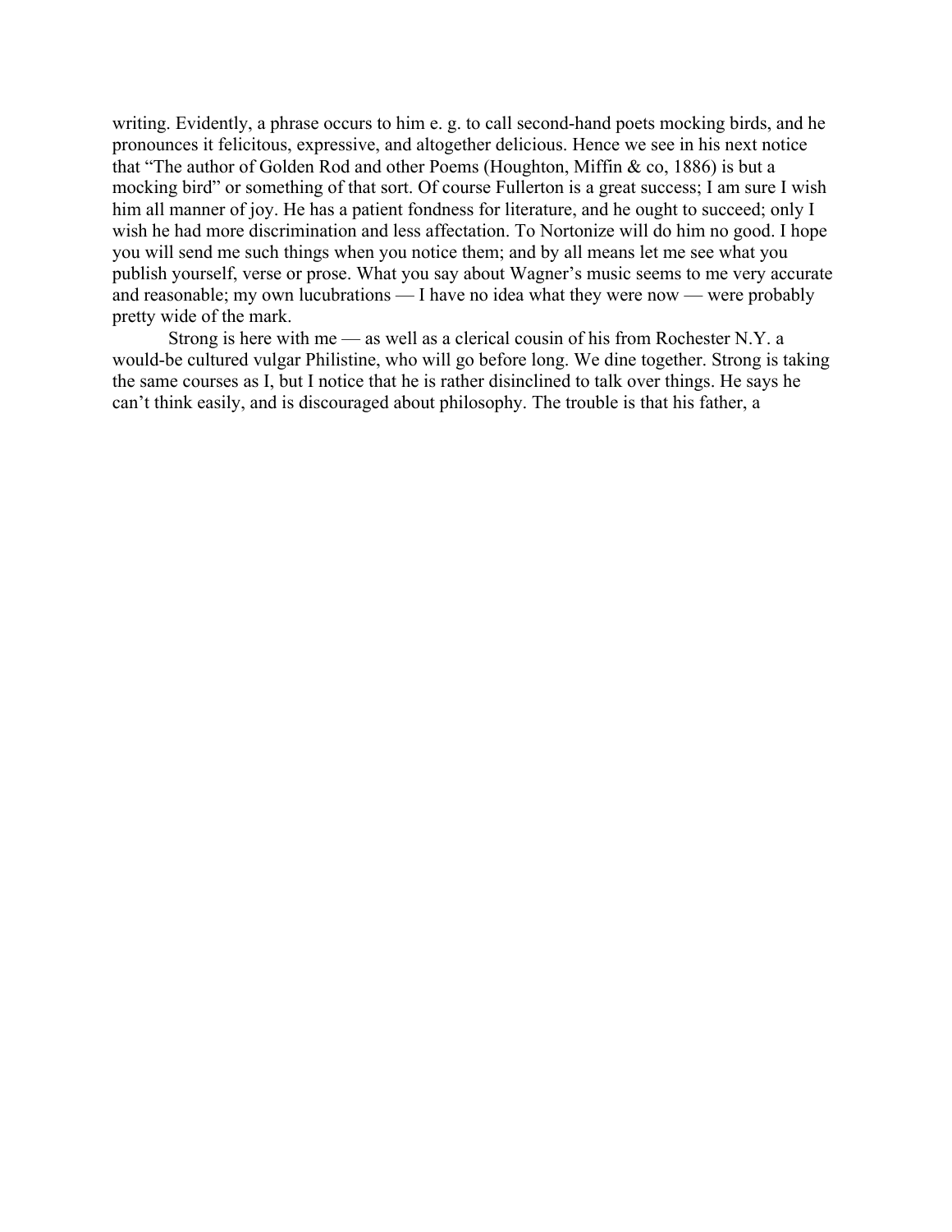writing. Evidently, a phrase occurs to him e. g. to call second-hand poets mocking birds, and he pronounces it felicitous, expressive, and altogether delicious. Hence we see in his next notice that "The author of Golden Rod and other Poems (Houghton, Miffin & co, 1886) is but a mocking bird" or something of that sort. Of course Fullerton is a great success; I am sure I wish him all manner of joy. He has a patient fondness for literature, and he ought to succeed; only I wish he had more discrimination and less affectation. To Nortonize will do him no good. I hope you will send me such things when you notice them; and by all means let me see what you publish yourself, verse or prose. What you say about Wagner's music seems to me very accurate and reasonable; my own lucubrations — I have no idea what they were now — were probably pretty wide of the mark.

Strong is here with me — as well as a clerical cousin of his from Rochester N.Y. a would-be cultured vulgar Philistine, who will go before long. We dine together. Strong is taking the same courses as I, but I notice that he is rather disinclined to talk over things. He says he can't think easily, and is discouraged about philosophy. The trouble is that his father, a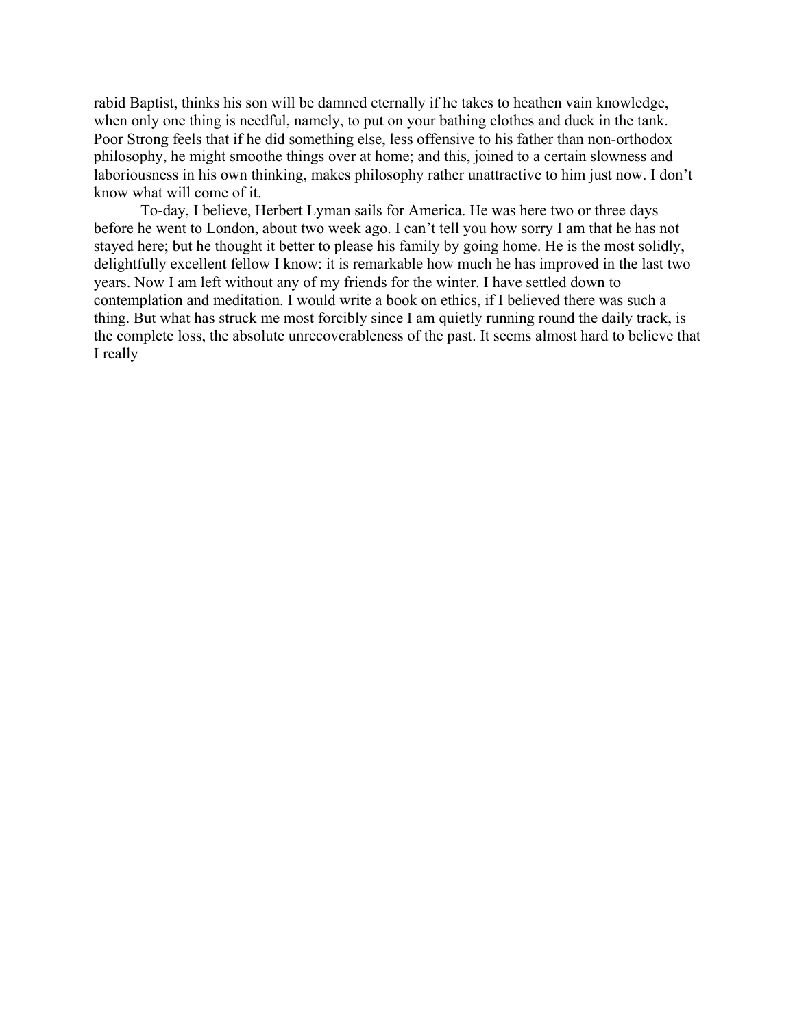rabid Baptist, thinks his son will be damned eternally if he takes to heathen vain knowledge, when only one thing is needful, namely, to put on your bathing clothes and duck in the tank. Poor Strong feels that if he did something else, less offensive to his father than non-orthodox philosophy, he might smoothe things over at home; and this, joined to a certain slowness and laboriousness in his own thinking, makes philosophy rather unattractive to him just now. I don't know what will come of it.

To-day, I believe, Herbert Lyman sails for America. He was here two or three days before he went to London, about two week ago. I can't tell you how sorry I am that he has not stayed here; but he thought it better to please his family by going home. He is the most solidly, delightfully excellent fellow I know: it is remarkable how much he has improved in the last two years. Now I am left without any of my friends for the winter. I have settled down to contemplation and meditation. I would write a book on ethics, if I believed there was such a thing. But what has struck me most forcibly since I am quietly running round the daily track, is the complete loss, the absolute unrecoverableness of the past. It seems almost hard to believe that I really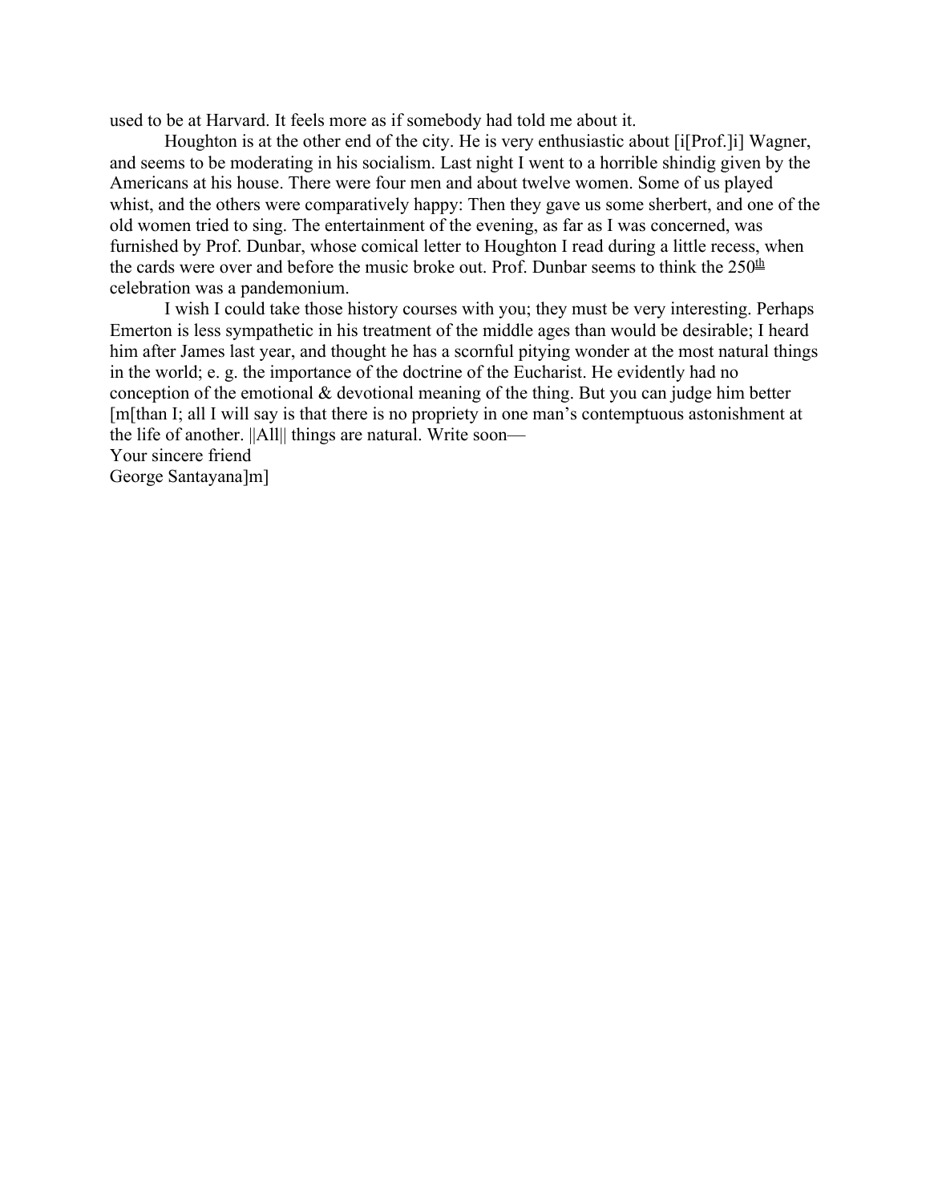used to be at Harvard. It feels more as if somebody had told me about it.

Houghton is at the other end of the city. He is very enthusiastic about [i[Prof.]i] Wagner, and seems to be moderating in his socialism. Last night I went to a horrible shindig given by the Americans at his house. There were four men and about twelve women. Some of us played whist, and the others were comparatively happy: Then they gave us some sherbert, and one of the old women tried to sing. The entertainment of the evening, as far as I was concerned, was furnished by Prof. Dunbar, whose comical letter to Houghton I read during a little recess, when the cards were over and before the music broke out. Prof. Dunbar seems to think the 250th celebration was a pandemonium.

I wish I could take those history courses with you; they must be very interesting. Perhaps Emerton is less sympathetic in his treatment of the middle ages than would be desirable; I heard him after James last year, and thought he has a scornful pitying wonder at the most natural things in the world; e. g. the importance of the doctrine of the Eucharist. He evidently had no conception of the emotional & devotional meaning of the thing. But you can judge him better [m[than I; all I will say is that there is no propriety in one man's contemptuous astonishment at the life of another. ||All|| things are natural. Write soon—

Your sincere friend

George Santayana]m]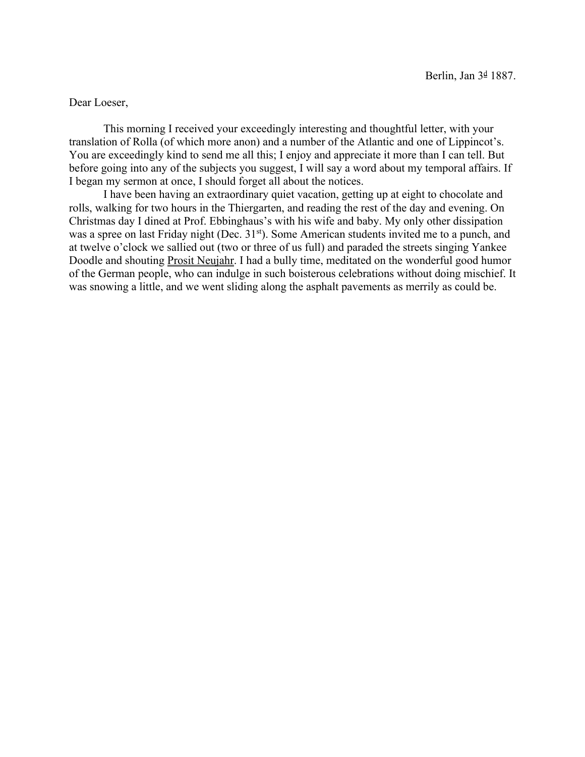Berlin, Jan 3d 1887.

Dear Loeser,

This morning I received your exceedingly interesting and thoughtful letter, with your translation of Rolla (of which more anon) and a number of the Atlantic and one of Lippincot's. You are exceedingly kind to send me all this; I enjoy and appreciate it more than I can tell. But before going into any of the subjects you suggest, I will say a word about my temporal affairs. If I began my sermon at once, I should forget all about the notices.

I have been having an extraordinary quiet vacation, getting up at eight to chocolate and rolls, walking for two hours in the Thiergarten, and reading the rest of the day and evening. On Christmas day I dined at Prof. Ebbinghaus's with his wife and baby. My only other dissipation was a spree on last Friday night (Dec. 31st). Some American students invited me to a punch, and at twelve o'clock we sallied out (two or three of us full) and paraded the streets singing Yankee Doodle and shouting Prosit Neujahr. I had a bully time, meditated on the wonderful good humor of the German people, who can indulge in such boisterous celebrations without doing mischief. It was snowing a little, and we went sliding along the asphalt pavements as merrily as could be.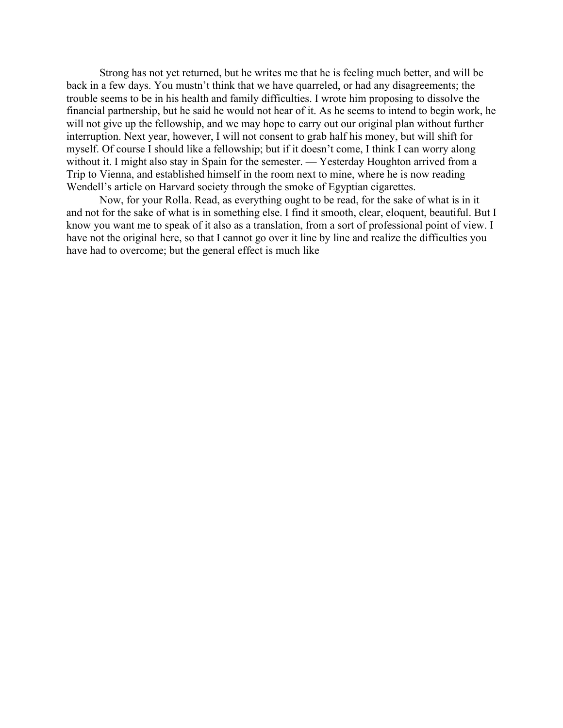Strong has not yet returned, but he writes me that he is feeling much better, and will be back in a few days. You mustn't think that we have quarreled, or had any disagreements; the trouble seems to be in his health and family difficulties. I wrote him proposing to dissolve the financial partnership, but he said he would not hear of it. As he seems to intend to begin work, he will not give up the fellowship, and we may hope to carry out our original plan without further interruption. Next year, however, I will not consent to grab half his money, but will shift for myself. Of course I should like a fellowship; but if it doesn't come, I think I can worry along without it. I might also stay in Spain for the semester. — Yesterday Houghton arrived from a Trip to Vienna, and established himself in the room next to mine, where he is now reading Wendell's article on Harvard society through the smoke of Egyptian cigarettes.

Now, for your Rolla. Read, as everything ought to be read, for the sake of what is in it and not for the sake of what is in something else. I find it smooth, clear, eloquent, beautiful. But I know you want me to speak of it also as a translation, from a sort of professional point of view. I have not the original here, so that I cannot go over it line by line and realize the difficulties you have had to overcome; but the general effect is much like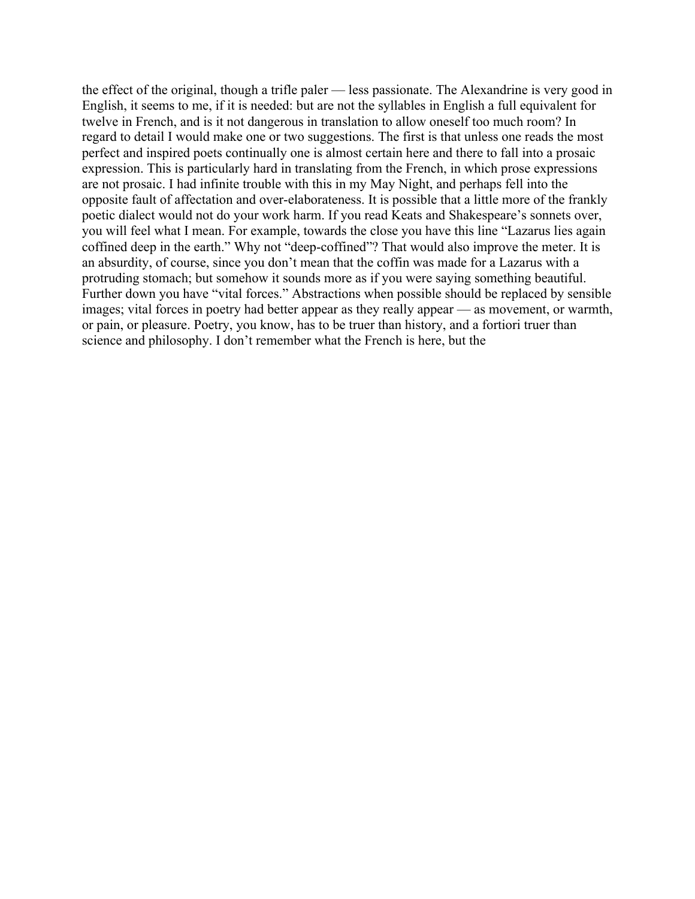the effect of the original, though a trifle paler — less passionate. The Alexandrine is very good in English, it seems to me, if it is needed: but are not the syllables in English a full equivalent for twelve in French, and is it not dangerous in translation to allow oneself too much room? In regard to detail I would make one or two suggestions. The first is that unless one reads the most perfect and inspired poets continually one is almost certain here and there to fall into a prosaic expression. This is particularly hard in translating from the French, in which prose expressions are not prosaic. I had infinite trouble with this in my May Night, and perhaps fell into the opposite fault of affectation and over-elaborateness. It is possible that a little more of the frankly poetic dialect would not do your work harm. If you read Keats and Shakespeare's sonnets over, you will feel what I mean. For example, towards the close you have this line "Lazarus lies again coffined deep in the earth." Why not "deep-coffined"? That would also improve the meter. It is an absurdity, of course, since you don't mean that the coffin was made for a Lazarus with a protruding stomach; but somehow it sounds more as if you were saying something beautiful. Further down you have "vital forces." Abstractions when possible should be replaced by sensible images; vital forces in poetry had better appear as they really appear — as movement, or warmth, or pain, or pleasure. Poetry, you know, has to be truer than history, and a fortiori truer than science and philosophy. I don't remember what the French is here, but the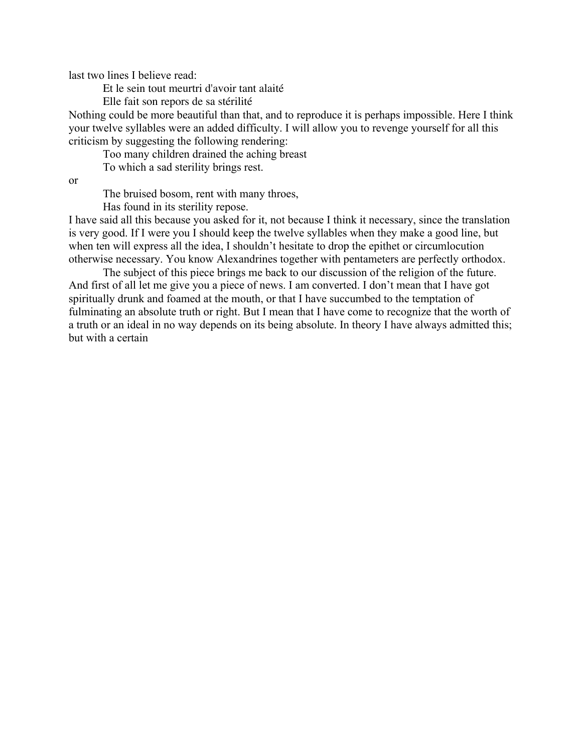last two lines I believe read:

> Et le sein tout meurtri d'avoir tant alaité
> Elle fait son repors de sa stérilité

Nothing could be more beautiful than that, and to reproduce it is perhaps impossible. Here I think your twelve syllables were an added difficulty. I will allow you to revenge yourself for all this criticism by suggesting the following rendering:

> Too many children drained the aching breast
> To which a sad sterility brings rest.

or

> The bruised bosom, rent with many throes,
> Has found in its sterility repose.

I have said all this because you asked for it, not because I think it necessary, since the translation is very good. If I were you I should keep the twelve syllables when they make a good line, but when ten will express all the idea, I shouldn't hesitate to drop the epithet or circumlocution otherwise necessary. You know Alexandrines together with pentameters are perfectly orthodox.

The subject of this piece brings me back to our discussion of the religion of the future. And first of all let me give you a piece of news. I am converted. I don't mean that I have got spiritually drunk and foamed at the mouth, or that I have succumbed to the temptation of fulminating an absolute truth or right. But I mean that I have come to recognize that the worth of a truth or an ideal in no way depends on its being absolute. In theory I have always admitted this; but with a certain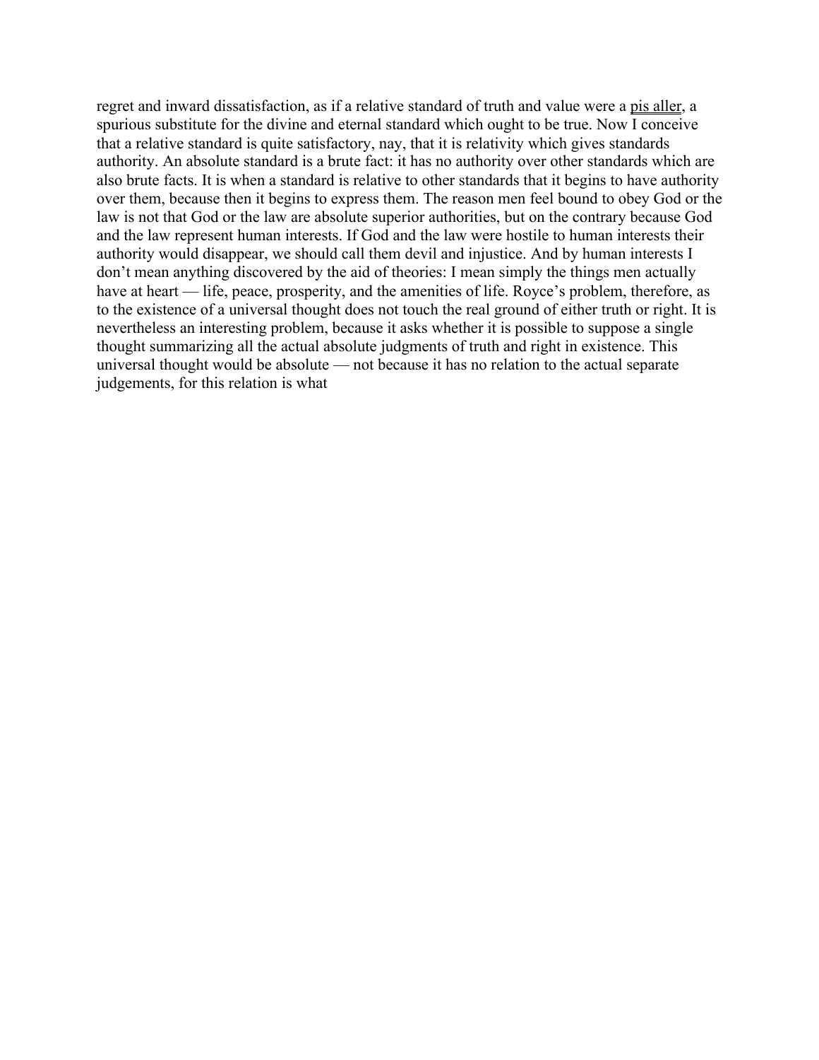regret and inward dissatisfaction, as if a relative standard of truth and value were a pis aller, a spurious substitute for the divine and eternal standard which ought to be true. Now I conceive that a relative standard is quite satisfactory, nay, that it is relativity which gives standards authority. An absolute standard is a brute fact: it has no authority over other standards which are also brute facts. It is when a standard is relative to other standards that it begins to have authority over them, because then it begins to express them. The reason men feel bound to obey God or the law is not that God or the law are absolute superior authorities, but on the contrary because God and the law represent human interests. If God and the law were hostile to human interests their authority would disappear, we should call them devil and injustice. And by human interests I don't mean anything discovered by the aid of theories: I mean simply the things men actually have at heart — life, peace, prosperity, and the amenities of life. Royce's problem, therefore, as to the existence of a universal thought does not touch the real ground of either truth or right. It is nevertheless an interesting problem, because it asks whether it is possible to suppose a single thought summarizing all the actual absolute judgments of truth and right in existence. This universal thought would be absolute — not because it has no relation to the actual separate judgements, for this relation is what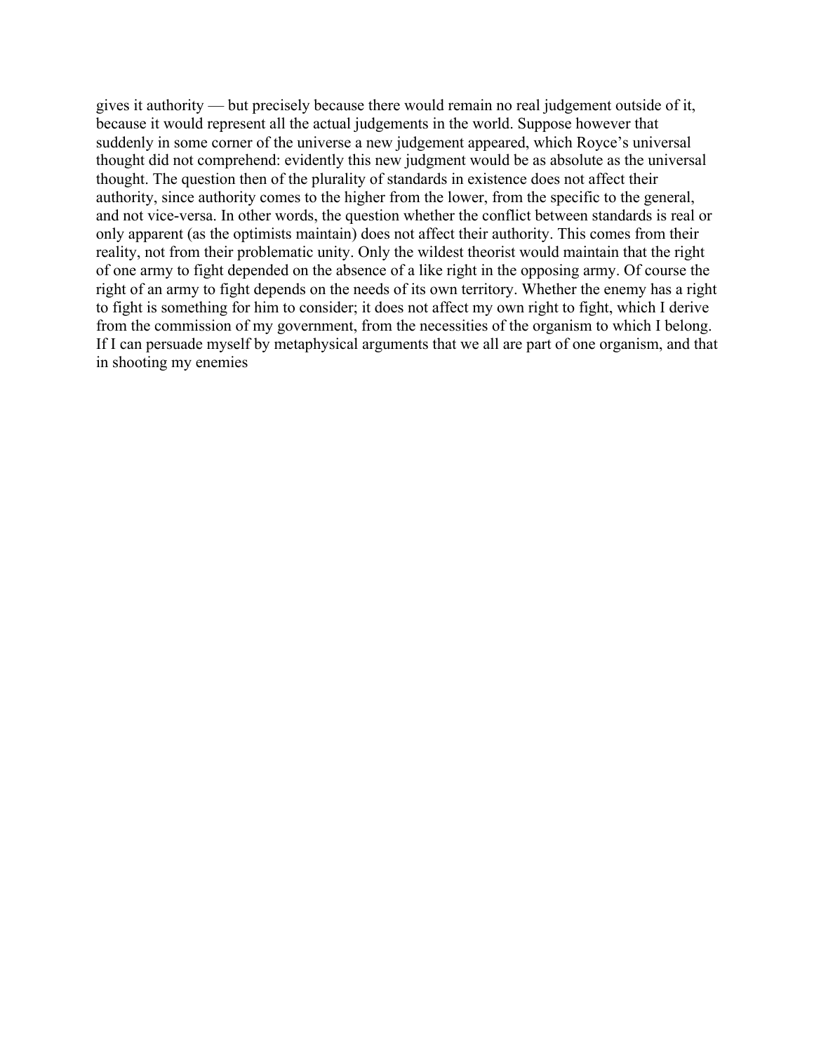gives it authority — but precisely because there would remain no real judgement outside of it, because it would represent all the actual judgements in the world. Suppose however that suddenly in some corner of the universe a new judgement appeared, which Royce's universal thought did not comprehend: evidently this new judgment would be as absolute as the universal thought. The question then of the plurality of standards in existence does not affect their authority, since authority comes to the higher from the lower, from the specific to the general, and not vice-versa. In other words, the question whether the conflict between standards is real or only apparent (as the optimists maintain) does not affect their authority. This comes from their reality, not from their problematic unity. Only the wildest theorist would maintain that the right of one army to fight depended on the absence of a like right in the opposing army. Of course the right of an army to fight depends on the needs of its own territory. Whether the enemy has a right to fight is something for him to consider; it does not affect my own right to fight, which I derive from the commission of my government, from the necessities of the organism to which I belong. If I can persuade myself by metaphysical arguments that we all are part of one organism, and that in shooting my enemies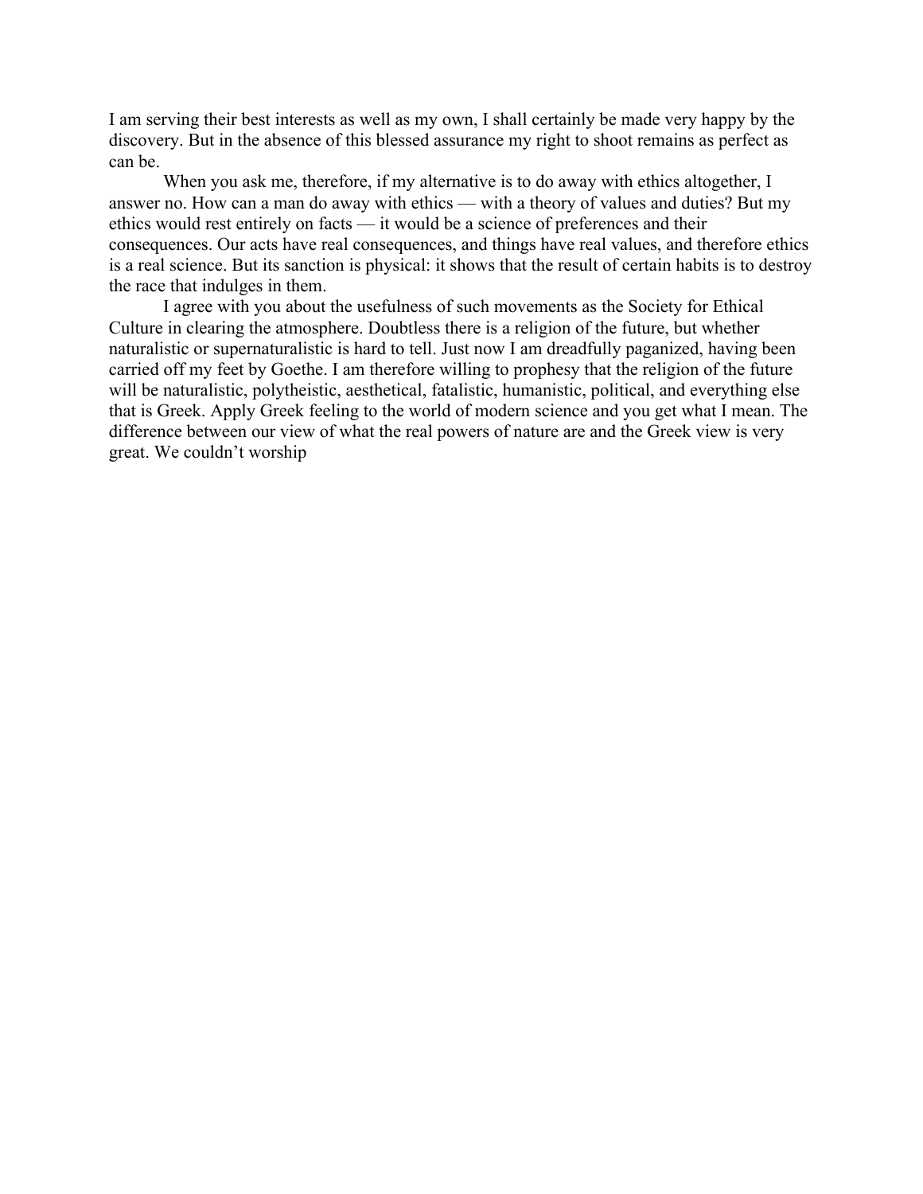I am serving their best interests as well as my own, I shall certainly be made very happy by the discovery. But in the absence of this blessed assurance my right to shoot remains as perfect as can be.

When you ask me, therefore, if my alternative is to do away with ethics altogether, I answer no. How can a man do away with ethics — with a theory of values and duties? But my ethics would rest entirely on facts — it would be a science of preferences and their consequences. Our acts have real consequences, and things have real values, and therefore ethics is a real science. But its sanction is physical: it shows that the result of certain habits is to destroy the race that indulges in them.

I agree with you about the usefulness of such movements as the Society for Ethical Culture in clearing the atmosphere. Doubtless there is a religion of the future, but whether naturalistic or supernaturalistic is hard to tell. Just now I am dreadfully paganized, having been carried off my feet by Goethe. I am therefore willing to prophesy that the religion of the future will be naturalistic, polytheistic, aesthetical, fatalistic, humanistic, political, and everything else that is Greek. Apply Greek feeling to the world of modern science and you get what I mean. The difference between our view of what the real powers of nature are and the Greek view is very great. We couldn't worship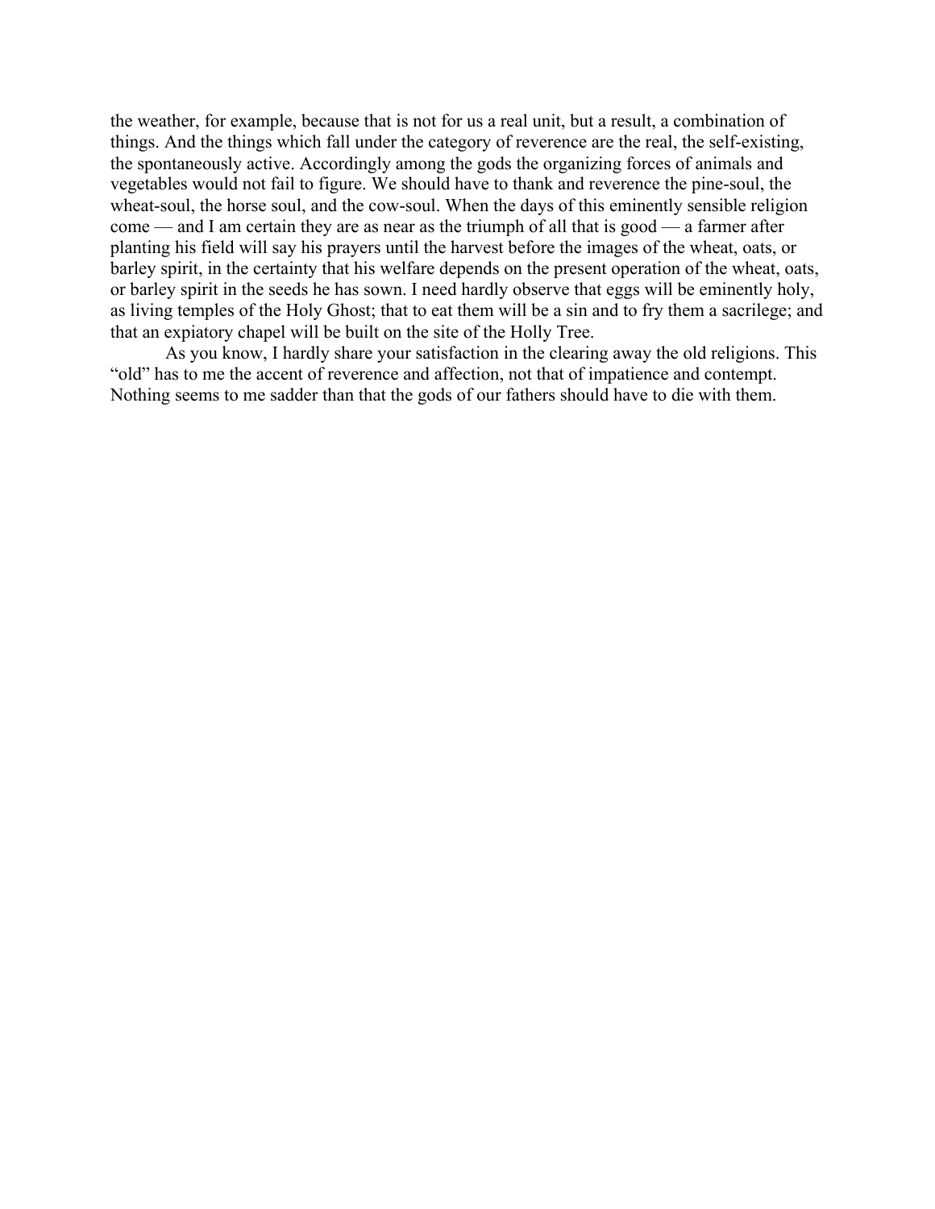the weather, for example, because that is not for us a real unit, but a result, a combination of things. And the things which fall under the category of reverence are the real, the self-existing, the spontaneously active. Accordingly among the gods the organizing forces of animals and vegetables would not fail to figure. We should have to thank and reverence the pine-soul, the wheat-soul, the horse soul, and the cow-soul. When the days of this eminently sensible religion come — and I am certain they are as near as the triumph of all that is good — a farmer after planting his field will say his prayers until the harvest before the images of the wheat, oats, or barley spirit, in the certainty that his welfare depends on the present operation of the wheat, oats, or barley spirit in the seeds he has sown. I need hardly observe that eggs will be eminently holy, as living temples of the Holy Ghost; that to eat them will be a sin and to fry them a sacrilege; and that an expiatory chapel will be built on the site of the Holly Tree.

As you know, I hardly share your satisfaction in the clearing away the old religions. This "old" has to me the accent of reverence and affection, not that of impatience and contempt. Nothing seems to me sadder than that the gods of our fathers should have to die with them.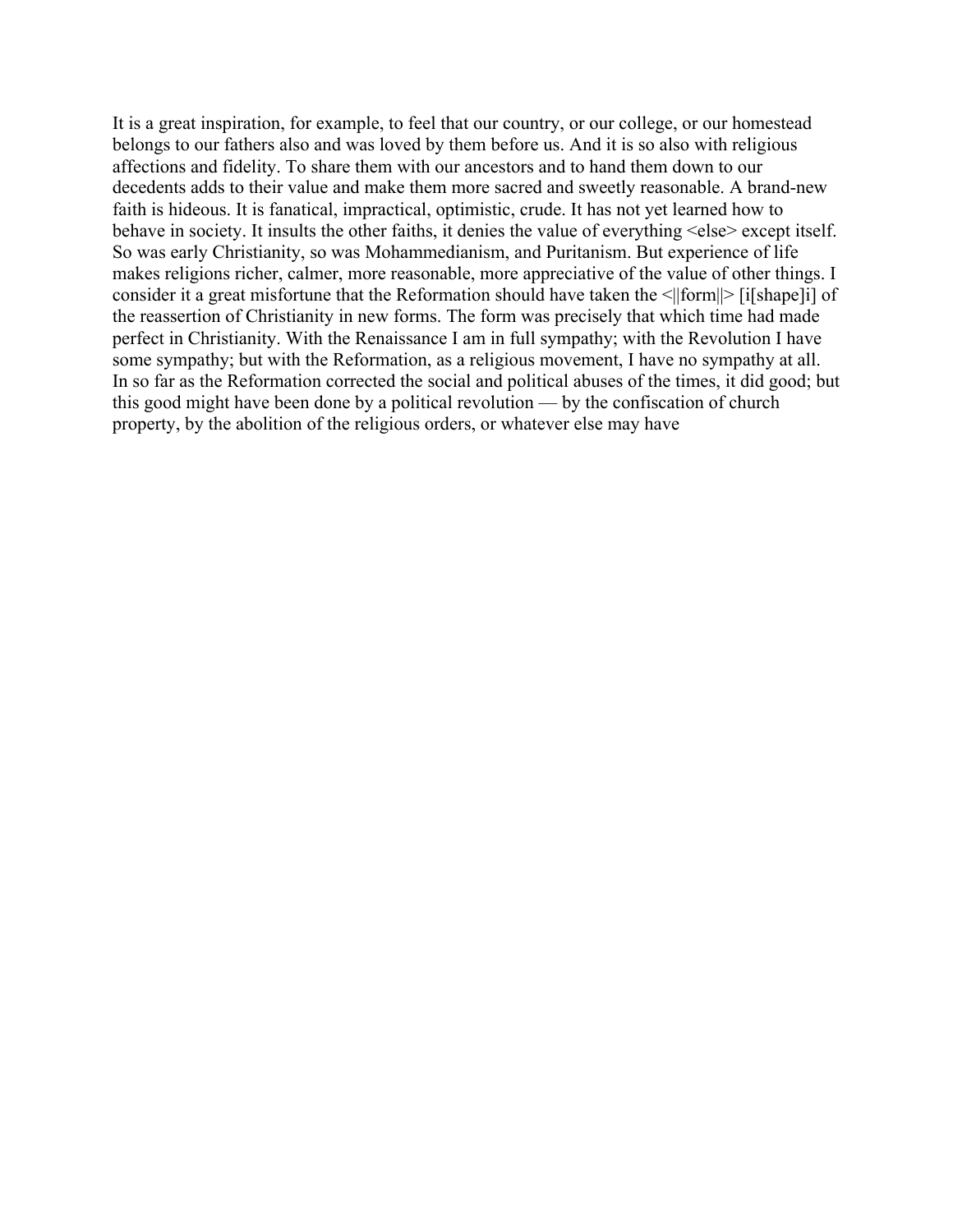It is a great inspiration, for example, to feel that our country, or our college, or our homestead belongs to our fathers also and was loved by them before us. And it is so also with religious affections and fidelity. To share them with our ancestors and to hand them down to our decedents adds to their value and make them more sacred and sweetly reasonable. A brand-new faith is hideous. It is fanatical, impractical, optimistic, crude. It has not yet learned how to behave in society. It insults the other faiths, it denies the value of everything <else> except itself. So was early Christianity, so was Mohammedianism, and Puritanism. But experience of life makes religions richer, calmer, more reasonable, more appreciative of the value of other things. I consider it a great misfortune that the Reformation should have taken the <||form||> [i[shape]i] of the reassertion of Christianity in new forms. The form was precisely that which time had made perfect in Christianity. With the Renaissance I am in full sympathy; with the Revolution I have some sympathy; but with the Reformation, as a religious movement, I have no sympathy at all. In so far as the Reformation corrected the social and political abuses of the times, it did good; but this good might have been done by a political revolution — by the confiscation of church property, by the abolition of the religious orders, or whatever else may have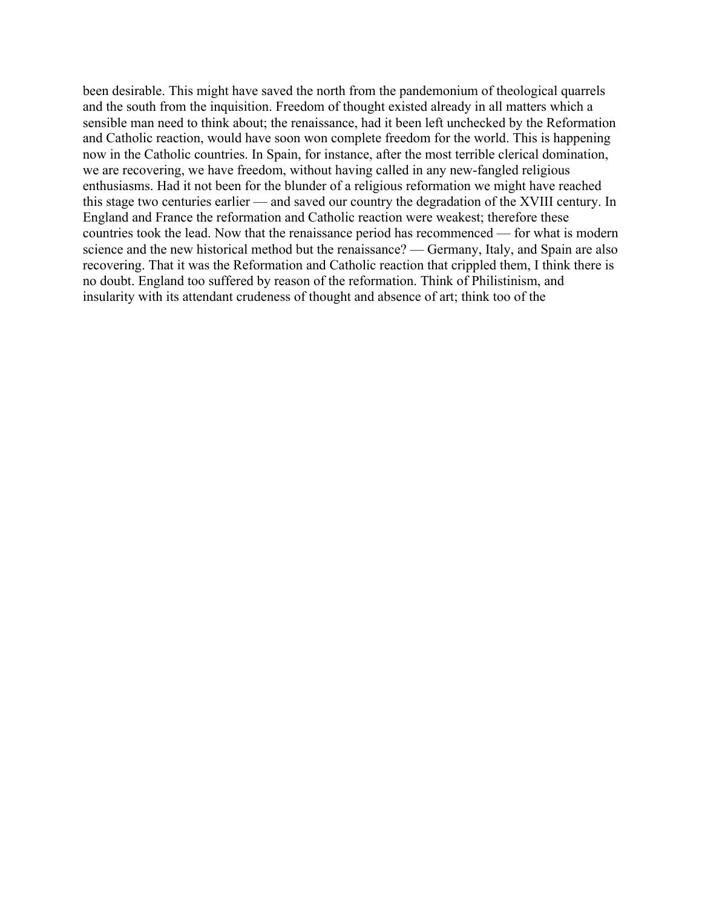been desirable. This might have saved the north from the pandemonium of theological quarrels and the south from the inquisition. Freedom of thought existed already in all matters which a sensible man need to think about; the renaissance, had it been left unchecked by the Reformation and Catholic reaction, would have soon won complete freedom for the world. This is happening now in the Catholic countries. In Spain, for instance, after the most terrible clerical domination, we are recovering, we have freedom, without having called in any new-fangled religious enthusiasms. Had it not been for the blunder of a religious reformation we might have reached this stage two centuries earlier — and saved our country the degradation of the XVIII century. In England and France the reformation and Catholic reaction were weakest; therefore these countries took the lead. Now that the renaissance period has recommenced — for what is modern science and the new historical method but the renaissance? — Germany, Italy, and Spain are also recovering. That it was the Reformation and Catholic reaction that crippled them, I think there is no doubt. England too suffered by reason of the reformation. Think of Philistinism, and insularity with its attendant crudeness of thought and absence of art; think too of the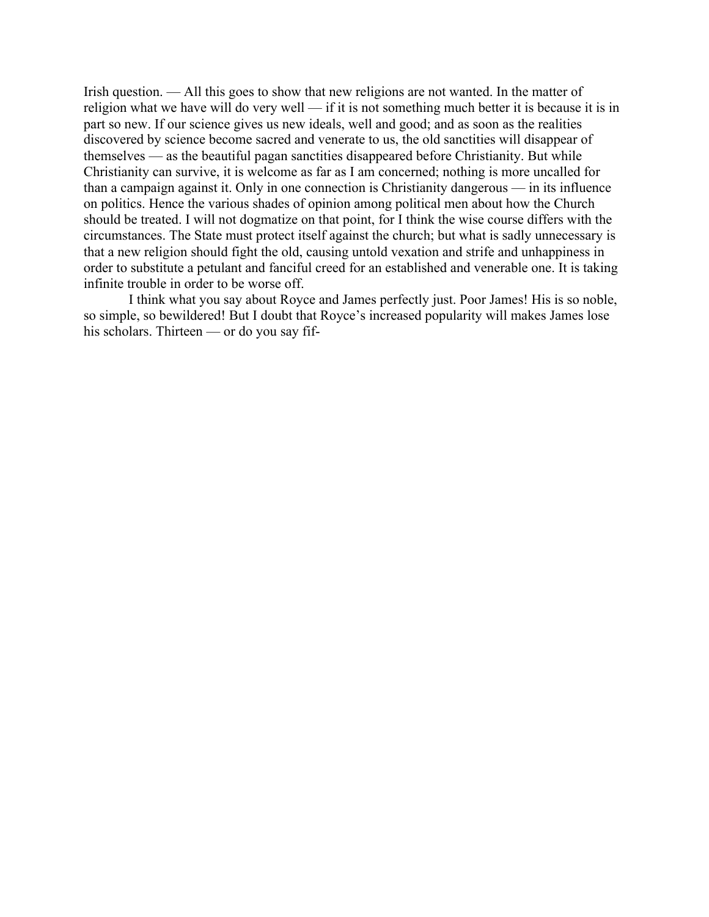Irish question. — All this goes to show that new religions are not wanted. In the matter of religion what we have will do very well — if it is not something much better it is because it is in part so new. If our science gives us new ideals, well and good; and as soon as the realities discovered by science become sacred and venerate to us, the old sanctities will disappear of themselves — as the beautiful pagan sanctities disappeared before Christianity. But while Christianity can survive, it is welcome as far as I am concerned; nothing is more uncalled for than a campaign against it. Only in one connection is Christianity dangerous — in its influence on politics. Hence the various shades of opinion among political men about how the Church should be treated. I will not dogmatize on that point, for I think the wise course differs with the circumstances. The State must protect itself against the church; but what is sadly unnecessary is that a new religion should fight the old, causing untold vexation and strife and unhappiness in order to substitute a petulant and fanciful creed for an established and venerable one. It is taking infinite trouble in order to be worse off.

I think what you say about Royce and James perfectly just. Poor James! His is so noble, so simple, so bewildered! But I doubt that Royce's increased popularity will makes James lose his scholars. Thirteen — or do you say fif-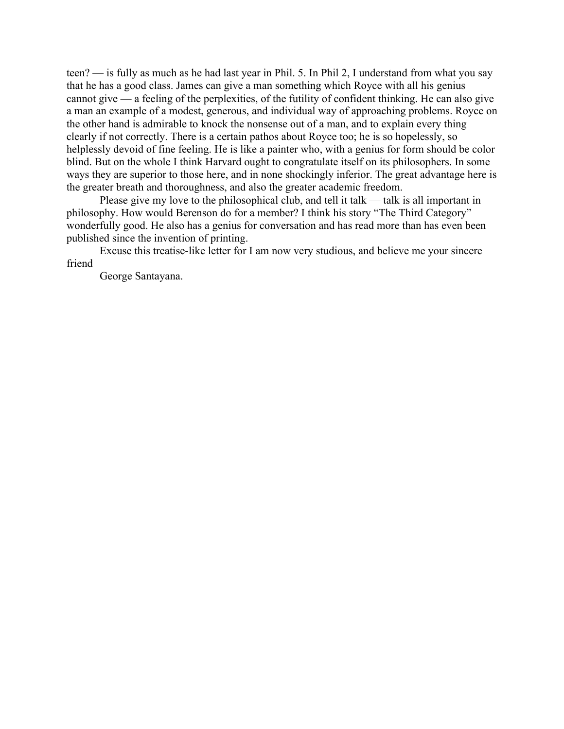teen? — is fully as much as he had last year in Phil. 5. In Phil 2, I understand from what you say that he has a good class. James can give a man something which Royce with all his genius cannot give — a feeling of the perplexities, of the futility of confident thinking. He can also give a man an example of a modest, generous, and individual way of approaching problems. Royce on the other hand is admirable to knock the nonsense out of a man, and to explain every thing clearly if not correctly. There is a certain pathos about Royce too; he is so hopelessly, so helplessly devoid of fine feeling. He is like a painter who, with a genius for form should be color blind. But on the whole I think Harvard ought to congratulate itself on its philosophers. In some ways they are superior to those here, and in none shockingly inferior. The great advantage here is the greater breath and thoroughness, and also the greater academic freedom.

Please give my love to the philosophical club, and tell it talk — talk is all important in philosophy. How would Berenson do for a member? I think his story "The Third Category" wonderfully good. He also has a genius for conversation and has read more than has even been published since the invention of printing.

Excuse this treatise-like letter for I am now very studious, and believe me your sincere friend

George Santayana.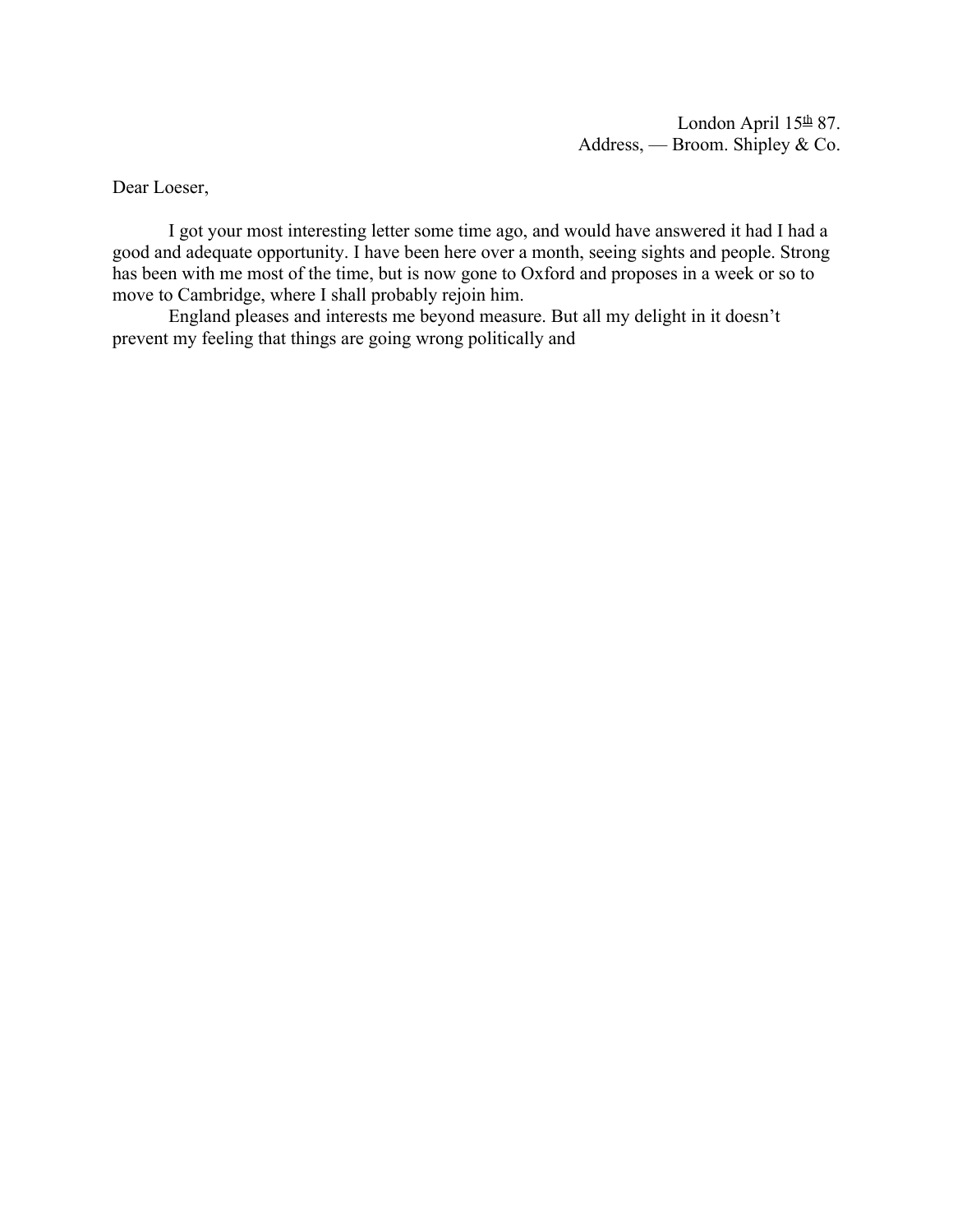London April 15th 87.
Address, — Broom. Shipley & Co.

Dear Loeser,

I got your most interesting letter some time ago, and would have answered it had I had a good and adequate opportunity. I have been here over a month, seeing sights and people. Strong has been with me most of the time, but is now gone to Oxford and proposes in a week or so to move to Cambridge, where I shall probably rejoin him.

England pleases and interests me beyond measure. But all my delight in it doesn't prevent my feeling that things are going wrong politically and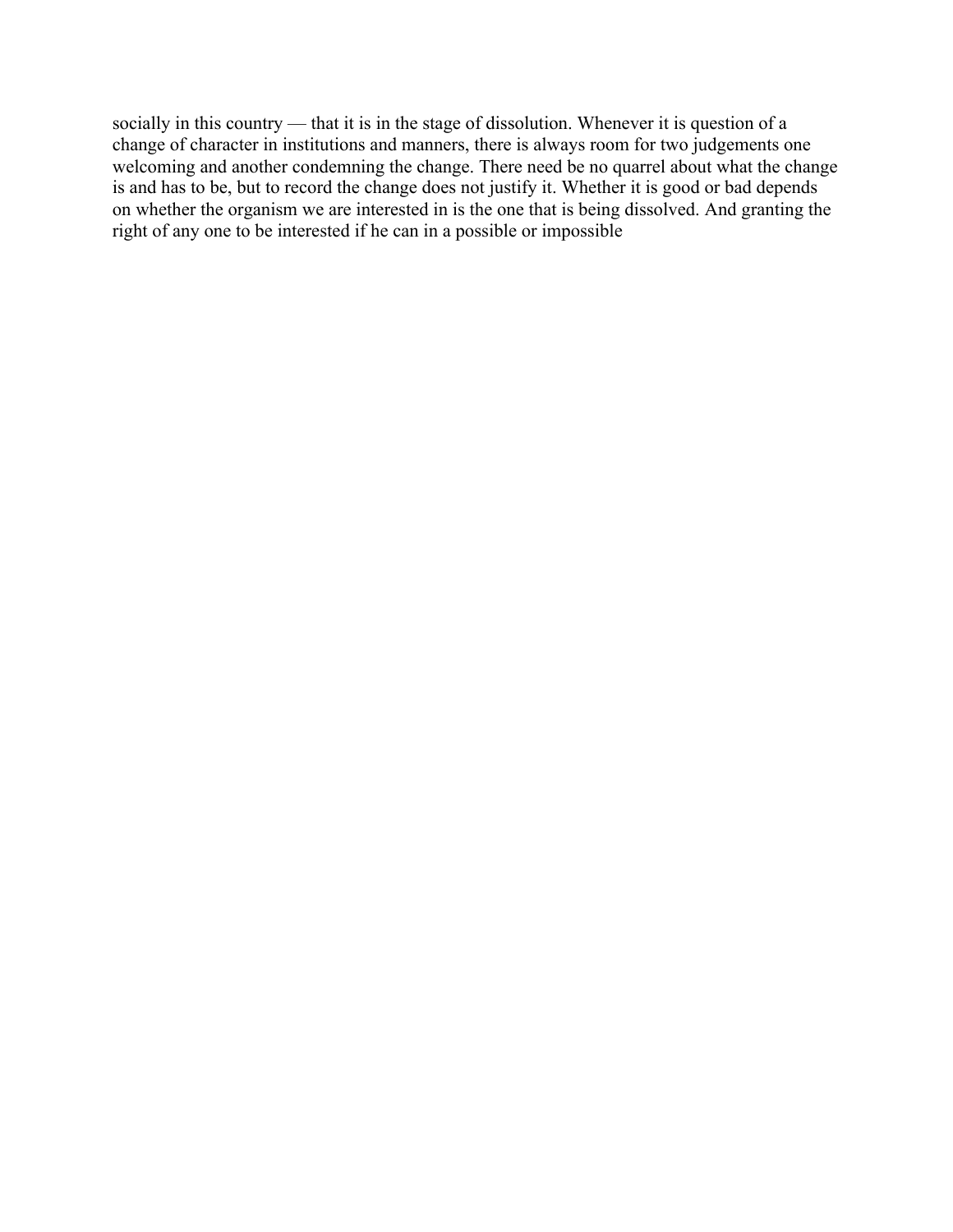socially in this country — that it is in the stage of dissolution. Whenever it is question of a change of character in institutions and manners, there is always room for two judgements one welcoming and another condemning the change. There need be no quarrel about what the change is and has to be, but to record the change does not justify it. Whether it is good or bad depends on whether the organism we are interested in is the one that is being dissolved. And granting the right of any one to be interested if he can in a possible or impossible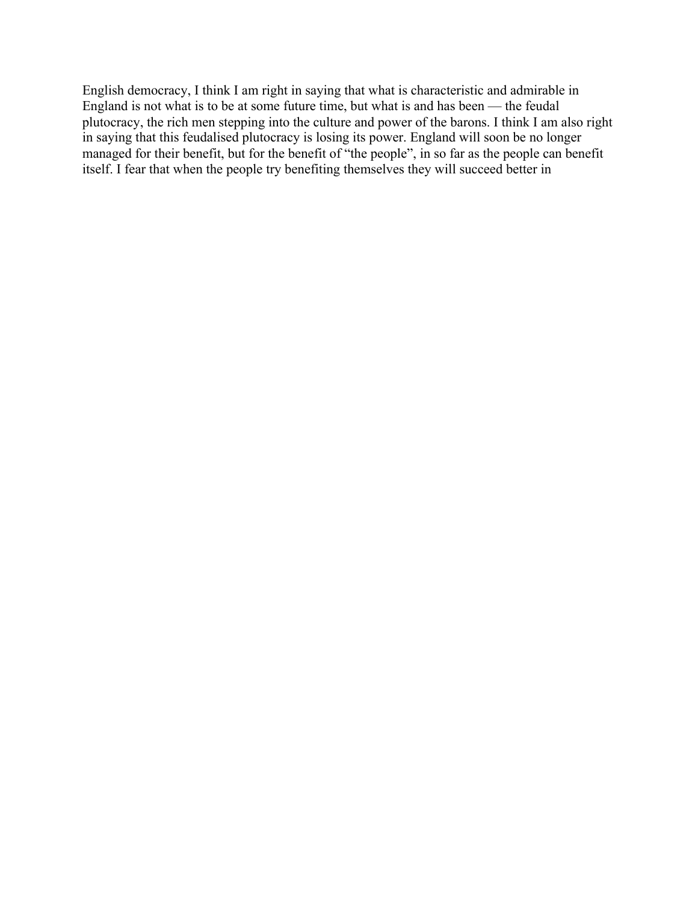English democracy, I think I am right in saying that what is characteristic and admirable in England is not what is to be at some future time, but what is and has been — the feudal plutocracy, the rich men stepping into the culture and power of the barons. I think I am also right in saying that this feudalised plutocracy is losing its power. England will soon be no longer managed for their benefit, but for the benefit of “the people”, in so far as the people can benefit itself. I fear that when the people try benefiting themselves they will succeed better in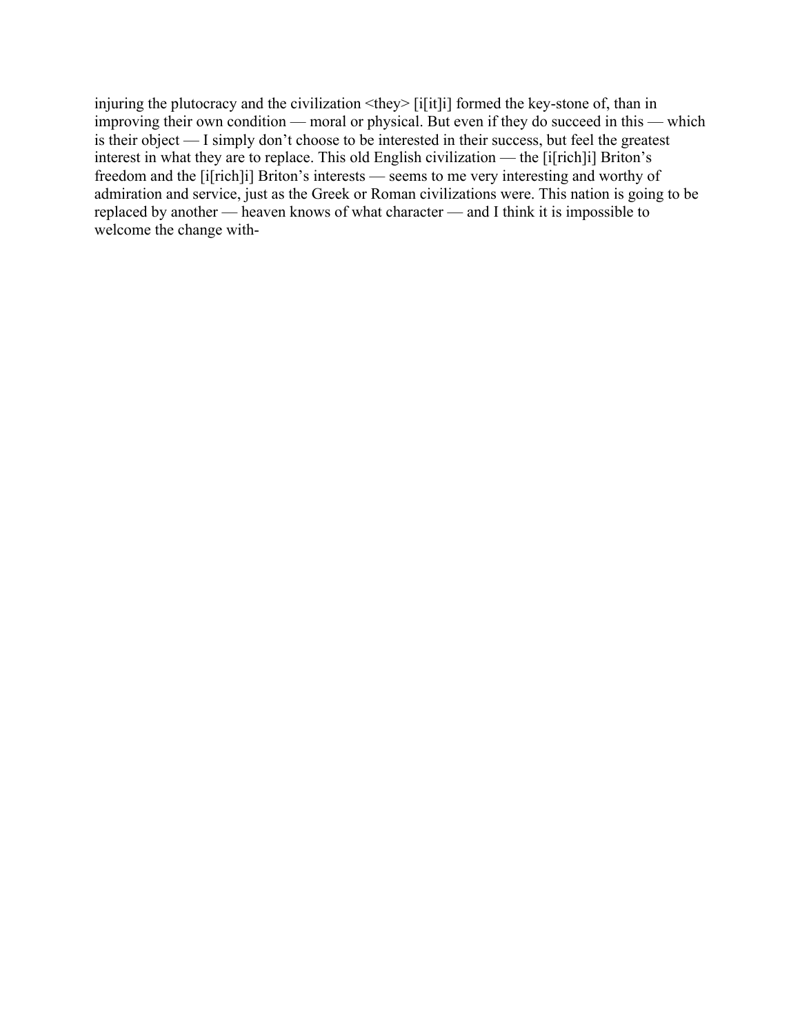injuring the plutocracy and the civilization <they> [i[it]i] formed the key-stone of, than in improving their own condition — moral or physical. But even if they do succeed in this — which is their object — I simply don't choose to be interested in their success, but feel the greatest interest in what they are to replace. This old English civilization — the [i[rich]i] Briton's freedom and the [i[rich]i] Briton's interests — seems to me very interesting and worthy of admiration and service, just as the Greek or Roman civilizations were. This nation is going to be replaced by another — heaven knows of what character — and I think it is impossible to welcome the change with-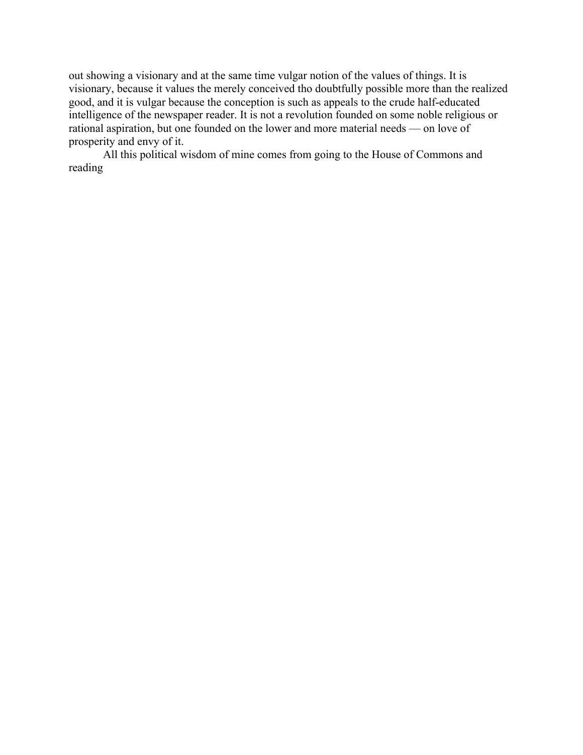out showing a visionary and at the same time vulgar notion of the values of things. It is visionary, because it values the merely conceived tho doubtfully possible more than the realized good, and it is vulgar because the conception is such as appeals to the crude half-educated intelligence of the newspaper reader. It is not a revolution founded on some noble religious or rational aspiration, but one founded on the lower and more material needs — on love of prosperity and envy of it.

All this political wisdom of mine comes from going to the House of Commons and reading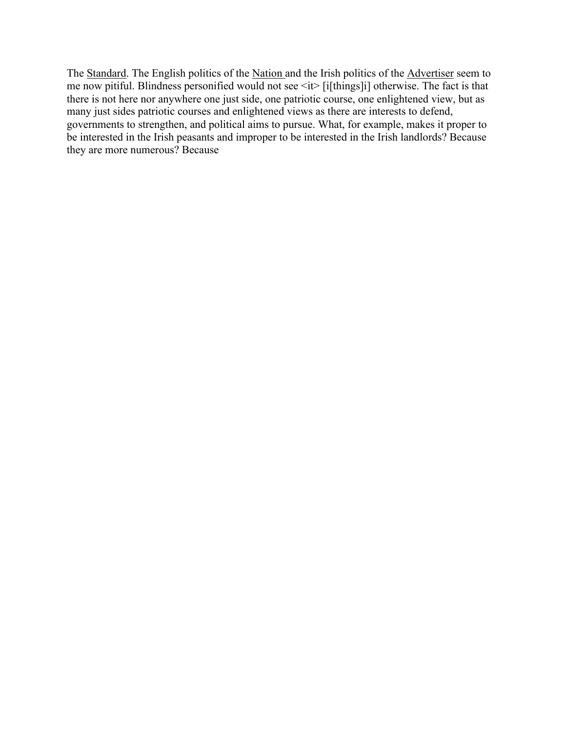The <u>Standard</u>. The English politics of the <u>Nation</u> and the Irish politics of the <u>Advertiser</u> seem to me now pitiful. Blindness personified would not see <it> [i[things]i] otherwise. The fact is that there is not here nor anywhere one just side, one patriotic course, one enlightened view, but as many just sides patriotic courses and enlightened views as there are interests to defend, governments to strengthen, and political aims to pursue. What, for example, makes it proper to be interested in the Irish peasants and improper to be interested in the Irish landlords? Because they are more numerous? Because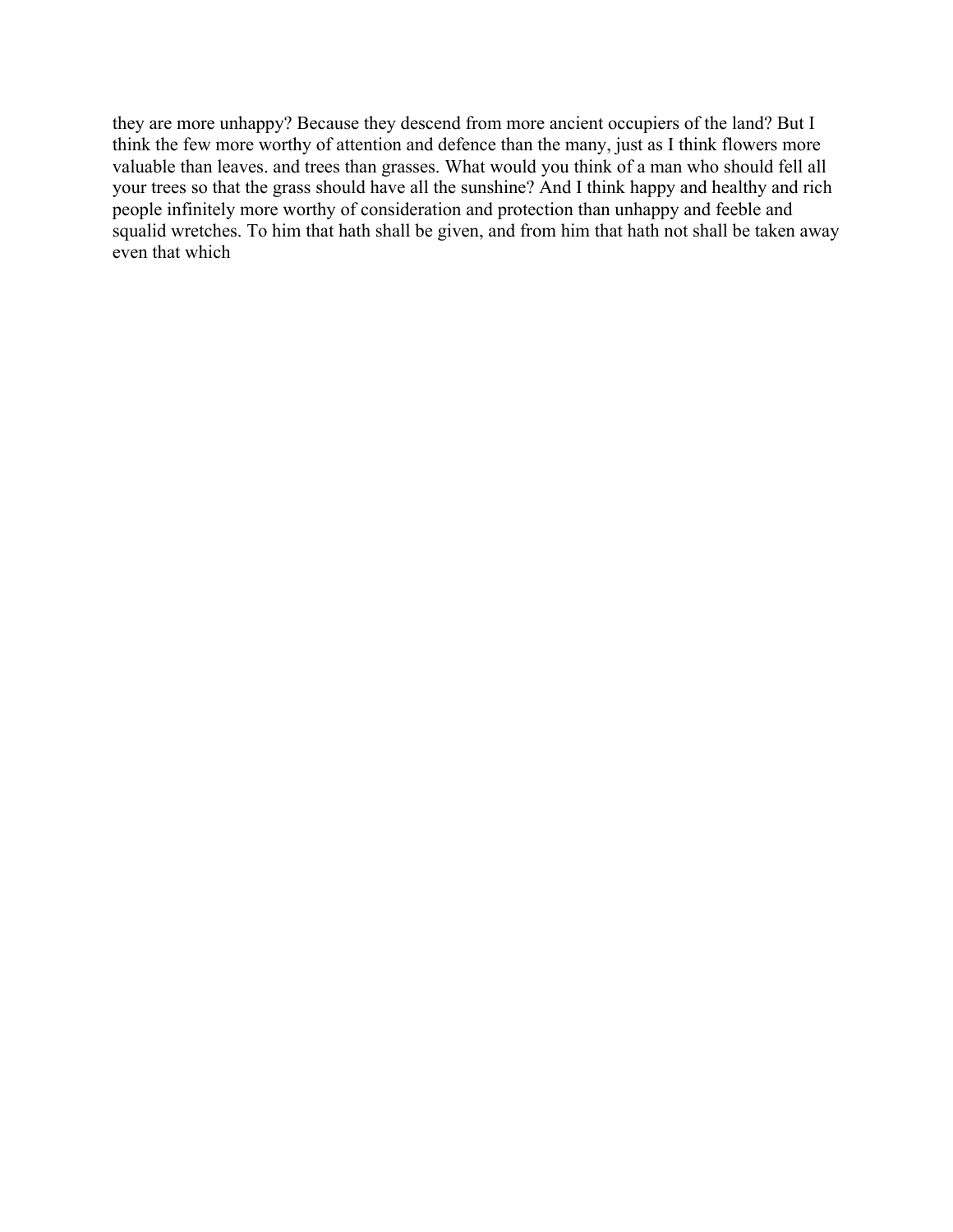they are more unhappy? Because they descend from more ancient occupiers of the land? But I think the few more worthy of attention and defence than the many, just as I think flowers more valuable than leaves. and trees than grasses. What would you think of a man who should fell all your trees so that the grass should have all the sunshine? And I think happy and healthy and rich people infinitely more worthy of consideration and protection than unhappy and feeble and squalid wretches. To him that hath shall be given, and from him that hath not shall be taken away even that which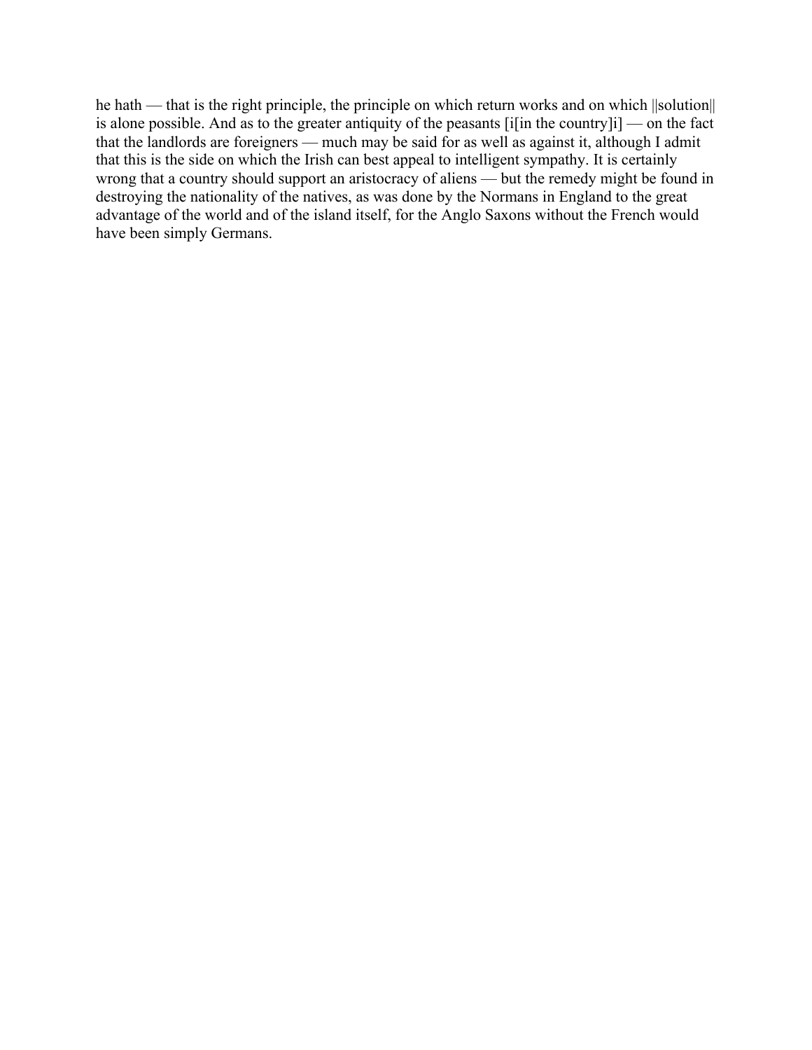he hath — that is the right principle, the principle on which return works and on which ||solution|| is alone possible. And as to the greater antiquity of the peasants [i[in the country]i] — on the fact that the landlords are foreigners — much may be said for as well as against it, although I admit that this is the side on which the Irish can best appeal to intelligent sympathy. It is certainly wrong that a country should support an aristocracy of aliens — but the remedy might be found in destroying the nationality of the natives, as was done by the Normans in England to the great advantage of the world and of the island itself, for the Anglo Saxons without the French would have been simply Germans.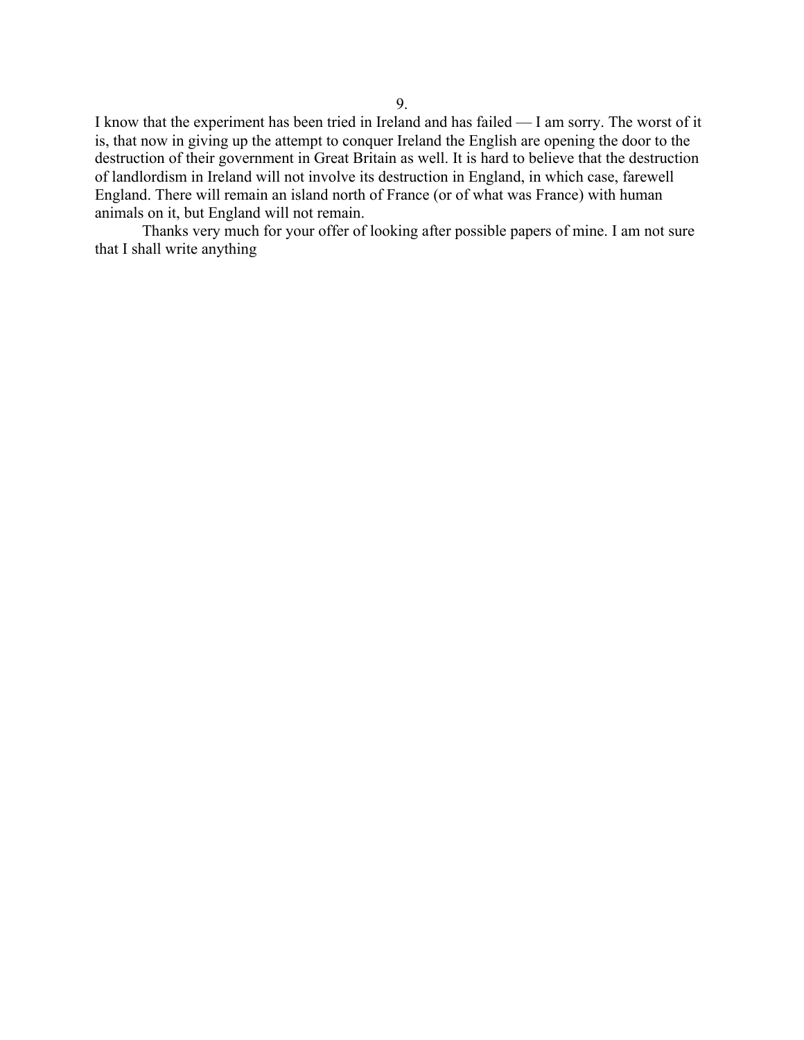I know that the experiment has been tried in Ireland and has failed — I am sorry. The worst of it is, that now in giving up the attempt to conquer Ireland the English are opening the door to the destruction of their government in Great Britain as well. It is hard to believe that the destruction of landlordism in Ireland will not involve its destruction in England, in which case, farewell England. There will remain an island north of France (or of what was France) with human animals on it, but England will not remain.

Thanks very much for your offer of looking after possible papers of mine. I am not sure that I shall write anything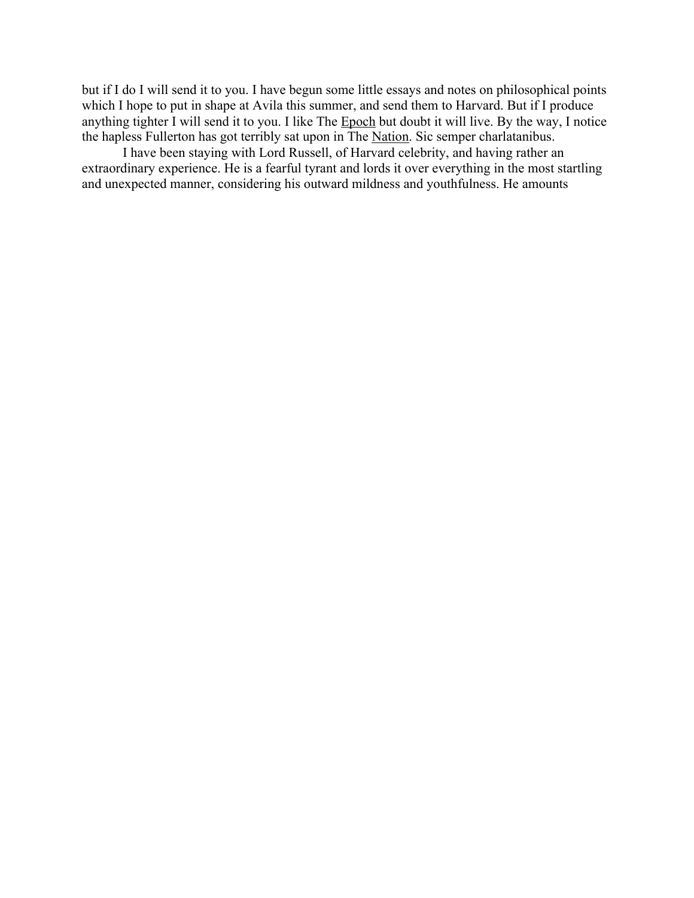but if I do I will send it to you. I have begun some little essays and notes on philosophical points which I hope to put in shape at Avila this summer, and send them to Harvard. But if I produce anything tighter I will send it to you. I like The Epoch but doubt it will live. By the way, I notice the hapless Fullerton has got terribly sat upon in The Nation. Sic semper charlatanibus.

I have been staying with Lord Russell, of Harvard celebrity, and having rather an extraordinary experience. He is a fearful tyrant and lords it over everything in the most startling and unexpected manner, considering his outward mildness and youthfulness. He amounts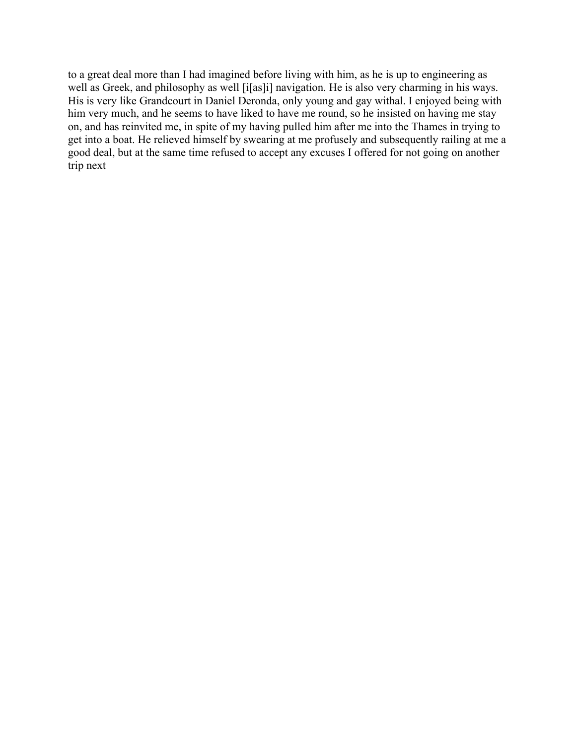to a great deal more than I had imagined before living with him, as he is up to engineering as well as Greek, and philosophy as well [i[as]i] navigation. He is also very charming in his ways. His is very like Grandcourt in Daniel Deronda, only young and gay withal. I enjoyed being with him very much, and he seems to have liked to have me round, so he insisted on having me stay on, and has reinvited me, in spite of my having pulled him after me into the Thames in trying to get into a boat. He relieved himself by swearing at me profusely and subsequently railing at me a good deal, but at the same time refused to accept any excuses I offered for not going on another trip next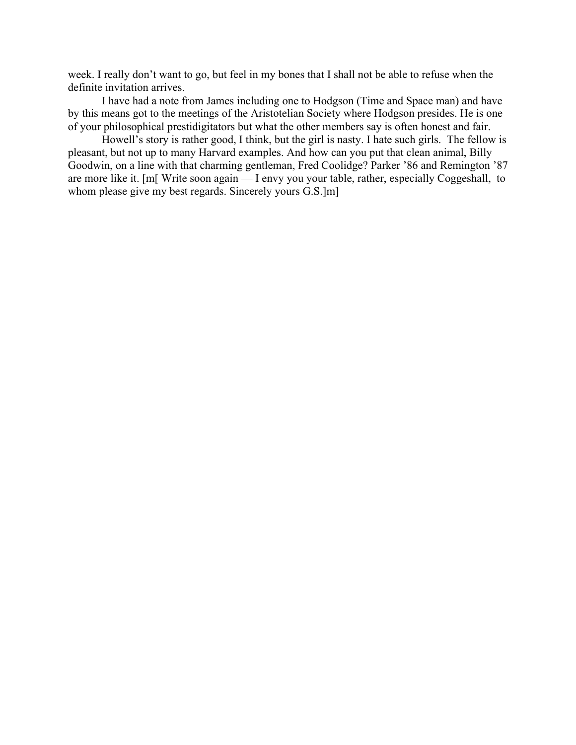week. I really don't want to go, but feel in my bones that I shall not be able to refuse when the definite invitation arrives.

I have had a note from James including one to Hodgson (Time and Space man) and have by this means got to the meetings of the Aristotelian Society where Hodgson presides. He is one of your philosophical prestidigitators but what the other members say is often honest and fair.

Howell's story is rather good, I think, but the girl is nasty. I hate such girls. The fellow is pleasant, but not up to many Harvard examples. And how can you put that clean animal, Billy Goodwin, on a line with that charming gentleman, Fred Coolidge? Parker '86 and Remington '87 are more like it. [m[ Write soon again — I envy you your table, rather, especially Coggeshall, to whom please give my best regards. Sincerely yours G.S.]m]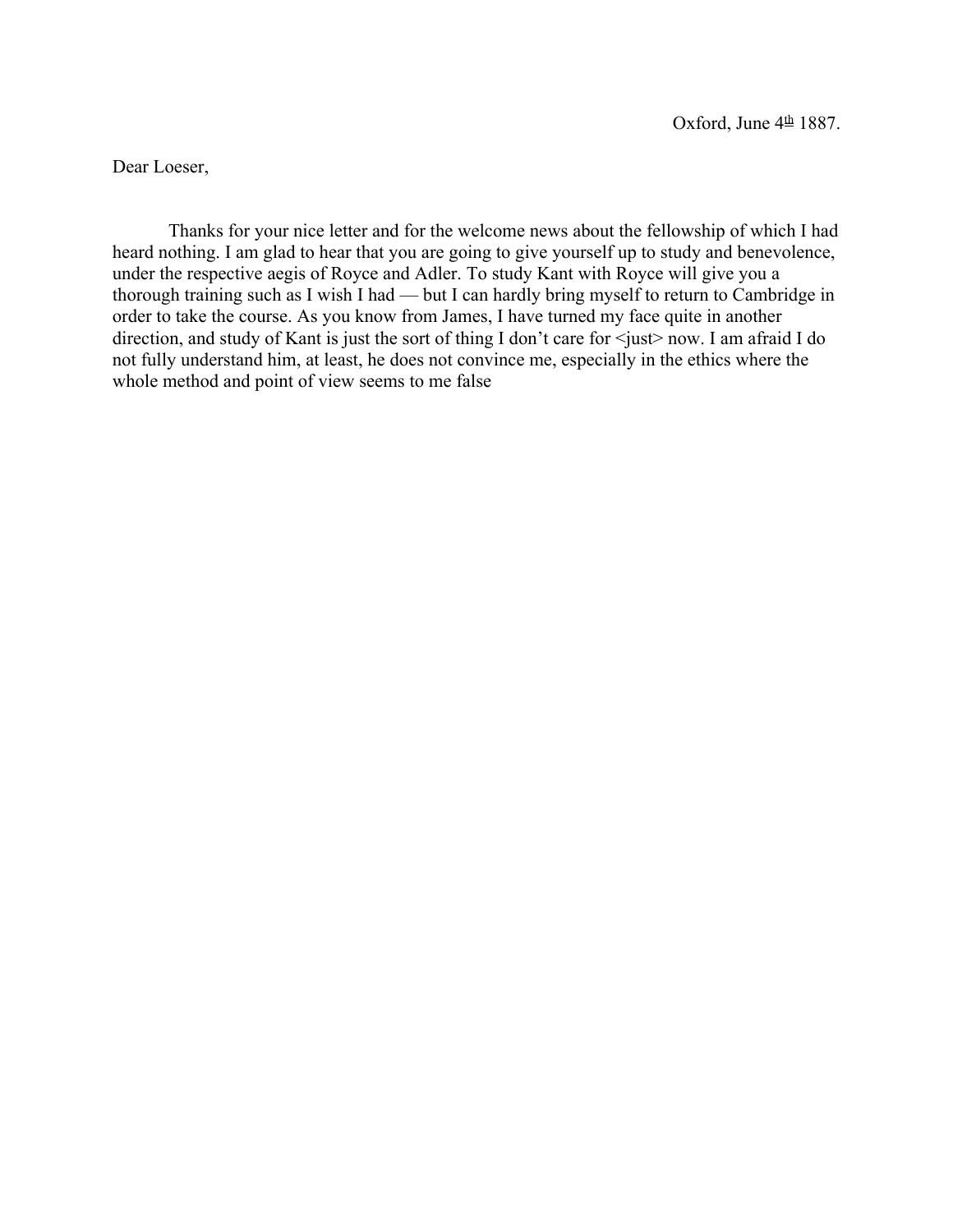Oxford, June 4th 1887.

Dear Loeser,

Thanks for your nice letter and for the welcome news about the fellowship of which I had heard nothing. I am glad to hear that you are going to give yourself up to study and benevolence, under the respective aegis of Royce and Adler. To study Kant with Royce will give you a thorough training such as I wish I had — but I can hardly bring myself to return to Cambridge in order to take the course. As you know from James, I have turned my face quite in another direction, and study of Kant is just the sort of thing I don't care for <just> now. I am afraid I do not fully understand him, at least, he does not convince me, especially in the ethics where the whole method and point of view seems to me false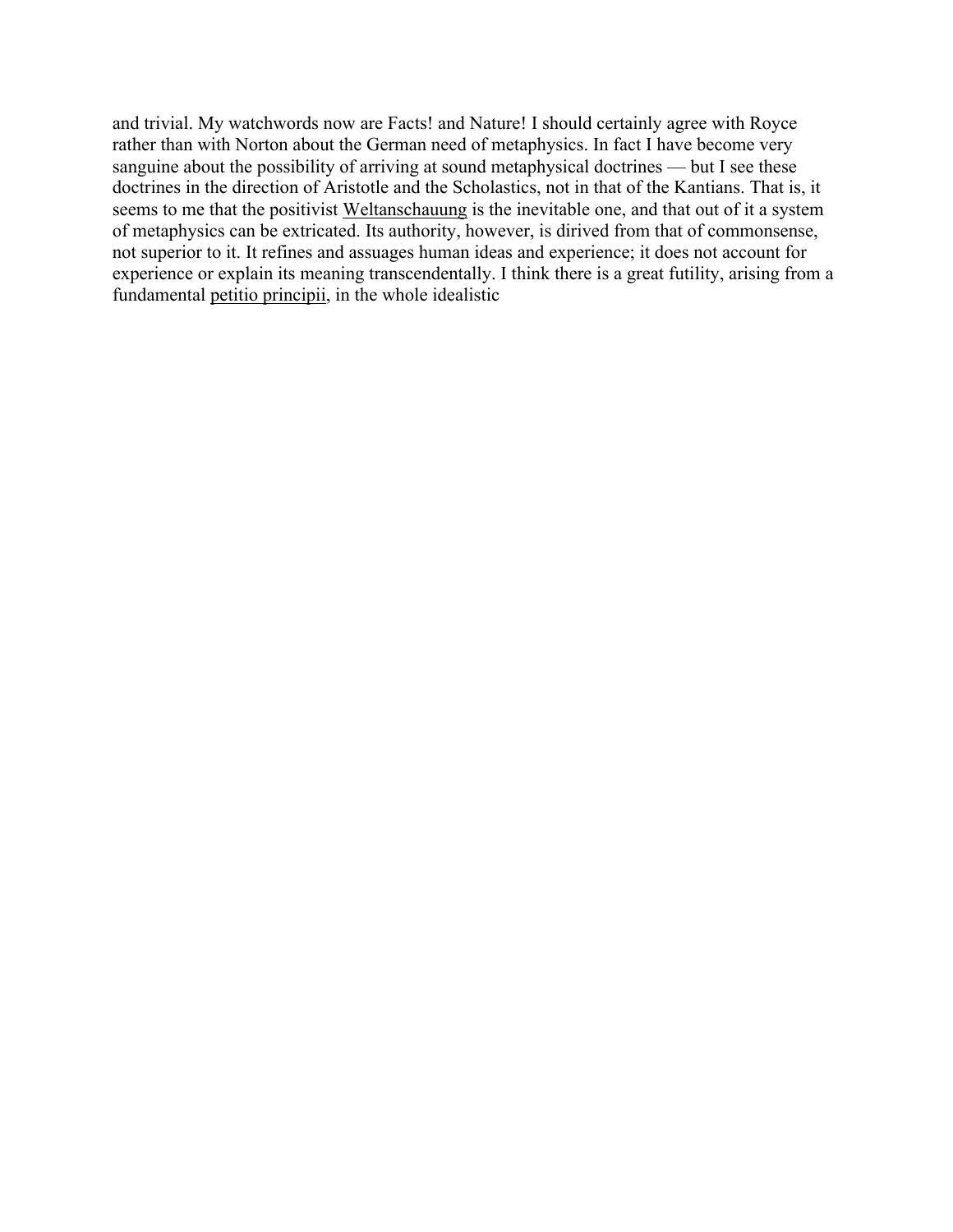and trivial. My watchwords now are Facts! and Nature! I should certainly agree with Royce rather than with Norton about the German need of metaphysics. In fact I have become very sanguine about the possibility of arriving at sound metaphysical doctrines — but I see these doctrines in the direction of Aristotle and the Scholastics, not in that of the Kantians. That is, it seems to me that the positivist Weltanschauung is the inevitable one, and that out of it a system of metaphysics can be extricated. Its authority, however, is dirived from that of commonsense, not superior to it. It refines and assuages human ideas and experience; it does not account for experience or explain its meaning transcendentally. I think there is a great futility, arising from a fundamental petitio principii, in the whole idealistic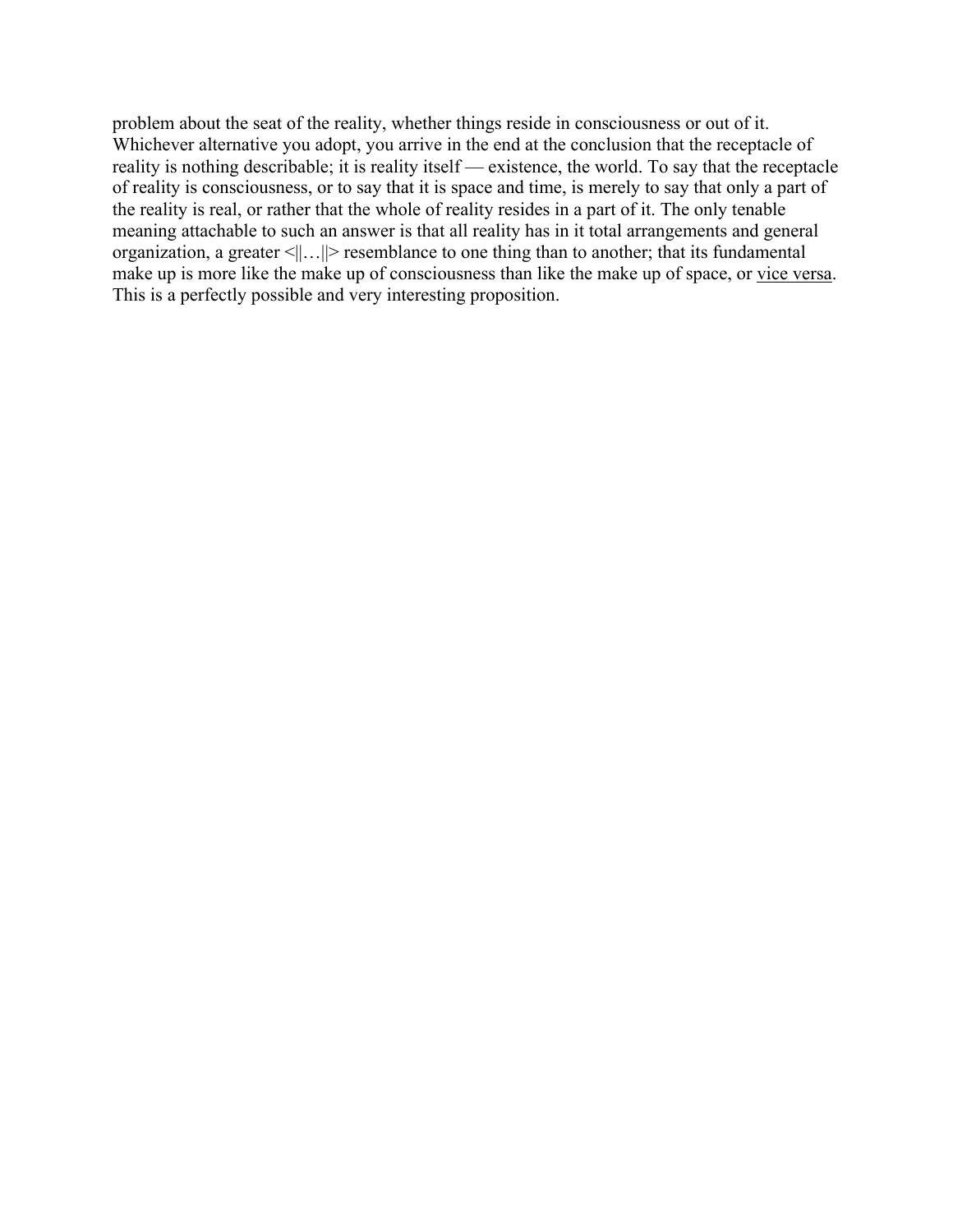problem about the seat of the reality, whether things reside in consciousness or out of it. Whichever alternative you adopt, you arrive in the end at the conclusion that the receptacle of reality is nothing describable; it is reality itself — existence, the world. To say that the receptacle of reality is consciousness, or to say that it is space and time, is merely to say that only a part of the reality is real, or rather that the whole of reality resides in a part of it. The only tenable meaning attachable to such an answer is that all reality has in it total arrangements and general organization, a greater <||…||> resemblance to one thing than to another; that its fundamental make up is more like the make up of consciousness than like the make up of space, or vice versa. This is a perfectly possible and very interesting proposition.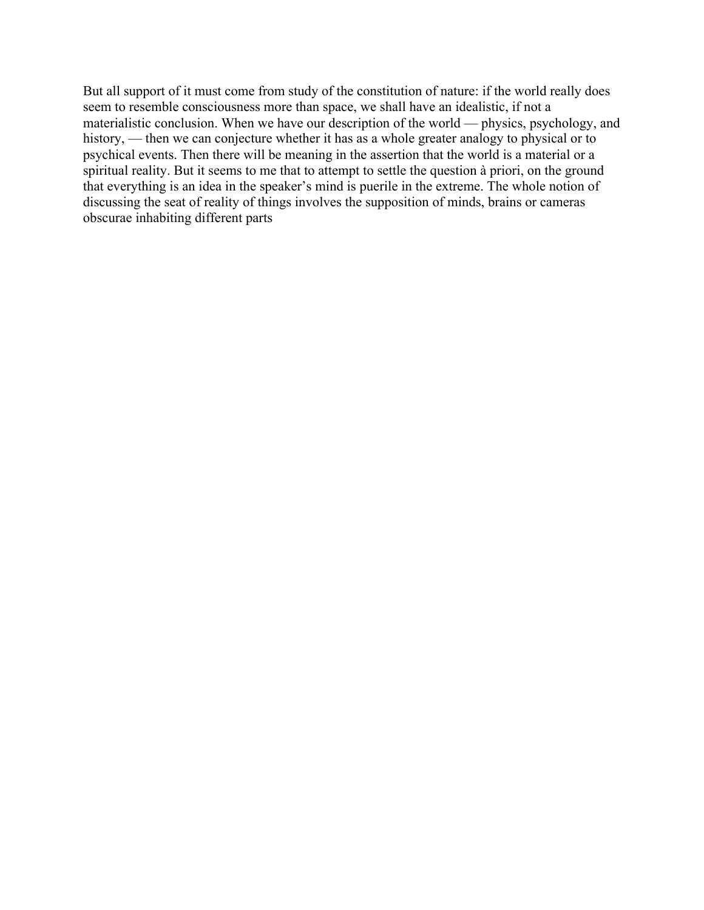But all support of it must come from study of the constitution of nature: if the world really does seem to resemble consciousness more than space, we shall have an idealistic, if not a materialistic conclusion. When we have our description of the world — physics, psychology, and history, — then we can conjecture whether it has as a whole greater analogy to physical or to psychical events. Then there will be meaning in the assertion that the world is a material or a spiritual reality. But it seems to me that to attempt to settle the question à priori, on the ground that everything is an idea in the speaker's mind is puerile in the extreme. The whole notion of discussing the seat of reality of things involves the supposition of minds, brains or cameras obscurae inhabiting different parts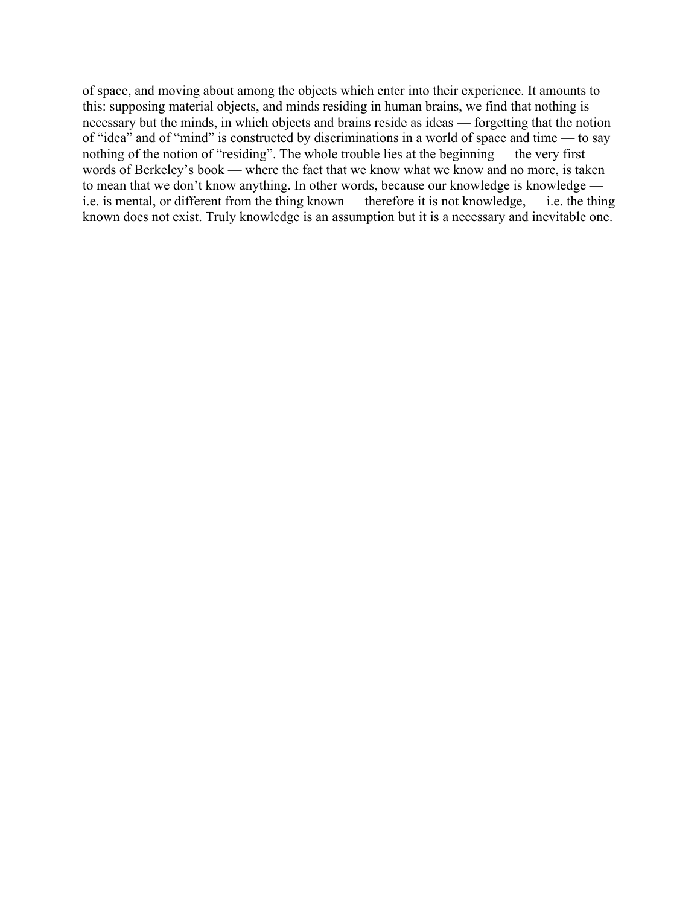of space, and moving about among the objects which enter into their experience. It amounts to this: supposing material objects, and minds residing in human brains, we find that nothing is necessary but the minds, in which objects and brains reside as ideas — forgetting that the notion of “idea” and of “mind” is constructed by discriminations in a world of space and time — to say nothing of the notion of “residing”. The whole trouble lies at the beginning — the very first words of Berkeley’s book — where the fact that we know what we know and no more, is taken to mean that we don’t know anything. In other words, because our knowledge is knowledge — i.e. is mental, or different from the thing known — therefore it is not knowledge, — i.e. the thing known does not exist. Truly knowledge is an assumption but it is a necessary and inevitable one.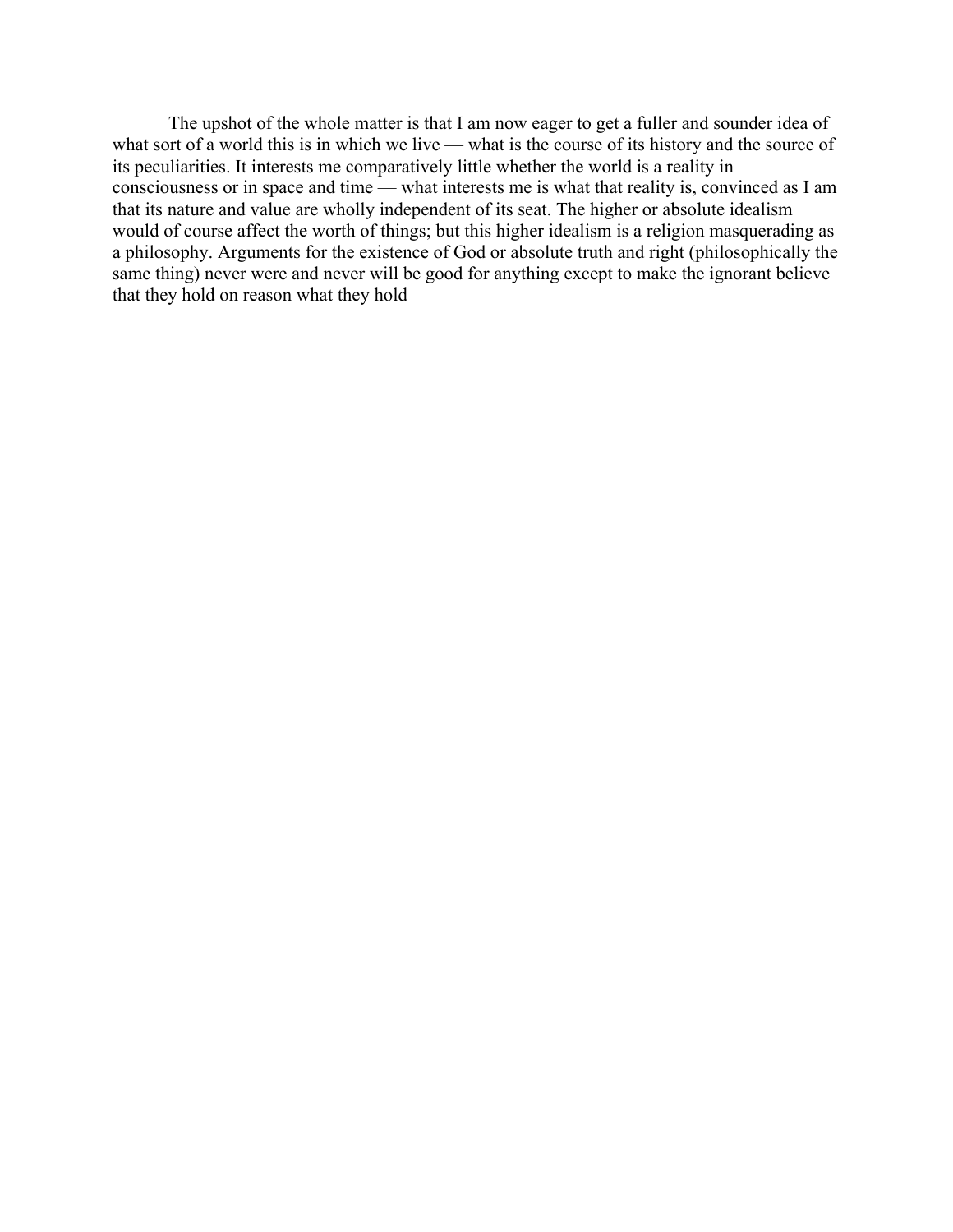The upshot of the whole matter is that I am now eager to get a fuller and sounder idea of what sort of a world this is in which we live — what is the course of its history and the source of its peculiarities. It interests me comparatively little whether the world is a reality in consciousness or in space and time — what interests me is what that reality is, convinced as I am that its nature and value are wholly independent of its seat. The higher or absolute idealism would of course affect the worth of things; but this higher idealism is a religion masquerading as a philosophy. Arguments for the existence of God or absolute truth and right (philosophically the same thing) never were and never will be good for anything except to make the ignorant believe that they hold on reason what they hold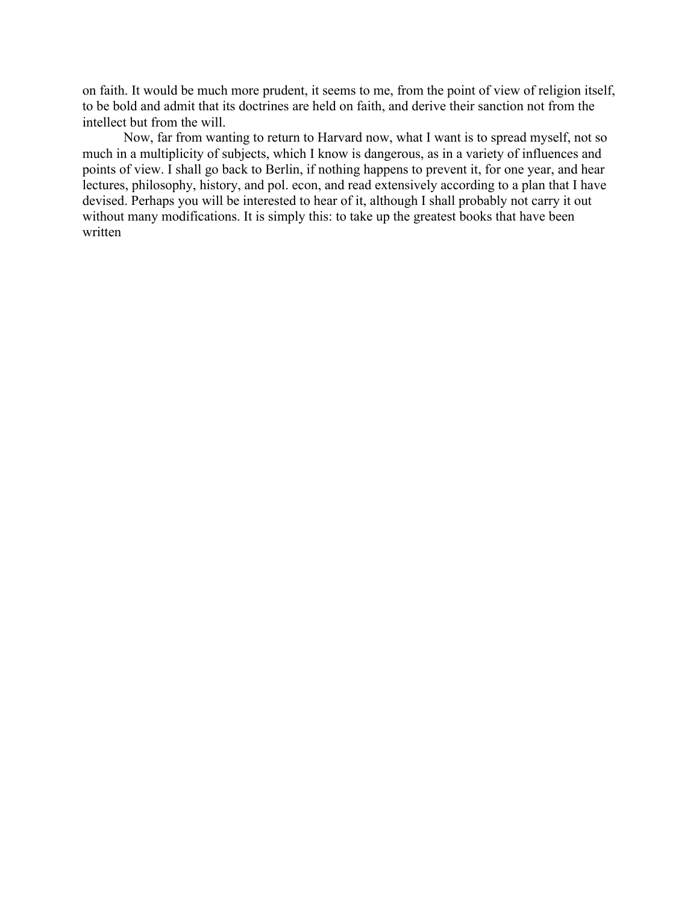on faith. It would be much more prudent, it seems to me, from the point of view of religion itself, to be bold and admit that its doctrines are held on faith, and derive their sanction not from the intellect but from the will.

Now, far from wanting to return to Harvard now, what I want is to spread myself, not so much in a multiplicity of subjects, which I know is dangerous, as in a variety of influences and points of view. I shall go back to Berlin, if nothing happens to prevent it, for one year, and hear lectures, philosophy, history, and pol. econ, and read extensively according to a plan that I have devised. Perhaps you will be interested to hear of it, although I shall probably not carry it out without many modifications. It is simply this: to take up the greatest books that have been written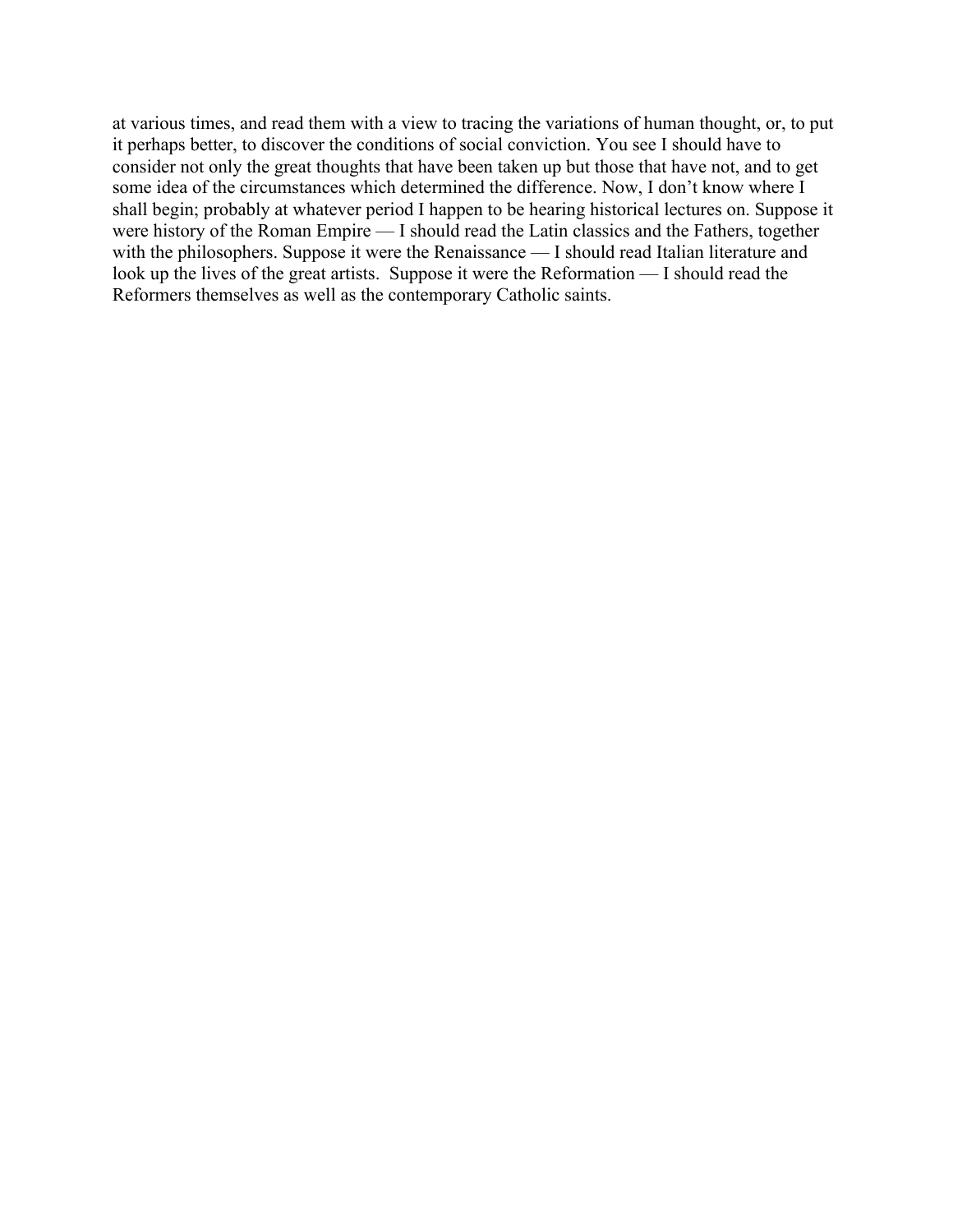at various times, and read them with a view to tracing the variations of human thought, or, to put it perhaps better, to discover the conditions of social conviction. You see I should have to consider not only the great thoughts that have been taken up but those that have not, and to get some idea of the circumstances which determined the difference. Now, I don't know where I shall begin; probably at whatever period I happen to be hearing historical lectures on. Suppose it were history of the Roman Empire — I should read the Latin classics and the Fathers, together with the philosophers. Suppose it were the Renaissance — I should read Italian literature and look up the lives of the great artists. Suppose it were the Reformation — I should read the Reformers themselves as well as the contemporary Catholic saints.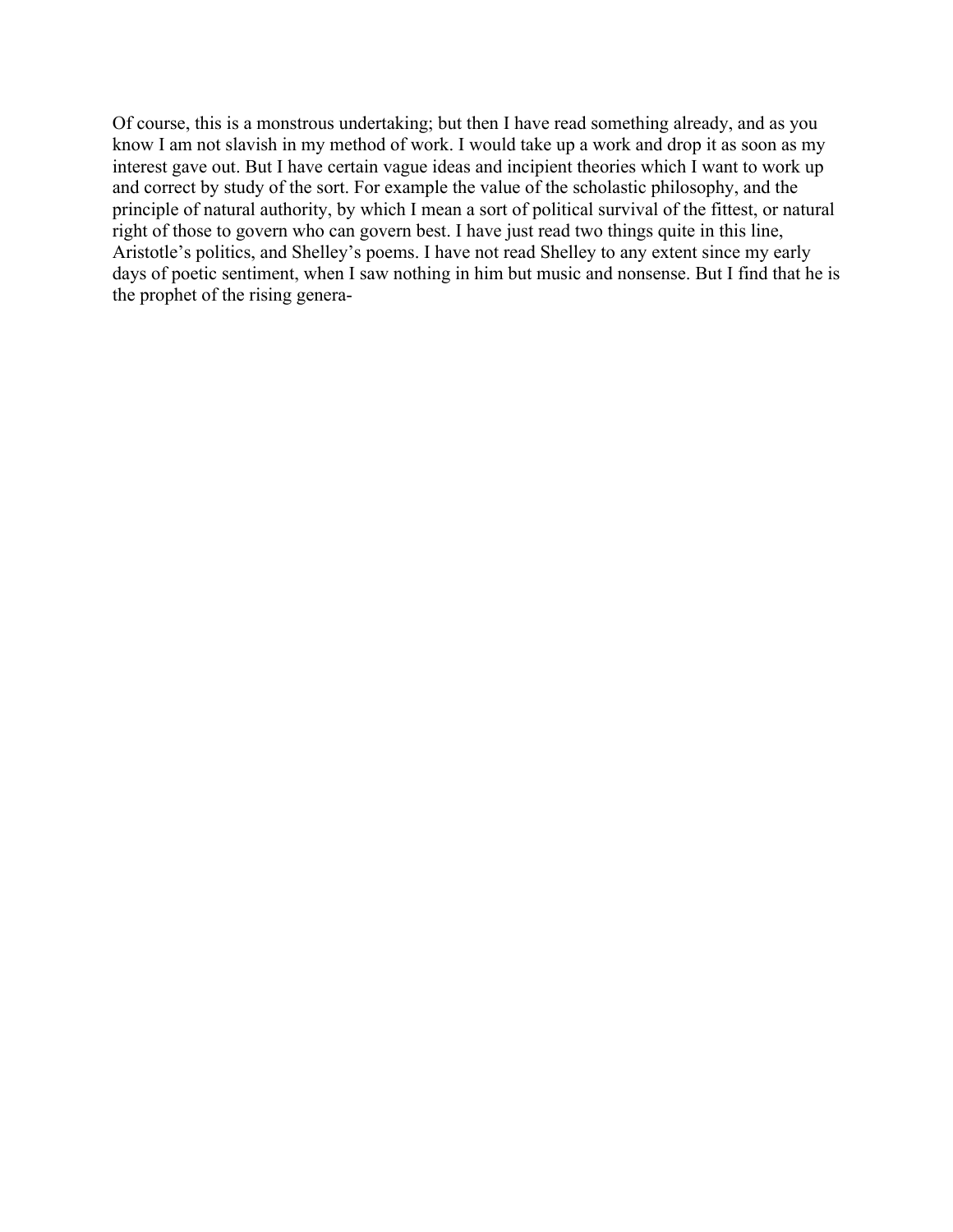Of course, this is a monstrous undertaking; but then I have read something already, and as you know I am not slavish in my method of work. I would take up a work and drop it as soon as my interest gave out. But I have certain vague ideas and incipient theories which I want to work up and correct by study of the sort. For example the value of the scholastic philosophy, and the principle of natural authority, by which I mean a sort of political survival of the fittest, or natural right of those to govern who can govern best. I have just read two things quite in this line, Aristotle's politics, and Shelley's poems. I have not read Shelley to any extent since my early days of poetic sentiment, when I saw nothing in him but music and nonsense. But I find that he is the prophet of the rising genera-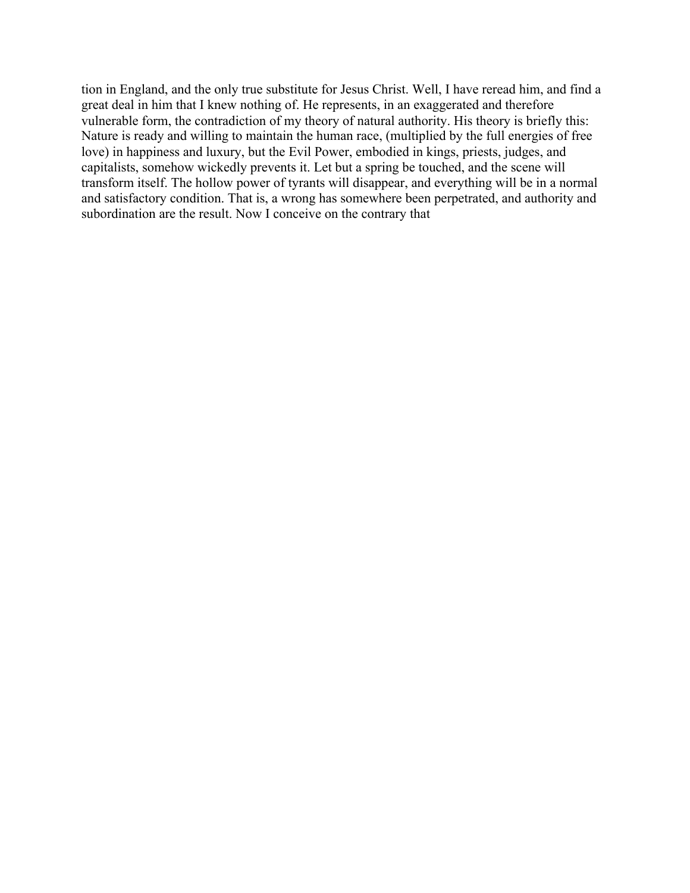tion in England, and the only true substitute for Jesus Christ. Well, I have reread him, and find a great deal in him that I knew nothing of. He represents, in an exaggerated and therefore vulnerable form, the contradiction of my theory of natural authority. His theory is briefly this: Nature is ready and willing to maintain the human race, (multiplied by the full energies of free love) in happiness and luxury, but the Evil Power, embodied in kings, priests, judges, and capitalists, somehow wickedly prevents it. Let but a spring be touched, and the scene will transform itself. The hollow power of tyrants will disappear, and everything will be in a normal and satisfactory condition. That is, a wrong has somewhere been perpetrated, and authority and subordination are the result. Now I conceive on the contrary that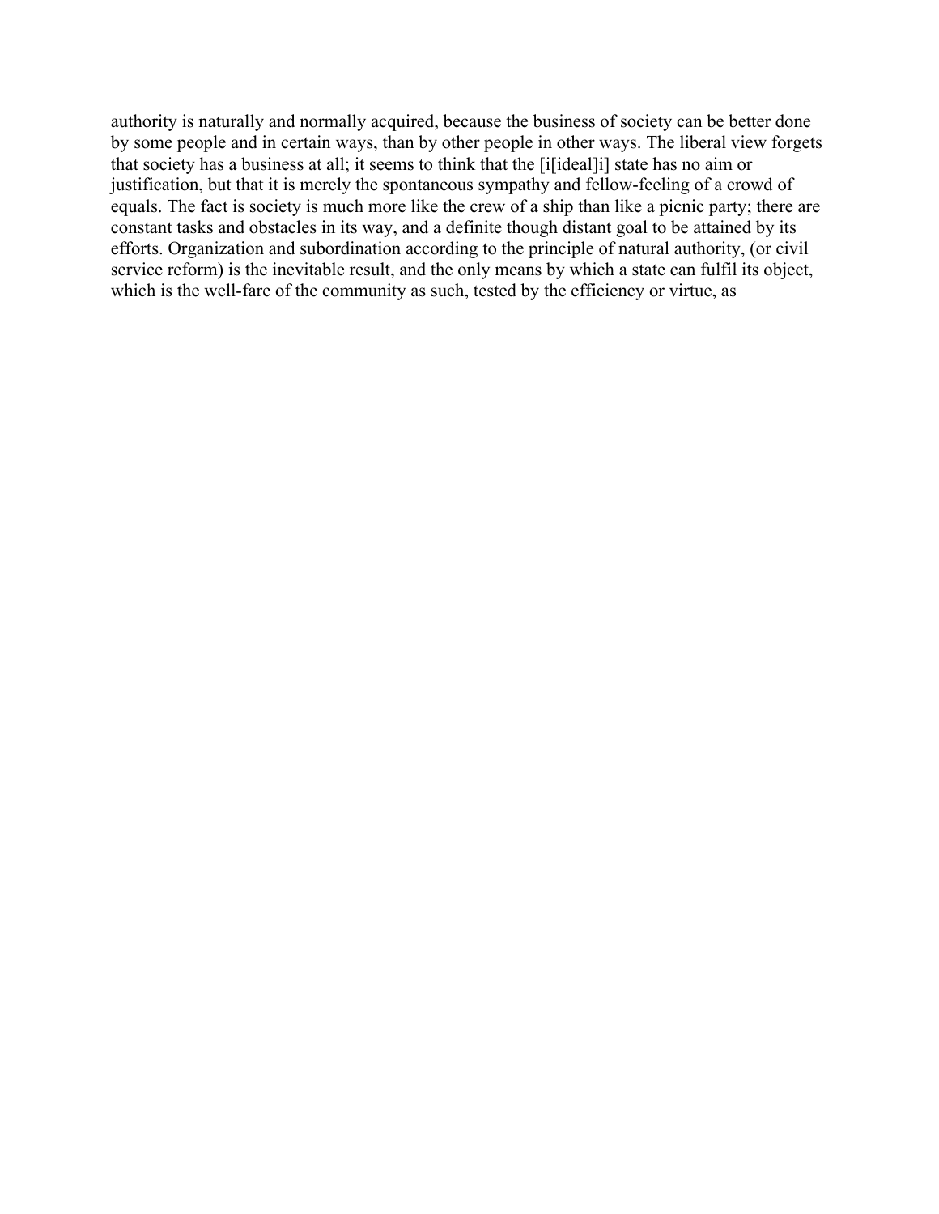authority is naturally and normally acquired, because the business of society can be better done by some people and in certain ways, than by other people in other ways. The liberal view forgets that society has a business at all; it seems to think that the [i[ideal]i] state has no aim or justification, but that it is merely the spontaneous sympathy and fellow-feeling of a crowd of equals. The fact is society is much more like the crew of a ship than like a picnic party; there are constant tasks and obstacles in its way, and a definite though distant goal to be attained by its efforts. Organization and subordination according to the principle of natural authority, (or civil service reform) is the inevitable result, and the only means by which a state can fulfil its object, which is the well-fare of the community as such, tested by the efficiency or virtue, as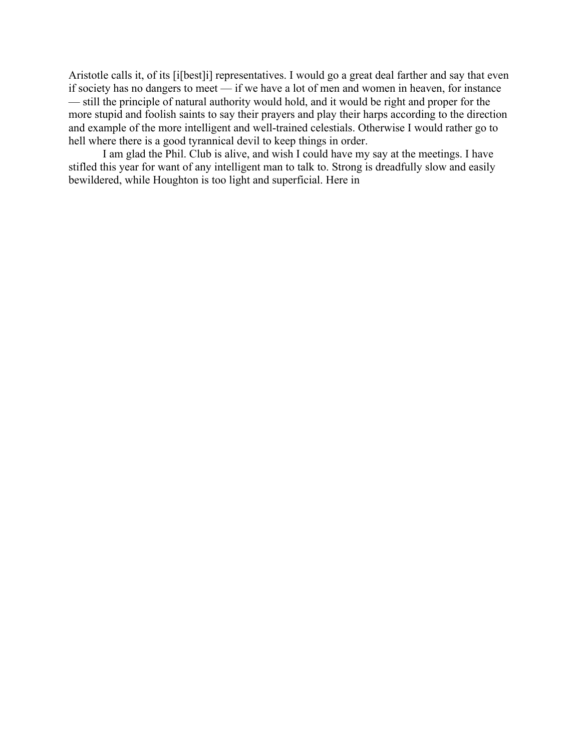Aristotle calls it, of its [i[best]i] representatives. I would go a great deal farther and say that even if society has no dangers to meet — if we have a lot of men and women in heaven, for instance — still the principle of natural authority would hold, and it would be right and proper for the more stupid and foolish saints to say their prayers and play their harps according to the direction and example of the more intelligent and well-trained celestials. Otherwise I would rather go to hell where there is a good tyrannical devil to keep things in order.

I am glad the Phil. Club is alive, and wish I could have my say at the meetings. I have stifled this year for want of any intelligent man to talk to. Strong is dreadfully slow and easily bewildered, while Houghton is too light and superficial. Here in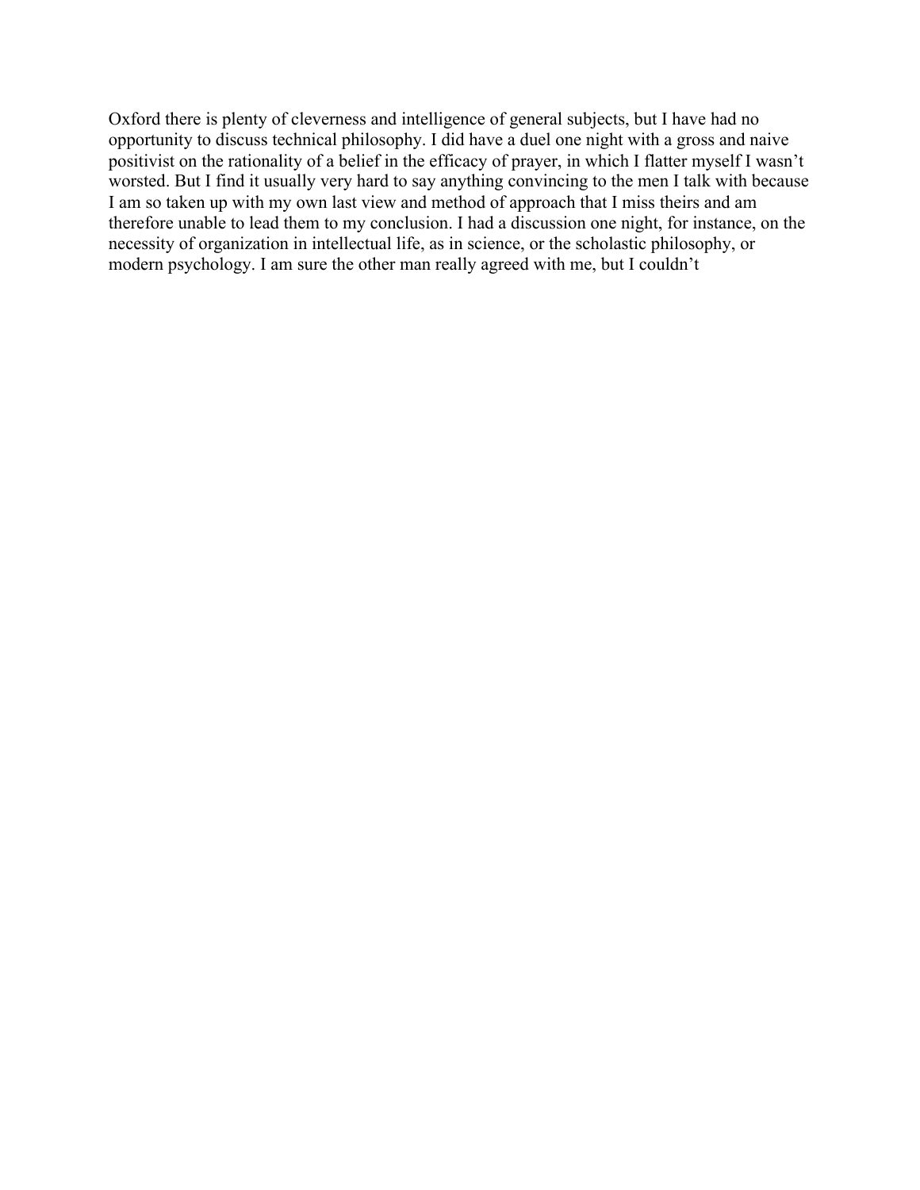Oxford there is plenty of cleverness and intelligence of general subjects, but I have had no opportunity to discuss technical philosophy. I did have a duel one night with a gross and naive positivist on the rationality of a belief in the efficacy of prayer, in which I flatter myself I wasn't worsted. But I find it usually very hard to say anything convincing to the men I talk with because I am so taken up with my own last view and method of approach that I miss theirs and am therefore unable to lead them to my conclusion. I had a discussion one night, for instance, on the necessity of organization in intellectual life, as in science, or the scholastic philosophy, or modern psychology. I am sure the other man really agreed with me, but I couldn't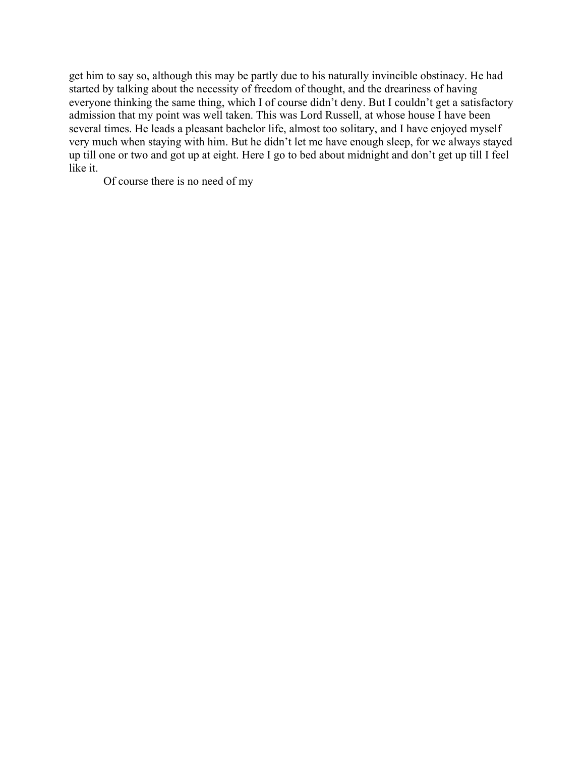get him to say so, although this may be partly due to his naturally invincible obstinacy. He had started by talking about the necessity of freedom of thought, and the dreariness of having everyone thinking the same thing, which I of course didn't deny. But I couldn't get a satisfactory admission that my point was well taken. This was Lord Russell, at whose house I have been several times. He leads a pleasant bachelor life, almost too solitary, and I have enjoyed myself very much when staying with him. But he didn't let me have enough sleep, for we always stayed up till one or two and got up at eight. Here I go to bed about midnight and don't get up till I feel like it.

Of course there is no need of my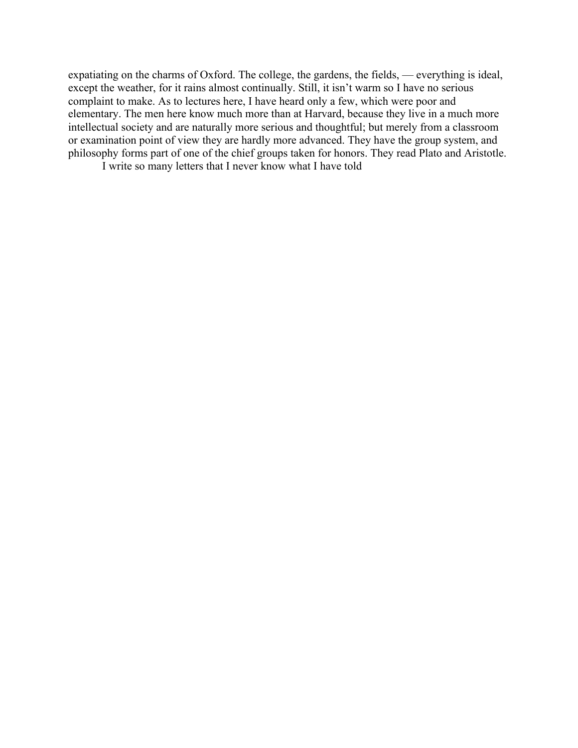expatiating on the charms of Oxford. The college, the gardens, the fields, — everything is ideal, except the weather, for it rains almost continually. Still, it isn't warm so I have no serious complaint to make. As to lectures here, I have heard only a few, which were poor and elementary. The men here know much more than at Harvard, because they live in a much more intellectual society and are naturally more serious and thoughtful; but merely from a classroom or examination point of view they are hardly more advanced. They have the group system, and philosophy forms part of one of the chief groups taken for honors. They read Plato and Aristotle.

I write so many letters that I never know what I have told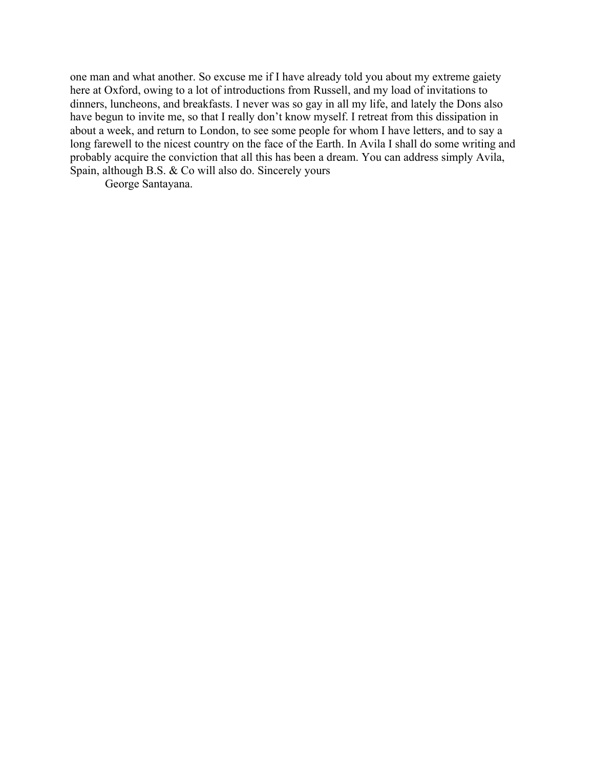one man and what another. So excuse me if I have already told you about my extreme gaiety here at Oxford, owing to a lot of introductions from Russell, and my load of invitations to dinners, luncheons, and breakfasts. I never was so gay in all my life, and lately the Dons also have begun to invite me, so that I really don't know myself. I retreat from this dissipation in about a week, and return to London, to see some people for whom I have letters, and to say a long farewell to the nicest country on the face of the Earth. In Avila I shall do some writing and probably acquire the conviction that all this has been a dream. You can address simply Avila, Spain, although B.S. & Co will also do. Sincerely yours

George Santayana.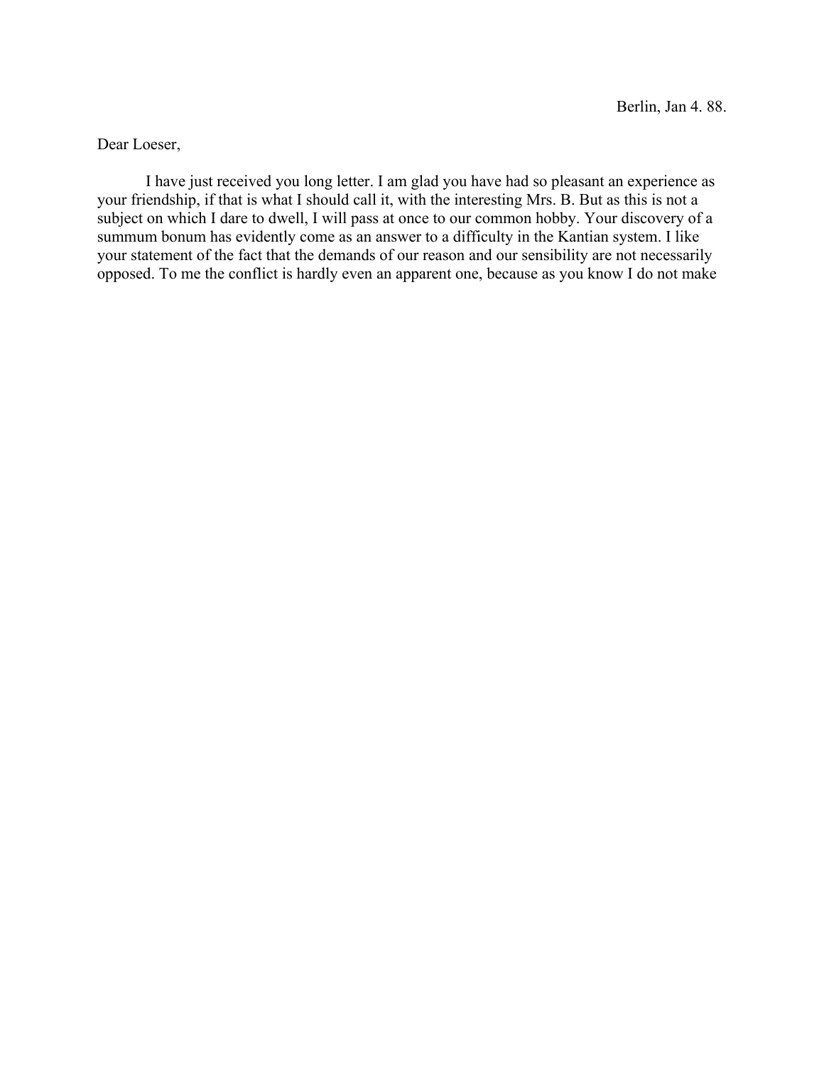Berlin, Jan 4. 88.

Dear Loeser,

I have just received you long letter. I am glad you have had so pleasant an experience as your friendship, if that is what I should call it, with the interesting Mrs. B. But as this is not a subject on which I dare to dwell, I will pass at once to our common hobby. Your discovery of a summum bonum has evidently come as an answer to a difficulty in the Kantian system. I like your statement of the fact that the demands of our reason and our sensibility are not necessarily opposed. To me the conflict is hardly even an apparent one, because as you know I do not make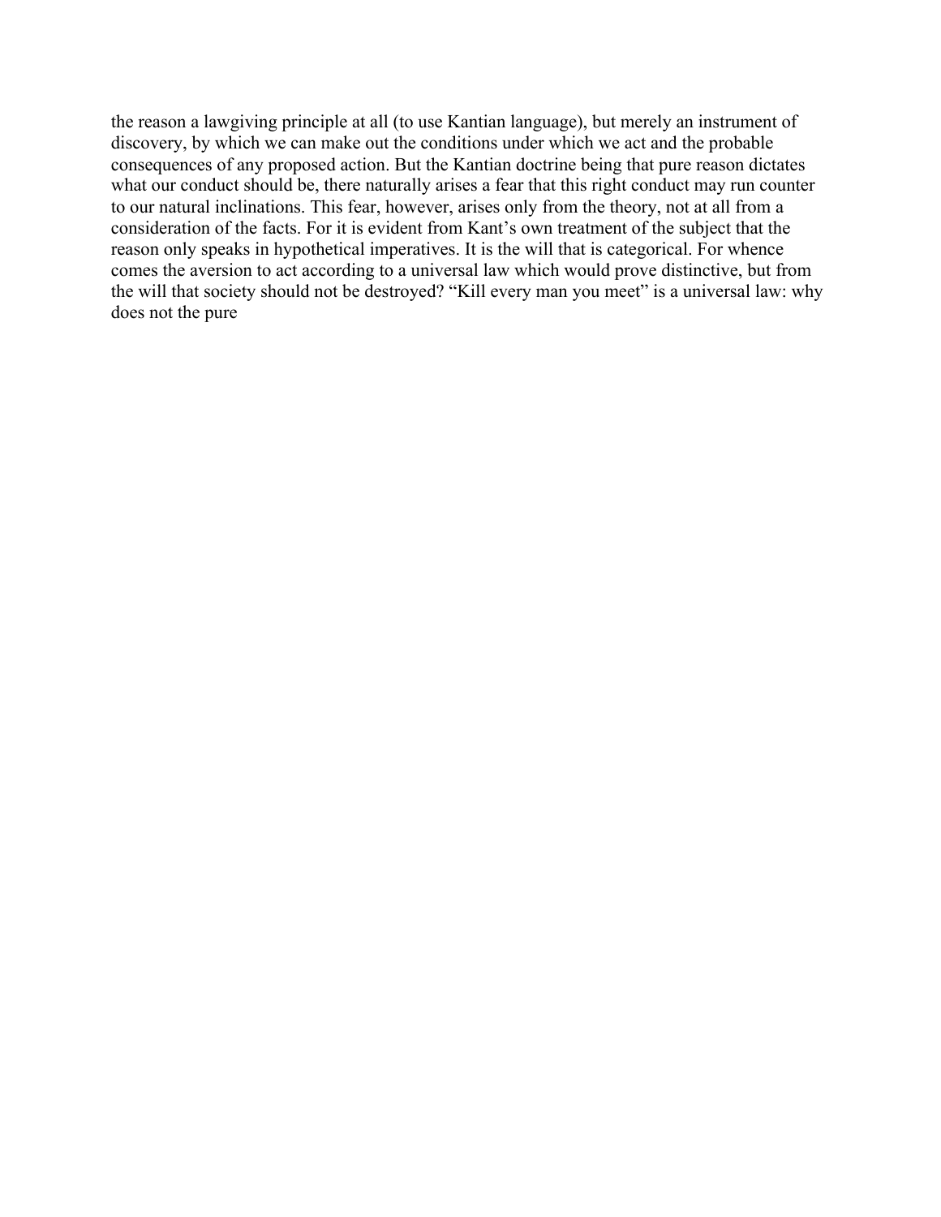the reason a lawgiving principle at all (to use Kantian language), but merely an instrument of discovery, by which we can make out the conditions under which we act and the probable consequences of any proposed action. But the Kantian doctrine being that pure reason dictates what our conduct should be, there naturally arises a fear that this right conduct may run counter to our natural inclinations. This fear, however, arises only from the theory, not at all from a consideration of the facts. For it is evident from Kant's own treatment of the subject that the reason only speaks in hypothetical imperatives. It is the will that is categorical. For whence comes the aversion to act according to a universal law which would prove distinctive, but from the will that society should not be destroyed? "Kill every man you meet" is a universal law: why does not the pure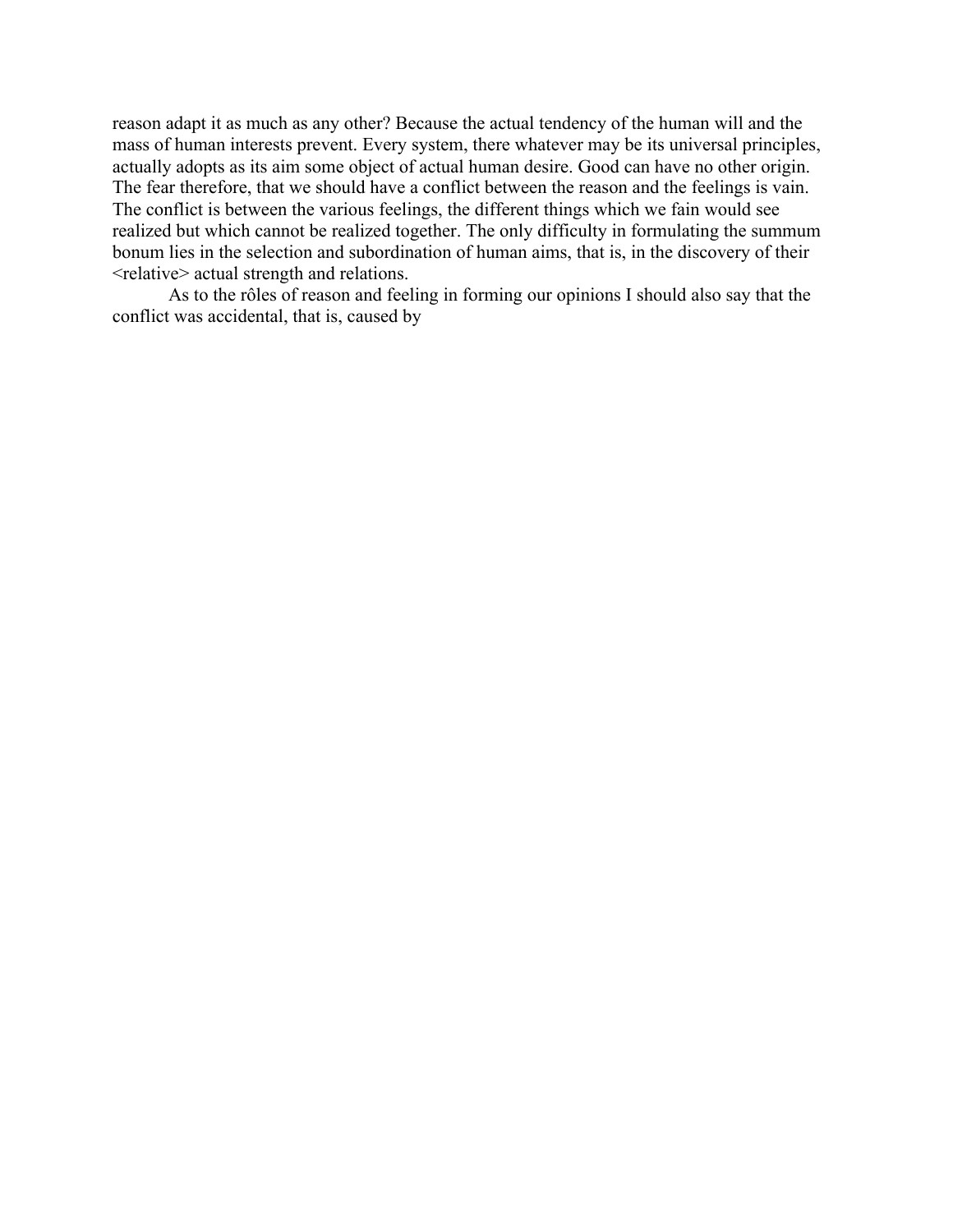reason adapt it as much as any other? Because the actual tendency of the human will and the mass of human interests prevent. Every system, there whatever may be its universal principles, actually adopts as its aim some object of actual human desire. Good can have no other origin. The fear therefore, that we should have a conflict between the reason and the feelings is vain. The conflict is between the various feelings, the different things which we fain would see realized but which cannot be realized together. The only difficulty in formulating the summum bonum lies in the selection and subordination of human aims, that is, in the discovery of their <relative> actual strength and relations.

As to the rôles of reason and feeling in forming our opinions I should also say that the conflict was accidental, that is, caused by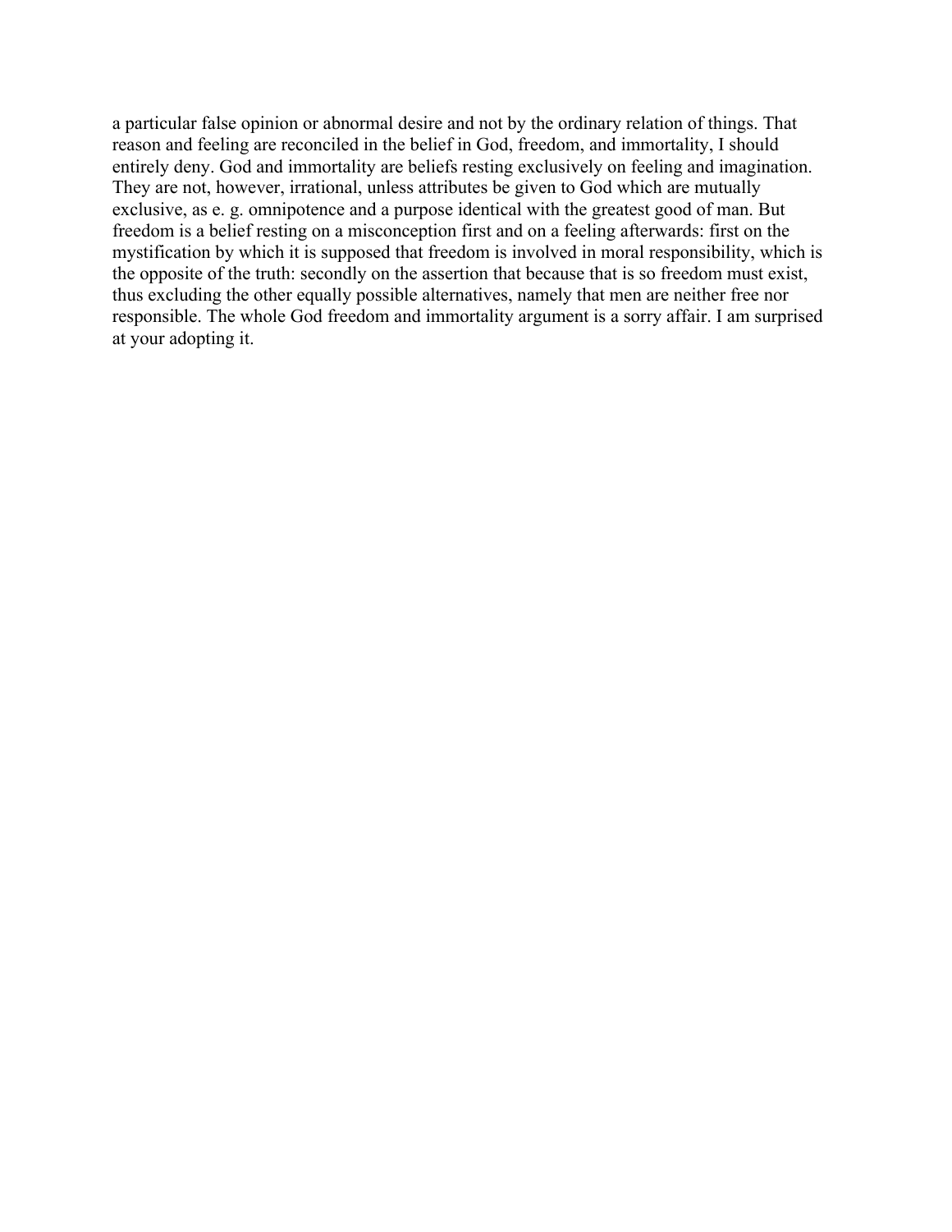a particular false opinion or abnormal desire and not by the ordinary relation of things. That reason and feeling are reconciled in the belief in God, freedom, and immortality, I should entirely deny. God and immortality are beliefs resting exclusively on feeling and imagination. They are not, however, irrational, unless attributes be given to God which are mutually exclusive, as e. g. omnipotence and a purpose identical with the greatest good of man. But freedom is a belief resting on a misconception first and on a feeling afterwards: first on the mystification by which it is supposed that freedom is involved in moral responsibility, which is the opposite of the truth: secondly on the assertion that because that is so freedom must exist, thus excluding the other equally possible alternatives, namely that men are neither free nor responsible. The whole God freedom and immortality argument is a sorry affair. I am surprised at your adopting it.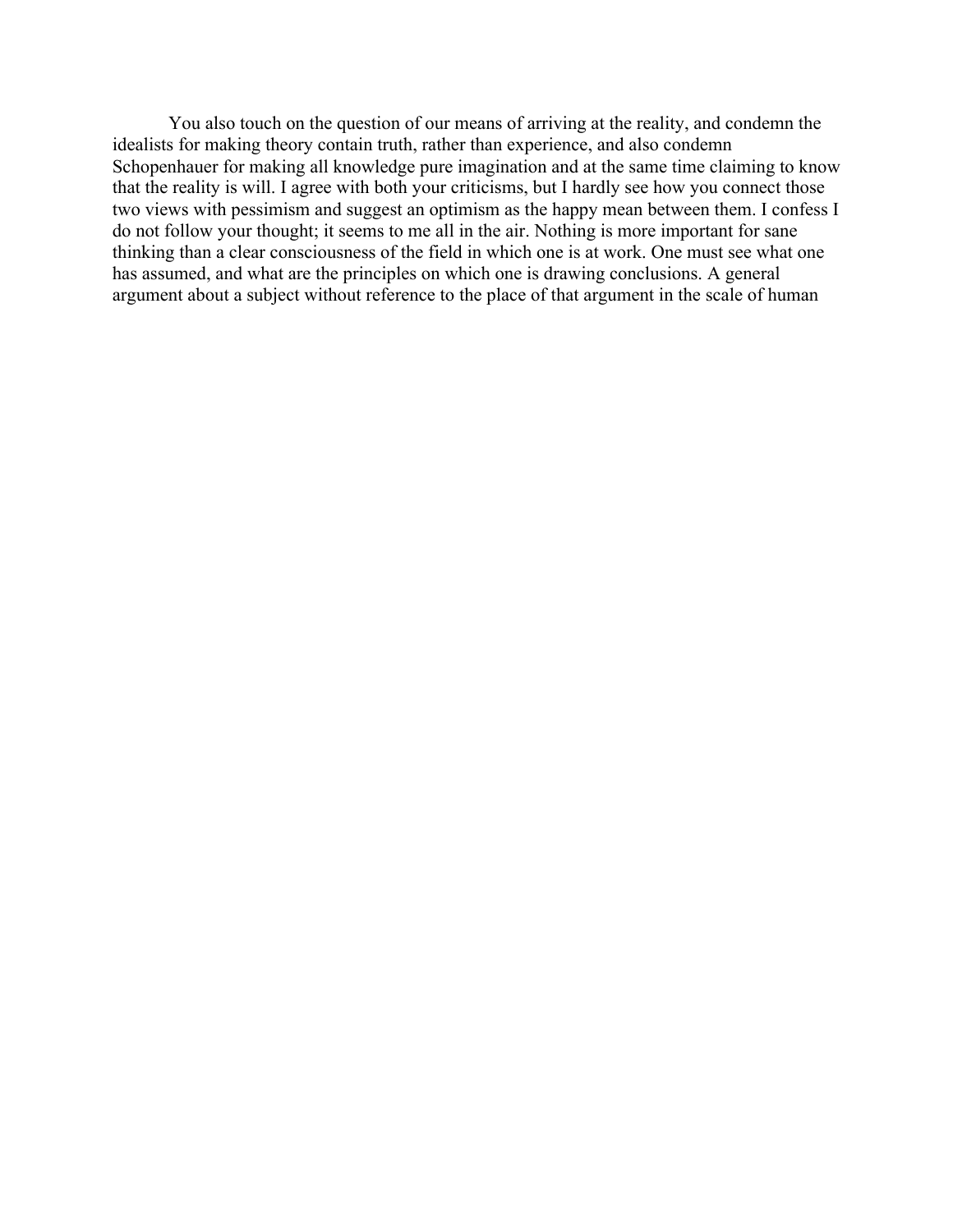You also touch on the question of our means of arriving at the reality, and condemn the idealists for making theory contain truth, rather than experience, and also condemn Schopenhauer for making all knowledge pure imagination and at the same time claiming to know that the reality is will. I agree with both your criticisms, but I hardly see how you connect those two views with pessimism and suggest an optimism as the happy mean between them. I confess I do not follow your thought; it seems to me all in the air. Nothing is more important for sane thinking than a clear consciousness of the field in which one is at work. One must see what one has assumed, and what are the principles on which one is drawing conclusions. A general argument about a subject without reference to the place of that argument in the scale of human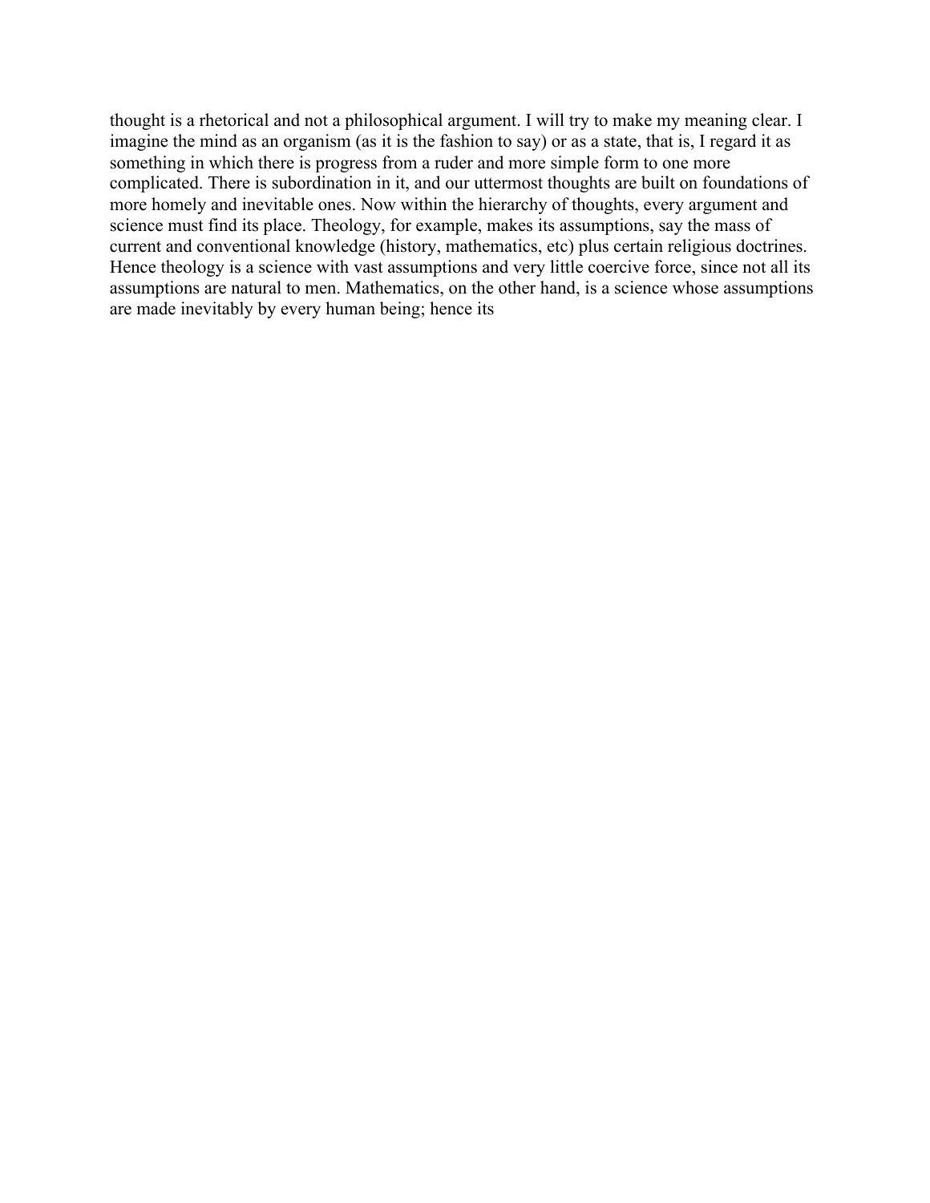thought is a rhetorical and not a philosophical argument. I will try to make my meaning clear. I imagine the mind as an organism (as it is the fashion to say) or as a state, that is, I regard it as something in which there is progress from a ruder and more simple form to one more complicated. There is subordination in it, and our uttermost thoughts are built on foundations of more homely and inevitable ones. Now within the hierarchy of thoughts, every argument and science must find its place. Theology, for example, makes its assumptions, say the mass of current and conventional knowledge (history, mathematics, etc) plus certain religious doctrines. Hence theology is a science with vast assumptions and very little coercive force, since not all its assumptions are natural to men. Mathematics, on the other hand, is a science whose assumptions are made inevitably by every human being; hence its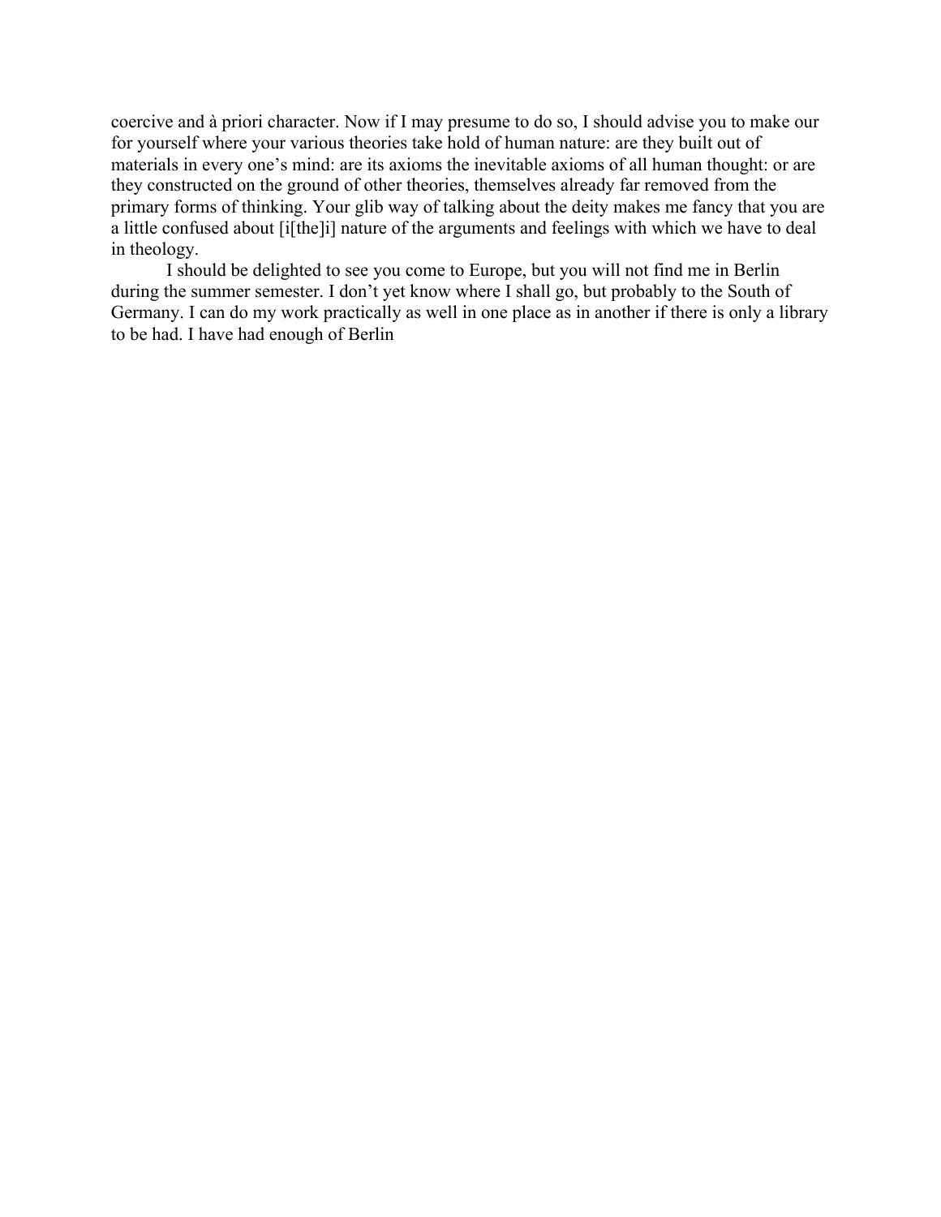coercive and à priori character. Now if I may presume to do so, I should advise you to make our for yourself where your various theories take hold of human nature: are they built out of materials in every one's mind: are its axioms the inevitable axioms of all human thought: or are they constructed on the ground of other theories, themselves already far removed from the primary forms of thinking. Your glib way of talking about the deity makes me fancy that you are a little confused about [i[the]i] nature of the arguments and feelings with which we have to deal in theology.

I should be delighted to see you come to Europe, but you will not find me in Berlin during the summer semester. I don't yet know where I shall go, but probably to the South of Germany. I can do my work practically as well in one place as in another if there is only a library to be had. I have had enough of Berlin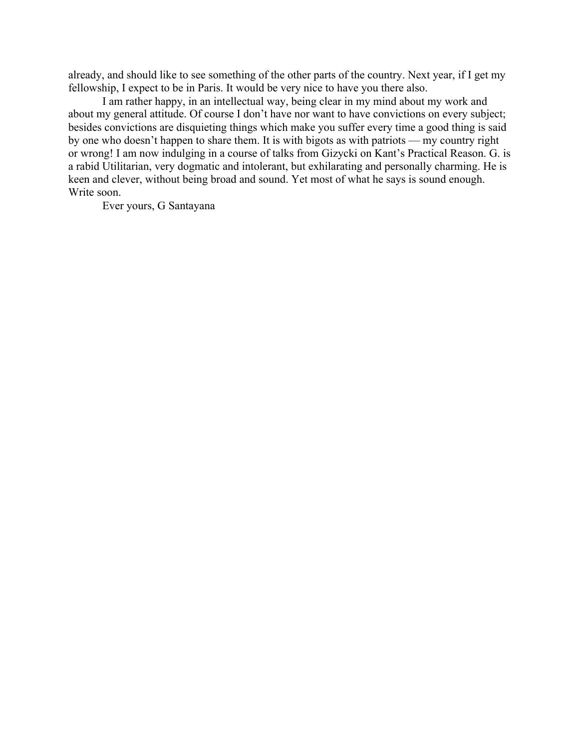already, and should like to see something of the other parts of the country. Next year, if I get my fellowship, I expect to be in Paris. It would be very nice to have you there also.

I am rather happy, in an intellectual way, being clear in my mind about my work and about my general attitude. Of course I don't have nor want to have convictions on every subject; besides convictions are disquieting things which make you suffer every time a good thing is said by one who doesn't happen to share them. It is with bigots as with patriots — my country right or wrong! I am now indulging in a course of talks from Gizycki on Kant's Practical Reason. G. is a rabid Utilitarian, very dogmatic and intolerant, but exhilarating and personally charming. He is keen and clever, without being broad and sound. Yet most of what he says is sound enough. Write soon.

Ever yours, G Santayana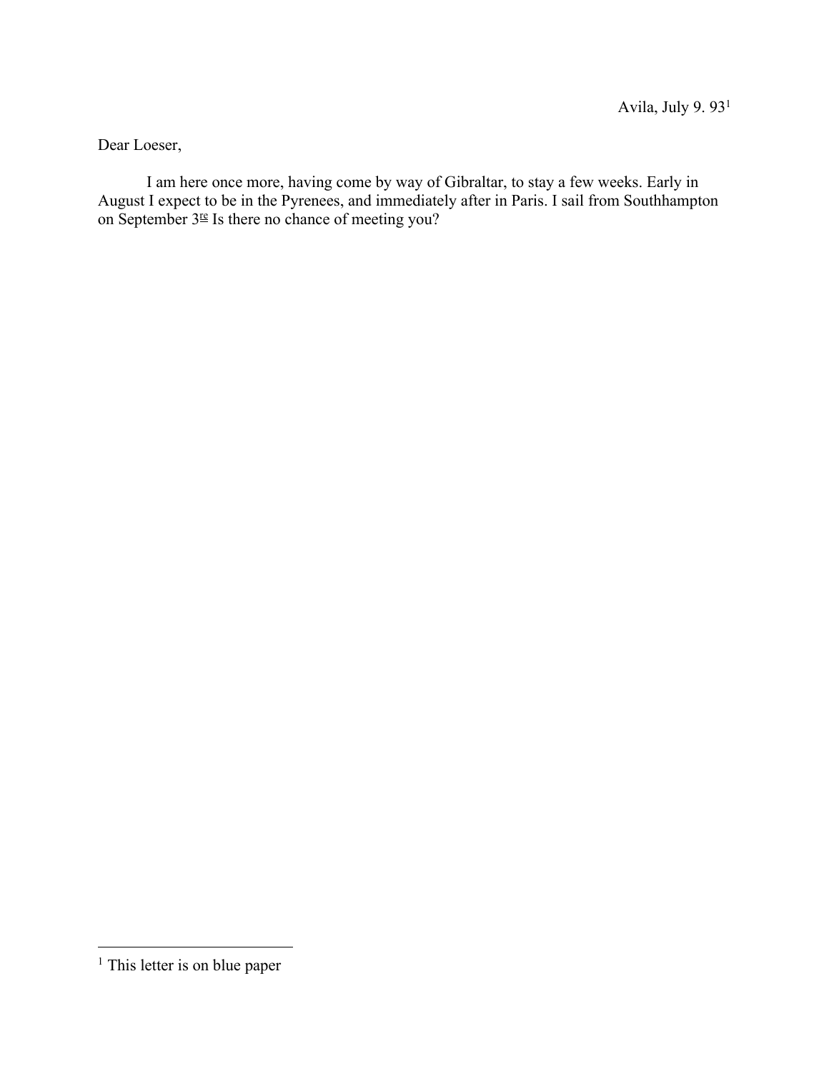Avila, July 9. 93[1]

Dear Loeser,

I am here once more, having come by way of Gibraltar, to stay a few weeks. Early in August I expect to be in the Pyrenees, and immediately after in Paris. I sail from Southhampton on September 3rd Is there no chance of meeting you?

[1] This letter is on blue paper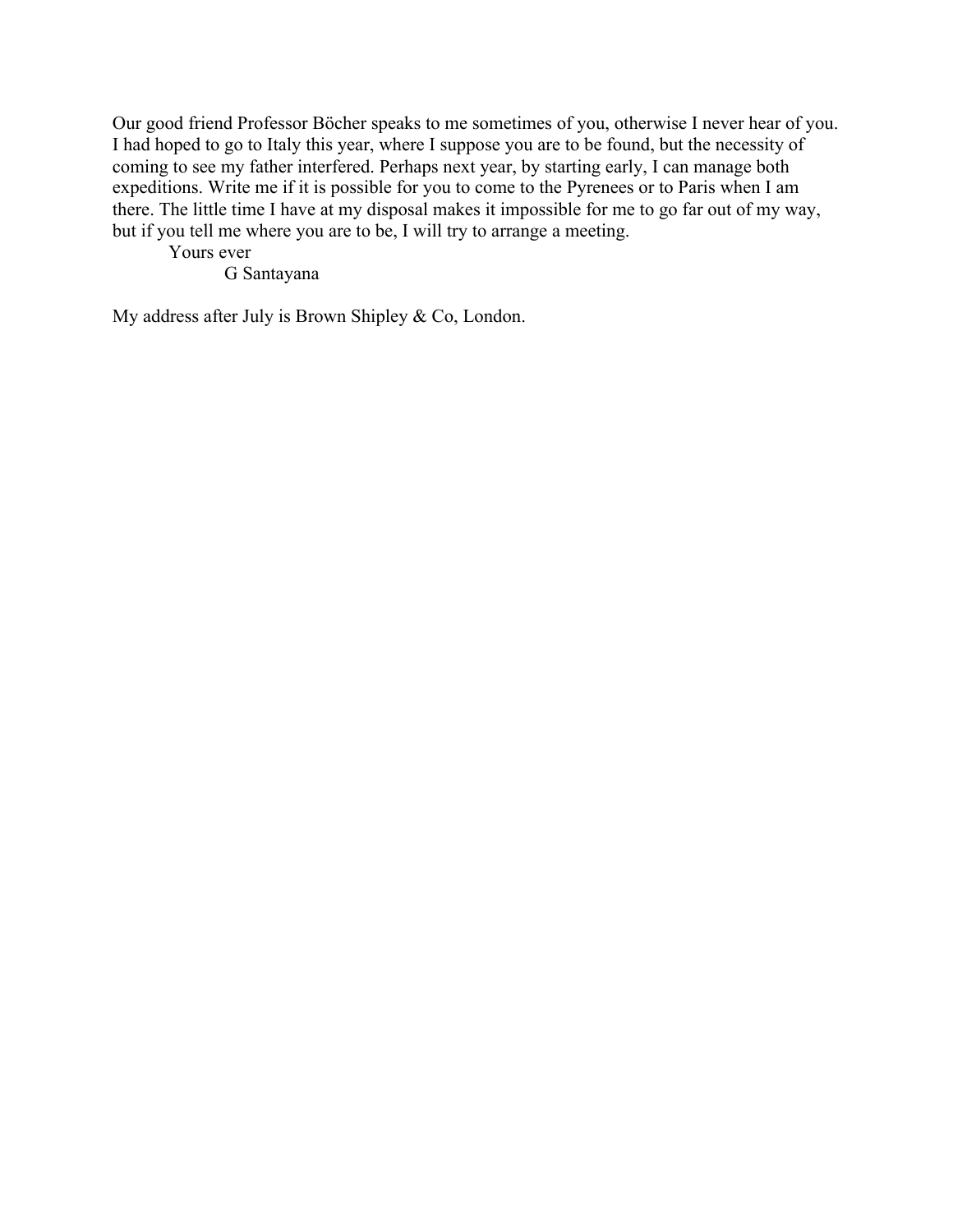Our good friend Professor Böcher speaks to me sometimes of you, otherwise I never hear of you. I had hoped to go to Italy this year, where I suppose you are to be found, but the necessity of coming to see my father interfered. Perhaps next year, by starting early, I can manage both expeditions. Write me if it is possible for you to come to the Pyrenees or to Paris when I am there. The little time I have at my disposal makes it impossible for me to go far out of my way, but if you tell me where you are to be, I will try to arrange a meeting.

Yours ever

G Santayana

My address after July is Brown Shipley & Co, London.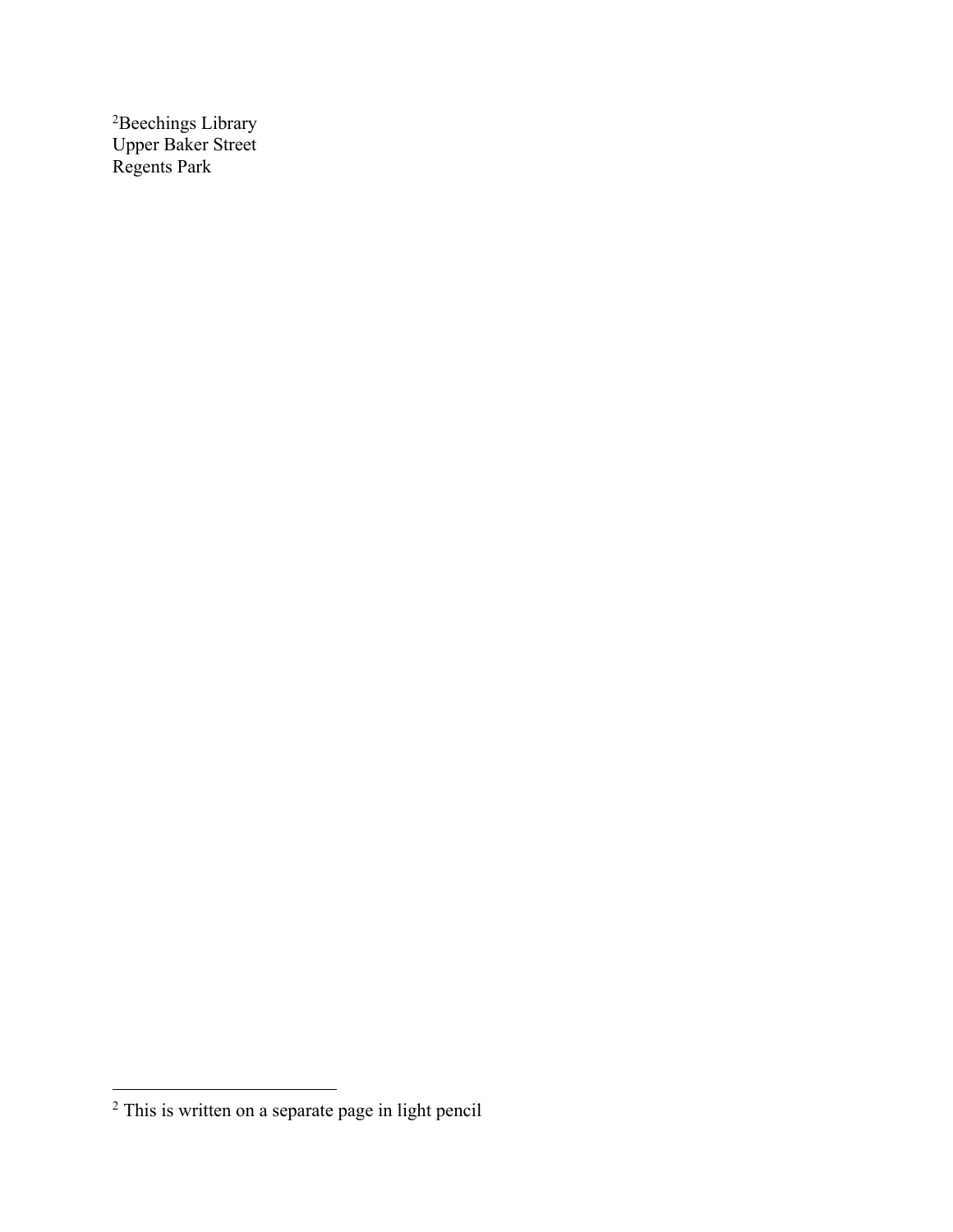[2]Beechings Library
Upper Baker Street
Regents Park

[2] This is written on a separate page in light pencil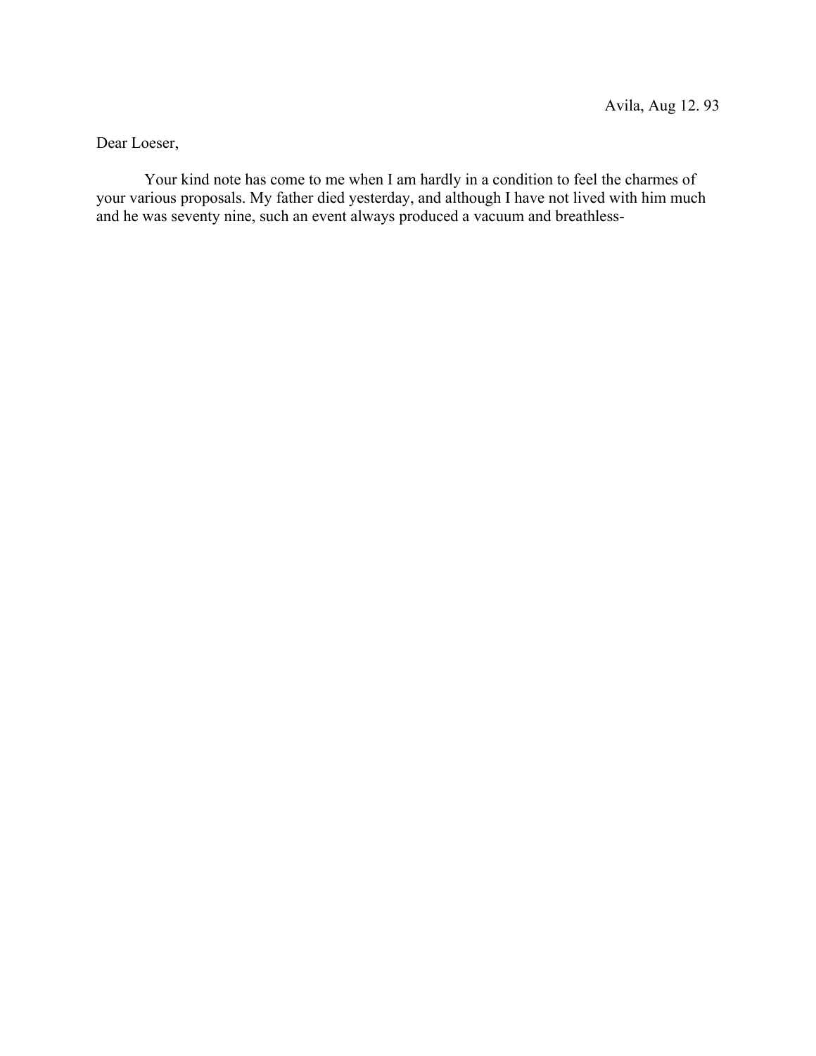Avila, Aug 12. 93

Dear Loeser,

Your kind note has come to me when I am hardly in a condition to feel the charmes of your various proposals. My father died yesterday, and although I have not lived with him much and he was seventy nine, such an event always produced a vacuum and breathless-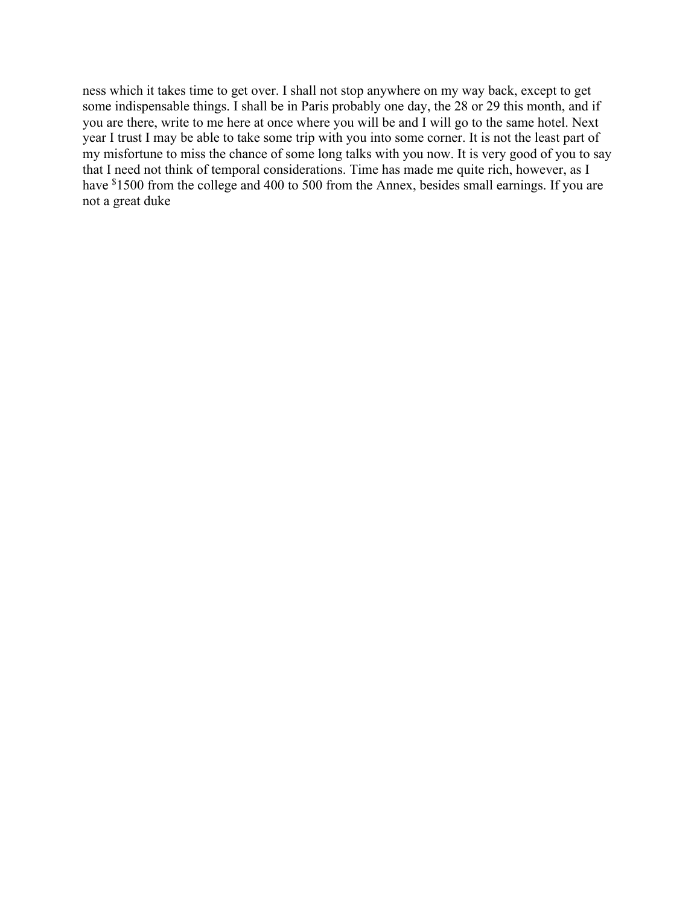ness which it takes time to get over. I shall not stop anywhere on my way back, except to get some indispensable things. I shall be in Paris probably one day, the 28 or 29 this month, and if you are there, write to me here at once where you will be and I will go to the same hotel. Next year I trust I may be able to take some trip with you into some corner. It is not the least part of my misfortune to miss the chance of some long talks with you now. It is very good of you to say that I need not think of temporal considerations. Time has made me quite rich, however, as I have $1500 from the college and 400 to 500 from the Annex, besides small earnings. If you are not a great duke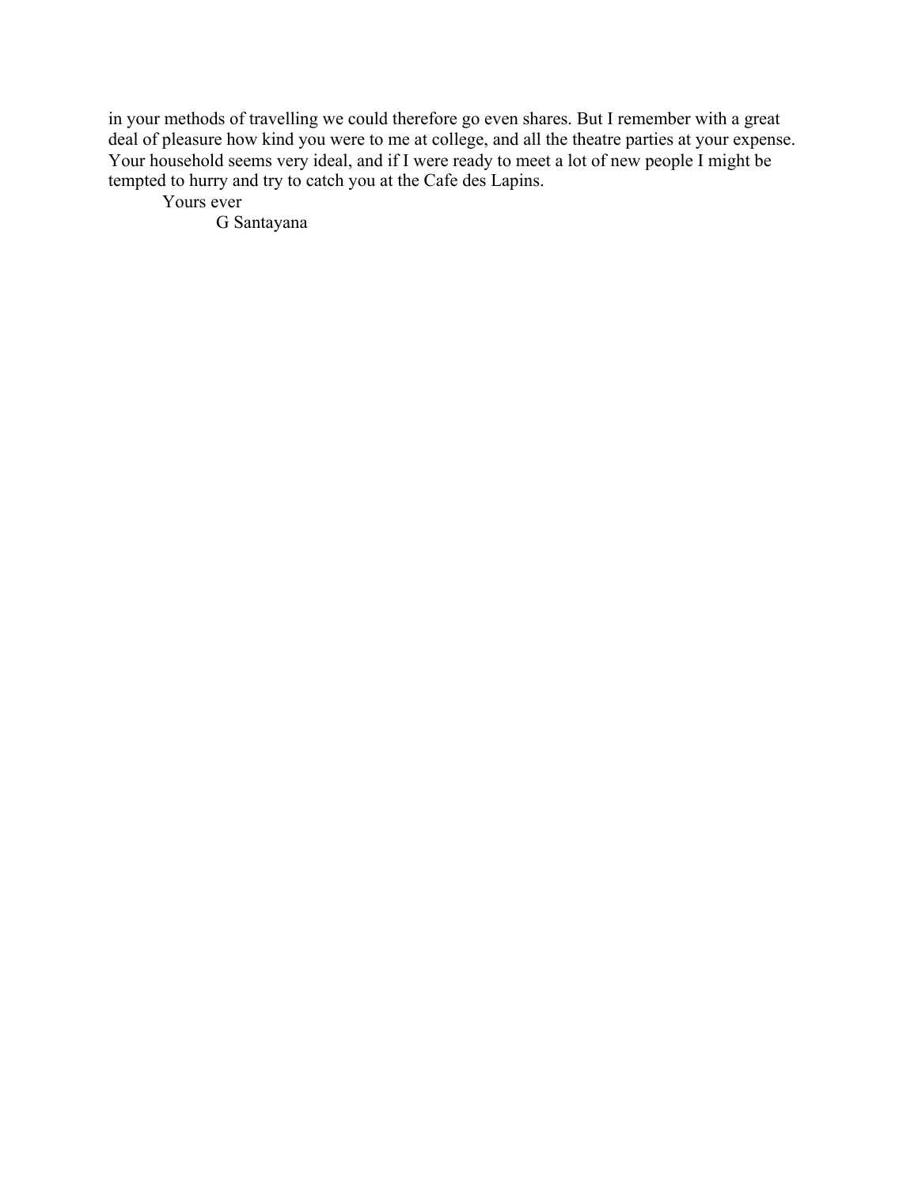in your methods of travelling we could therefore go even shares. But I remember with a great deal of pleasure how kind you were to me at college, and all the theatre parties at your expense. Your household seems very ideal, and if I were ready to meet a lot of new people I might be tempted to hurry and try to catch you at the Cafe des Lapins.

Yours ever

G Santayana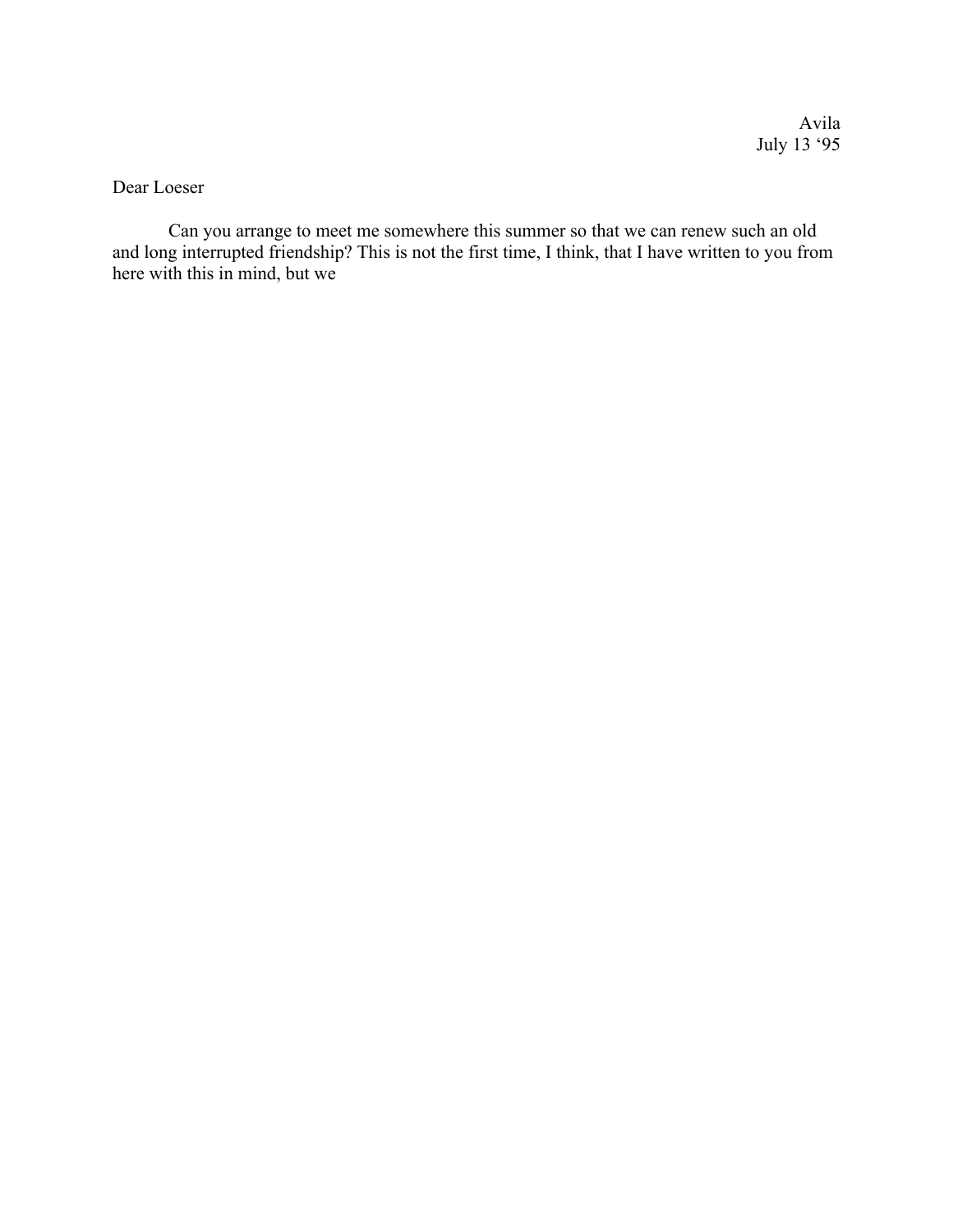Avila
July 13 '95

Dear Loeser

Can you arrange to meet me somewhere this summer so that we can renew such an old and long interrupted friendship? This is not the first time, I think, that I have written to you from here with this in mind, but we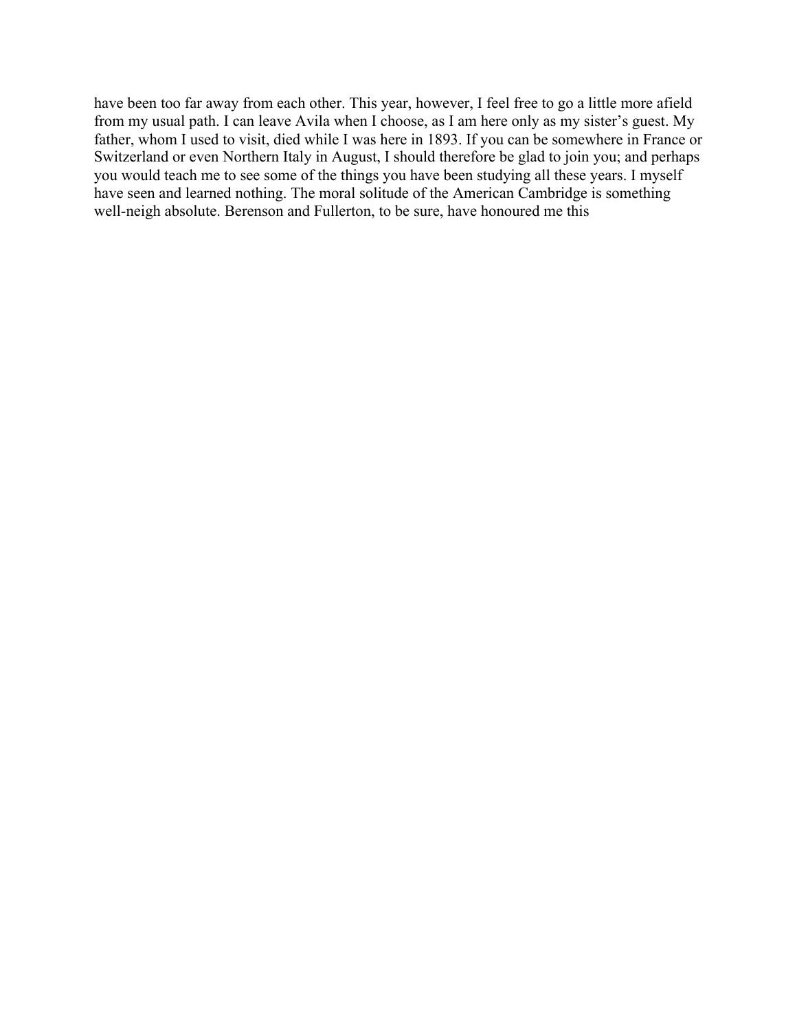have been too far away from each other. This year, however, I feel free to go a little more afield from my usual path. I can leave Avila when I choose, as I am here only as my sister's guest. My father, whom I used to visit, died while I was here in 1893. If you can be somewhere in France or Switzerland or even Northern Italy in August, I should therefore be glad to join you; and perhaps you would teach me to see some of the things you have been studying all these years. I myself have seen and learned nothing. The moral solitude of the American Cambridge is something well-neigh absolute. Berenson and Fullerton, to be sure, have honoured me this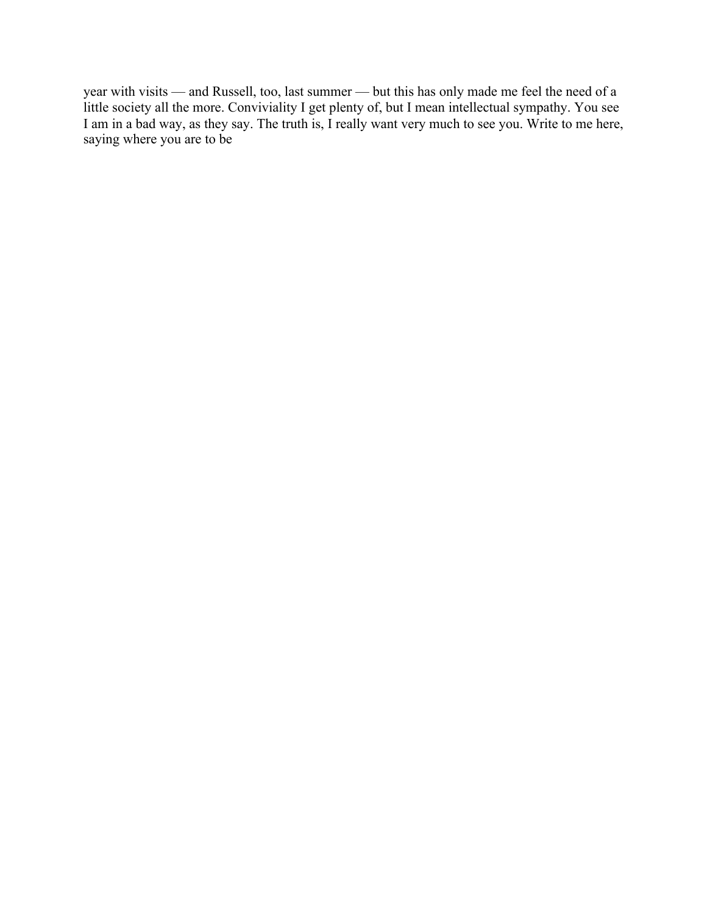year with visits — and Russell, too, last summer — but this has only made me feel the need of a little society all the more. Conviviality I get plenty of, but I mean intellectual sympathy. You see I am in a bad way, as they say. The truth is, I really want very much to see you. Write to me here, saying where you are to be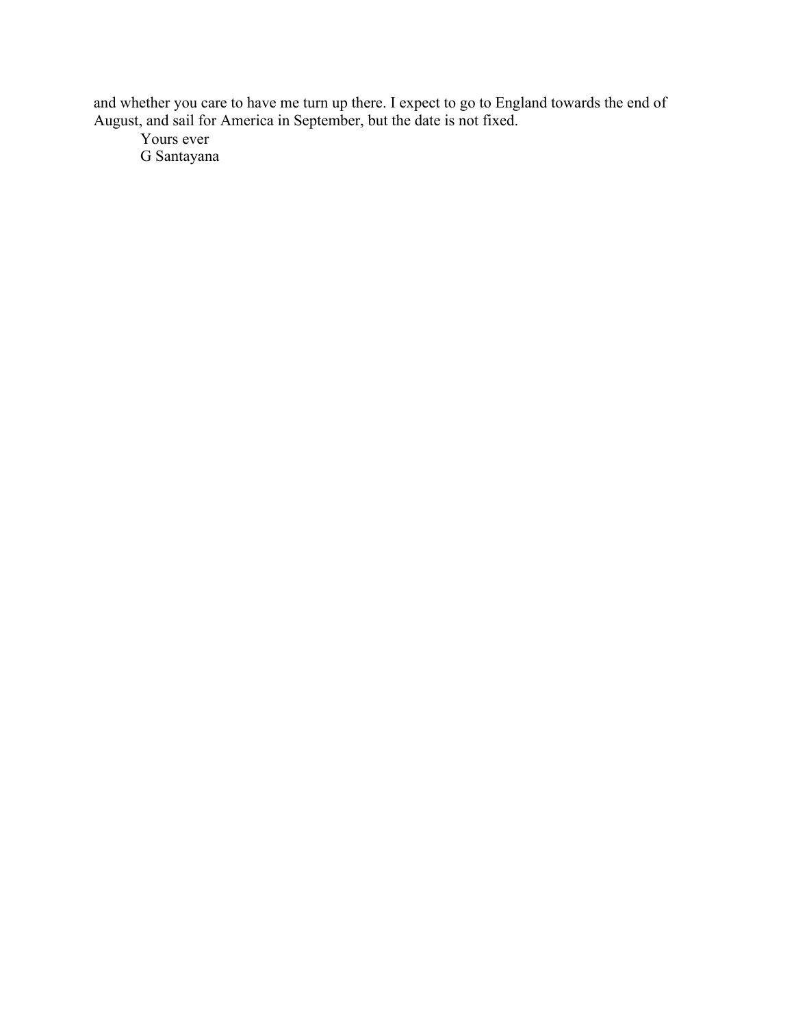and whether you care to have me turn up there. I expect to go to England towards the end of August, and sail for America in September, but the date is not fixed.

Yours ever

G Santayana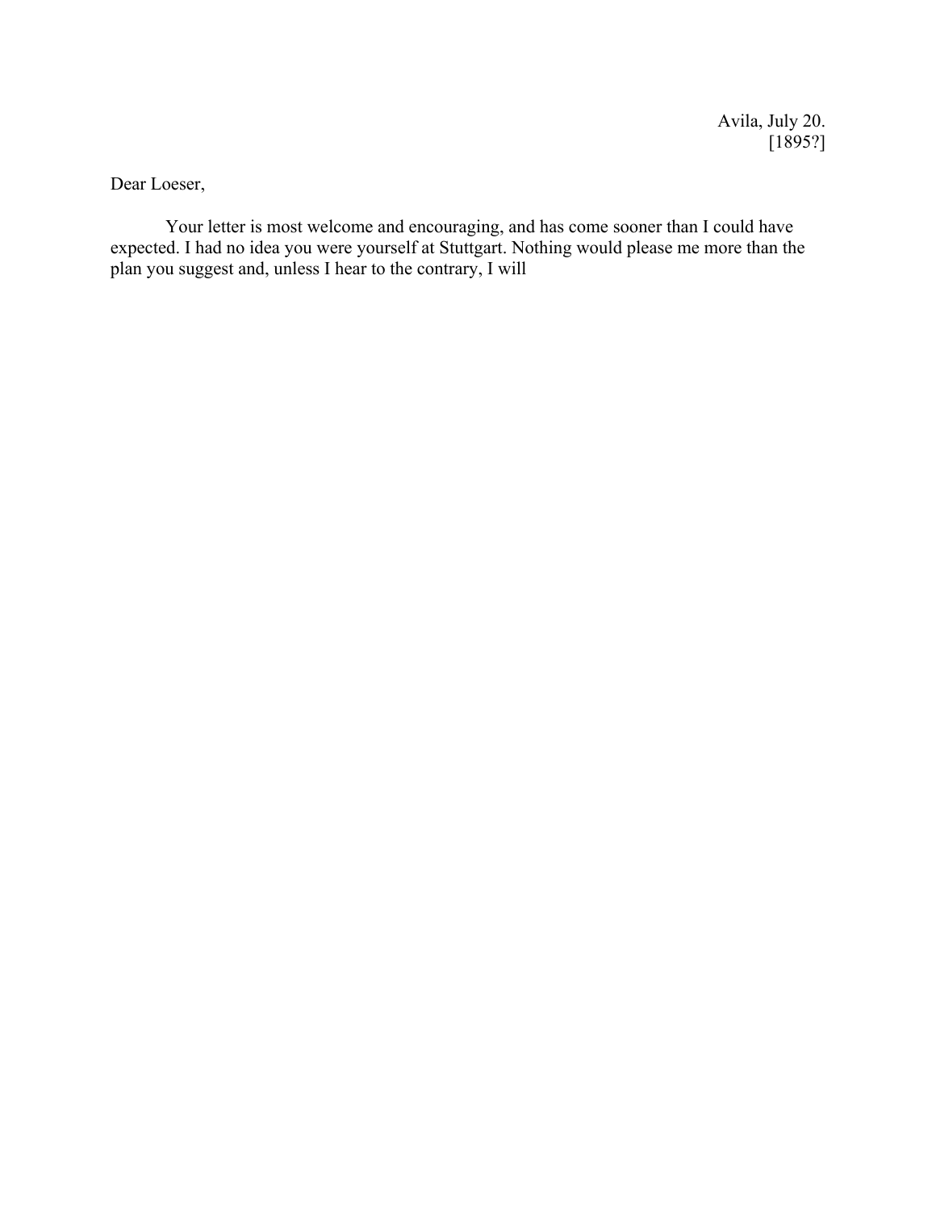Avila, July 20.
[1895?]

Dear Loeser,

Your letter is most welcome and encouraging, and has come sooner than I could have expected. I had no idea you were yourself at Stuttgart. Nothing would please me more than the plan you suggest and, unless I hear to the contrary, I will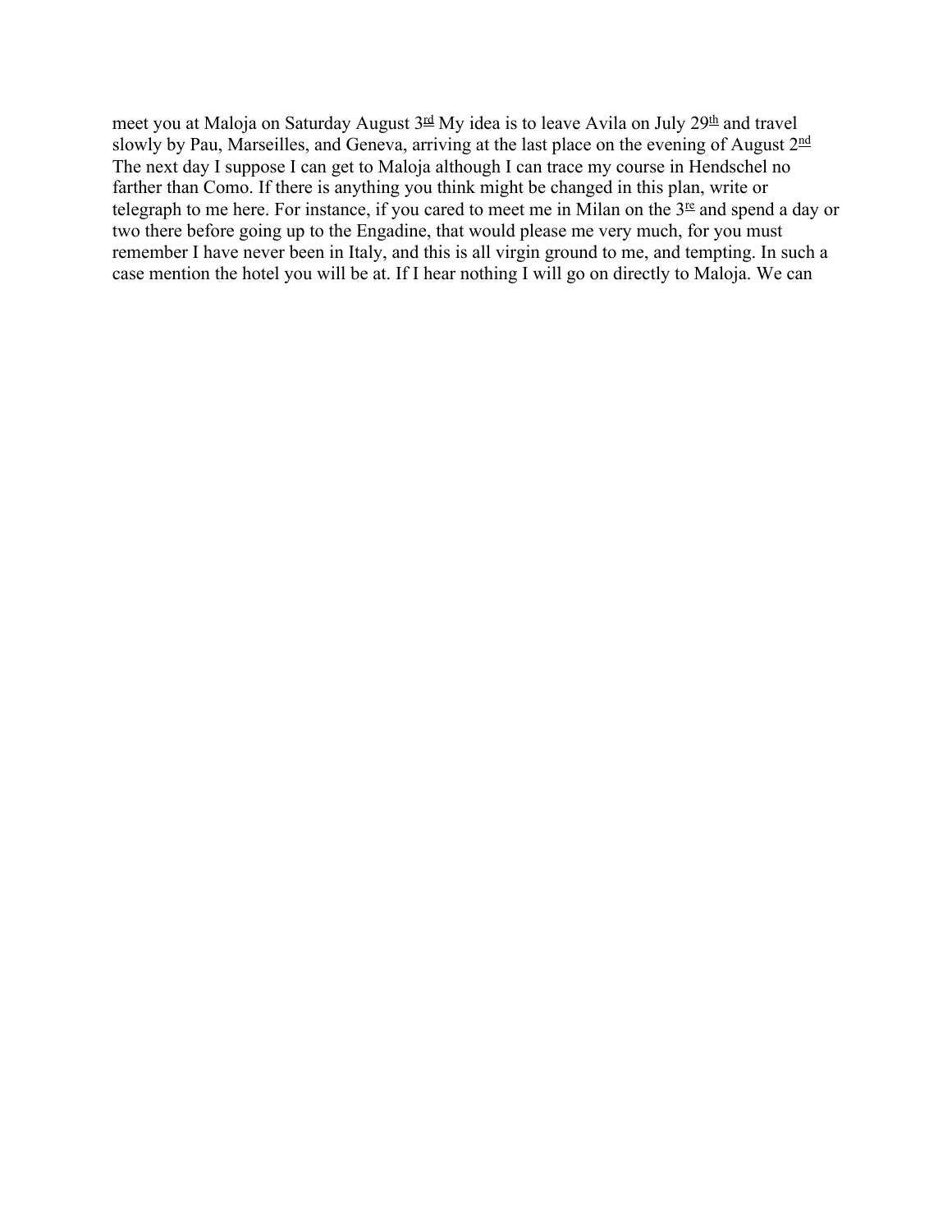meet you at Maloja on Saturday August 3rd My idea is to leave Avila on July 29th and travel slowly by Pau, Marseilles, and Geneva, arriving at the last place on the evening of August 2nd The next day I suppose I can get to Maloja although I can trace my course in Hendschel no farther than Como. If there is anything you think might be changed in this plan, write or telegraph to me here. For instance, if you cared to meet me in Milan on the 3re and spend a day or two there before going up to the Engadine, that would please me very much, for you must remember I have never been in Italy, and this is all virgin ground to me, and tempting. In such a case mention the hotel you will be at. If I hear nothing I will go on directly to Maloja. We can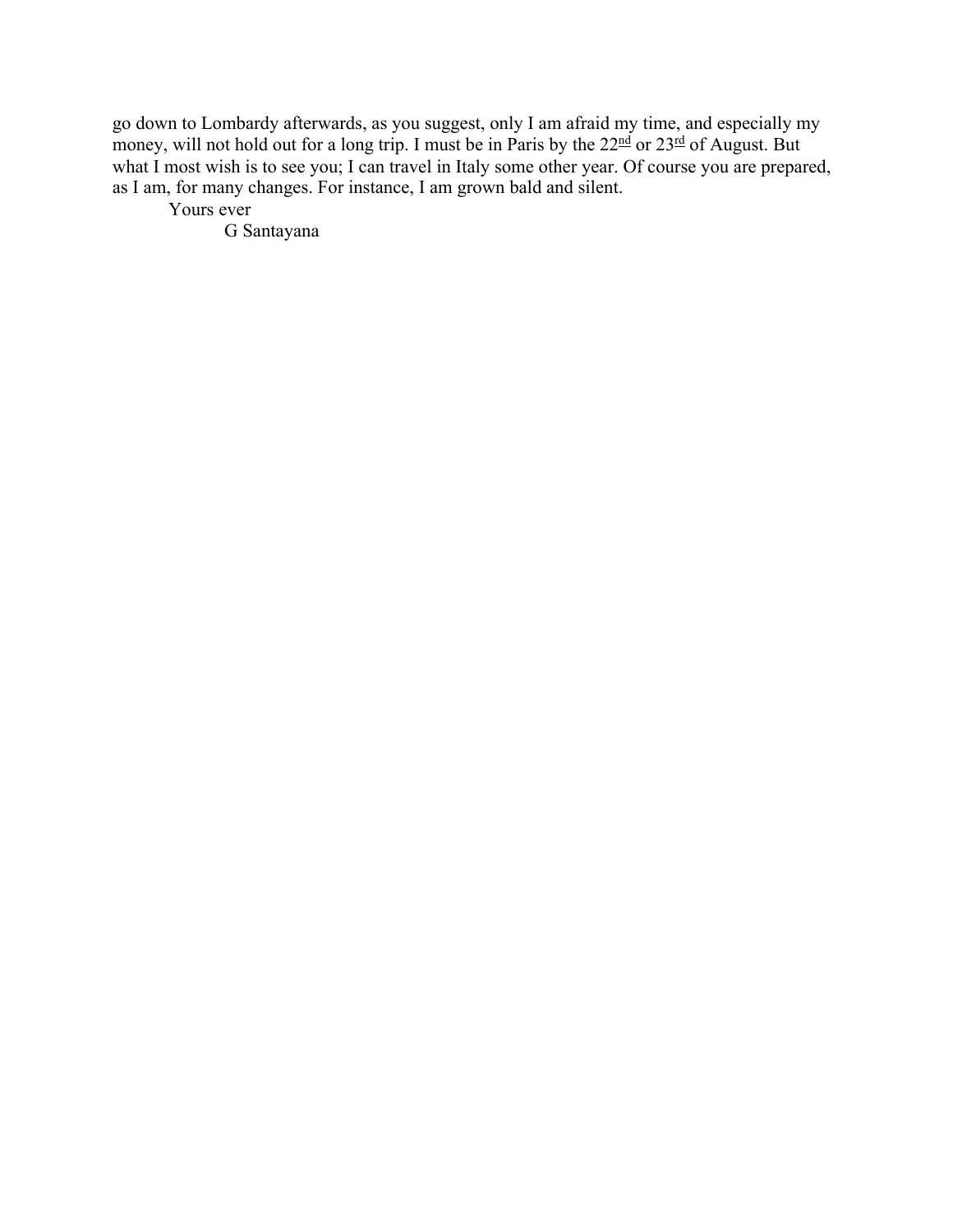go down to Lombardy afterwards, as you suggest, only I am afraid my time, and especially my money, will not hold out for a long trip. I must be in Paris by the 22nd or 23rd of August. But what I most wish is to see you; I can travel in Italy some other year. Of course you are prepared, as I am, for many changes. For instance, I am grown bald and silent.

Yours ever

G Santayana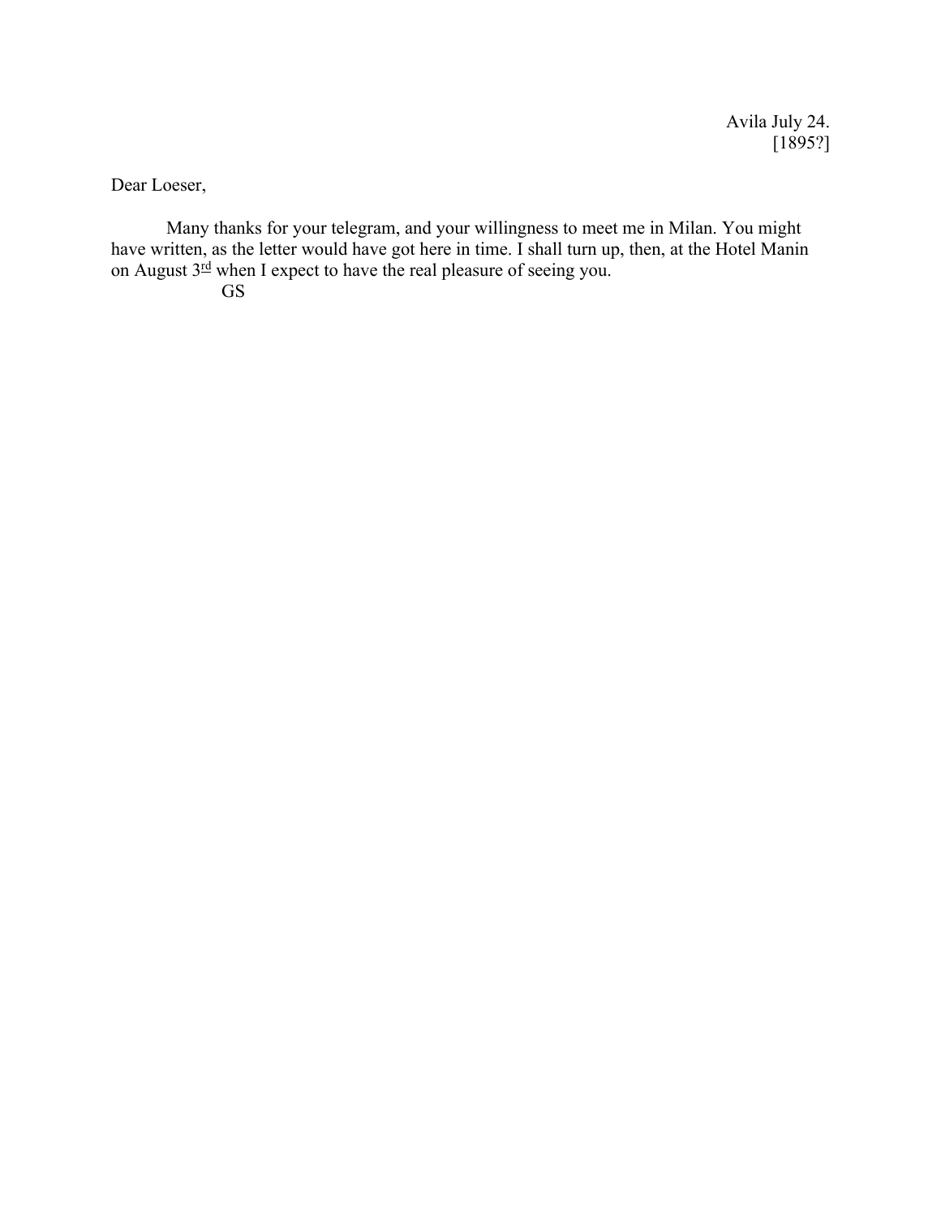Avila July 24.
[1895?]

Dear Loeser,

Many thanks for your telegram, and your willingness to meet me in Milan. You might have written, as the letter would have got here in time. I shall turn up, then, at the Hotel Manin on August 3rd when I expect to have the real pleasure of seeing you.

GS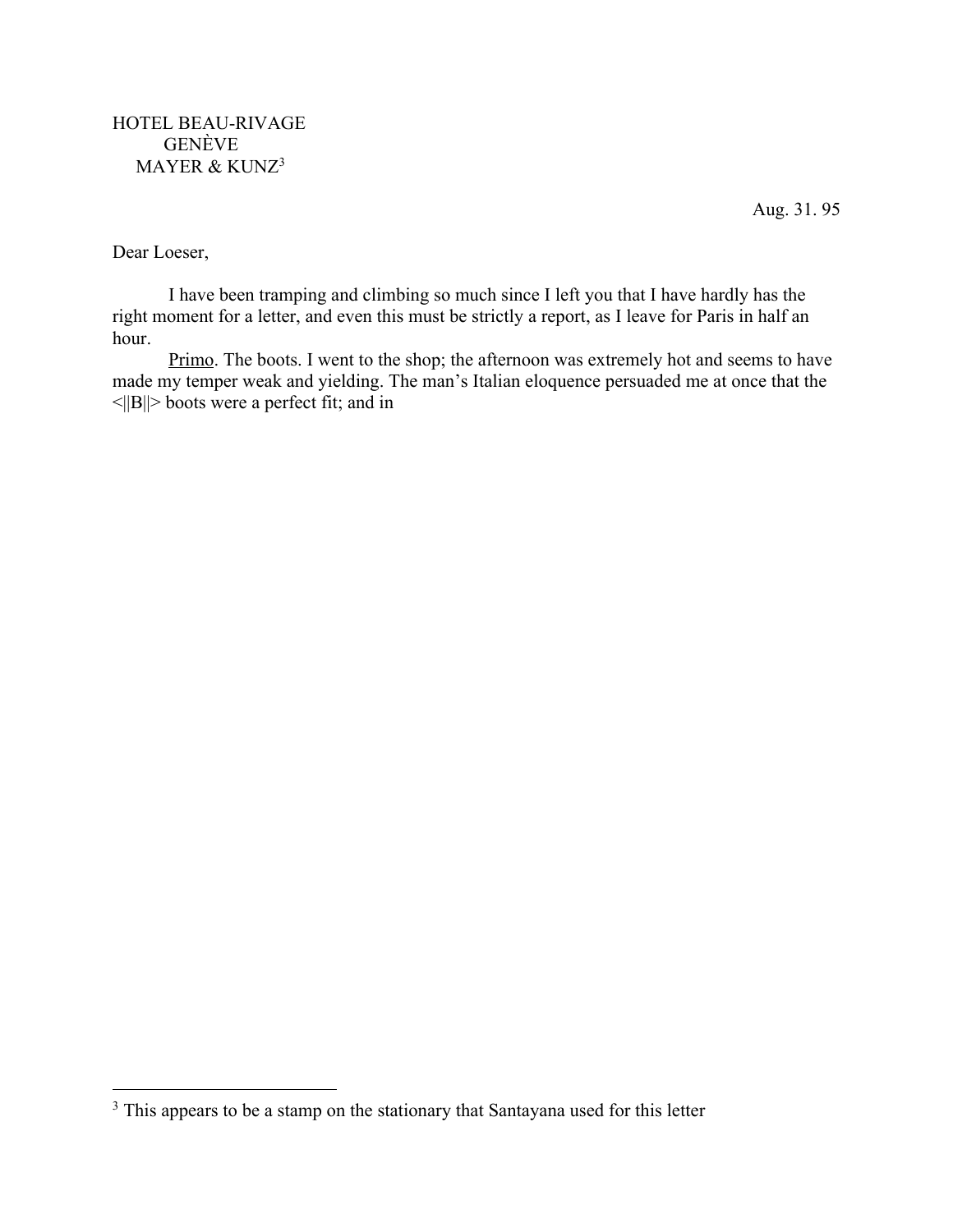HOTEL BEAU-RIVAGE
GENÈVE
MAYER & KUNZ[3]

Aug. 31. 95

Dear Loeser,

I have been tramping and climbing so much since I left you that I have hardly has the right moment for a letter, and even this must be strictly a report, as I leave for Paris in half an hour.

Primo. The boots. I went to the shop; the afternoon was extremely hot and seems to have made my temper weak and yielding. The man's Italian eloquence persuaded me at once that the <||B||> boots were a perfect fit; and in

---

[3] This appears to be a stamp on the stationary that Santayana used for this letter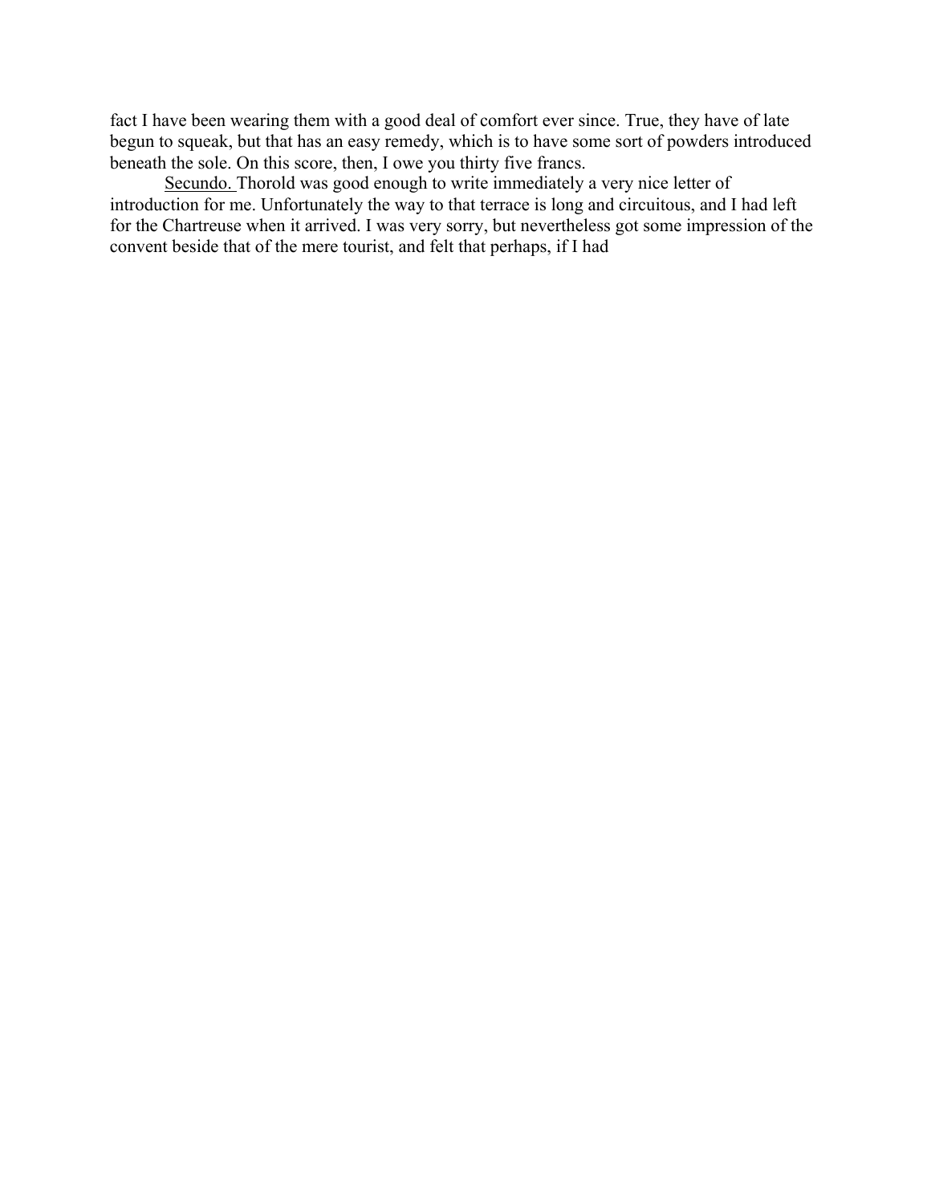fact I have been wearing them with a good deal of comfort ever since. True, they have of late begun to squeak, but that has an easy remedy, which is to have some sort of powders introduced beneath the sole. On this score, then, I owe you thirty five francs.

<u>Secundo.</u> Thorold was good enough to write immediately a very nice letter of introduction for me. Unfortunately the way to that terrace is long and circuitous, and I had left for the Chartreuse when it arrived. I was very sorry, but nevertheless got some impression of the convent beside that of the mere tourist, and felt that perhaps, if I had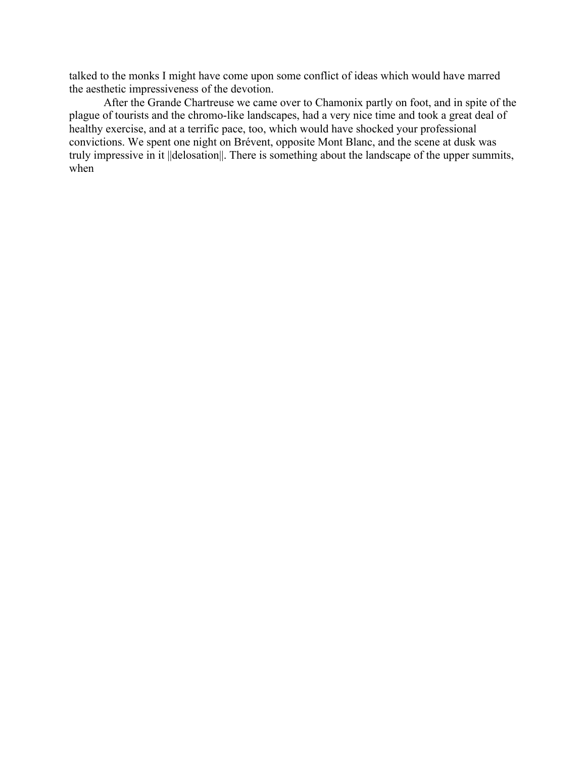talked to the monks I might have come upon some conflict of ideas which would have marred the aesthetic impressiveness of the devotion.

After the Grande Chartreuse we came over to Chamonix partly on foot, and in spite of the plague of tourists and the chromo-like landscapes, had a very nice time and took a great deal of healthy exercise, and at a terrific pace, too, which would have shocked your professional convictions. We spent one night on Brévent, opposite Mont Blanc, and the scene at dusk was truly impressive in it ||delosation||. There is something about the landscape of the upper summits, when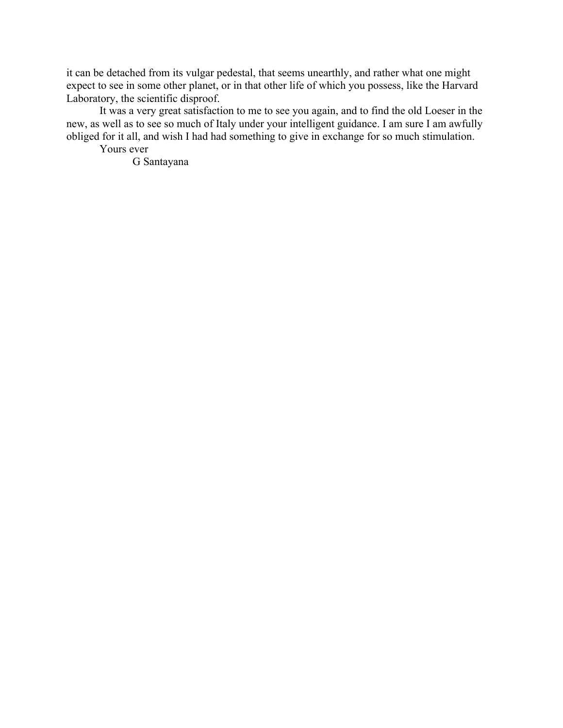it can be detached from its vulgar pedestal, that seems unearthly, and rather what one might expect to see in some other planet, or in that other life of which you possess, like the Harvard Laboratory, the scientific disproof.

It was a very great satisfaction to me to see you again, and to find the old Loeser in the new, as well as to see so much of Italy under your intelligent guidance. I am sure I am awfully obliged for it all, and wish I had had something to give in exchange for so much stimulation.

Yours ever

G Santayana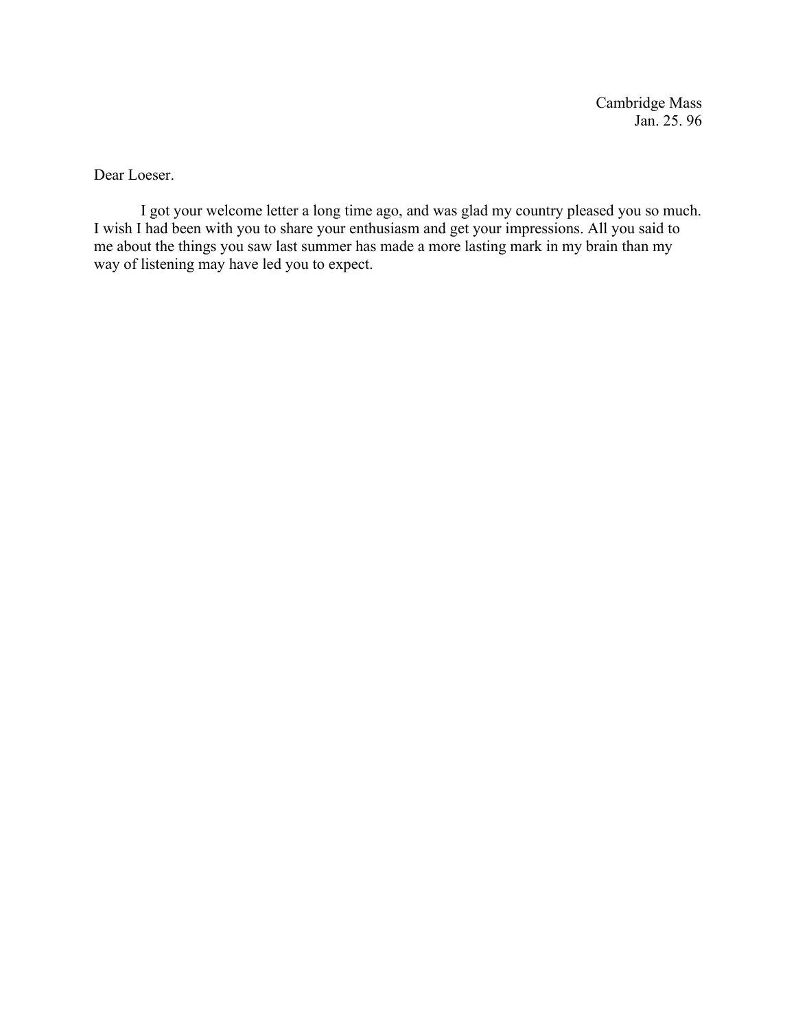Cambridge Mass
Jan. 25. 96

Dear Loeser.

I got your welcome letter a long time ago, and was glad my country pleased you so much. I wish I had been with you to share your enthusiasm and get your impressions. All you said to me about the things you saw last summer has made a more lasting mark in my brain than my way of listening may have led you to expect.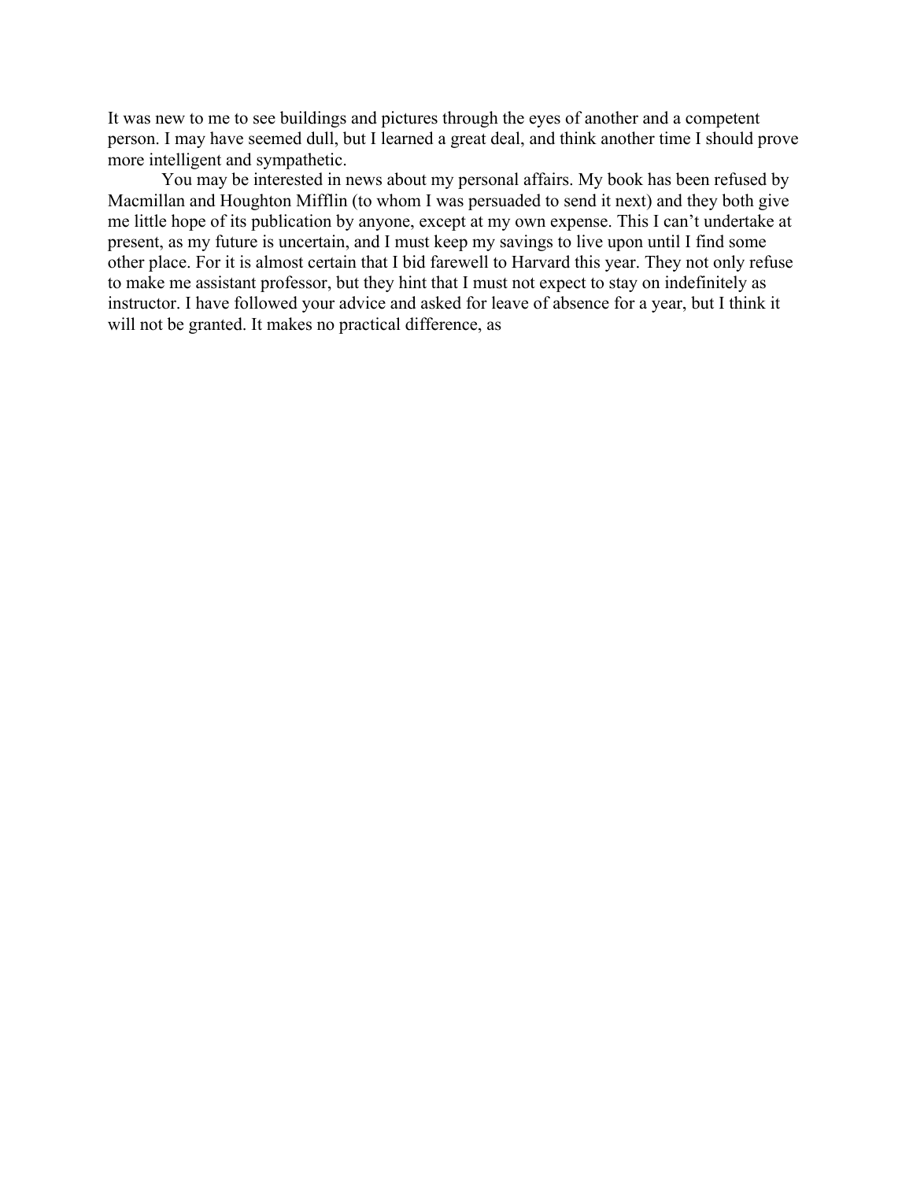It was new to me to see buildings and pictures through the eyes of another and a competent person. I may have seemed dull, but I learned a great deal, and think another time I should prove more intelligent and sympathetic.

You may be interested in news about my personal affairs. My book has been refused by Macmillan and Houghton Mifflin (to whom I was persuaded to send it next) and they both give me little hope of its publication by anyone, except at my own expense. This I can't undertake at present, as my future is uncertain, and I must keep my savings to live upon until I find some other place. For it is almost certain that I bid farewell to Harvard this year. They not only refuse to make me assistant professor, but they hint that I must not expect to stay on indefinitely as instructor. I have followed your advice and asked for leave of absence for a year, but I think it will not be granted. It makes no practical difference, as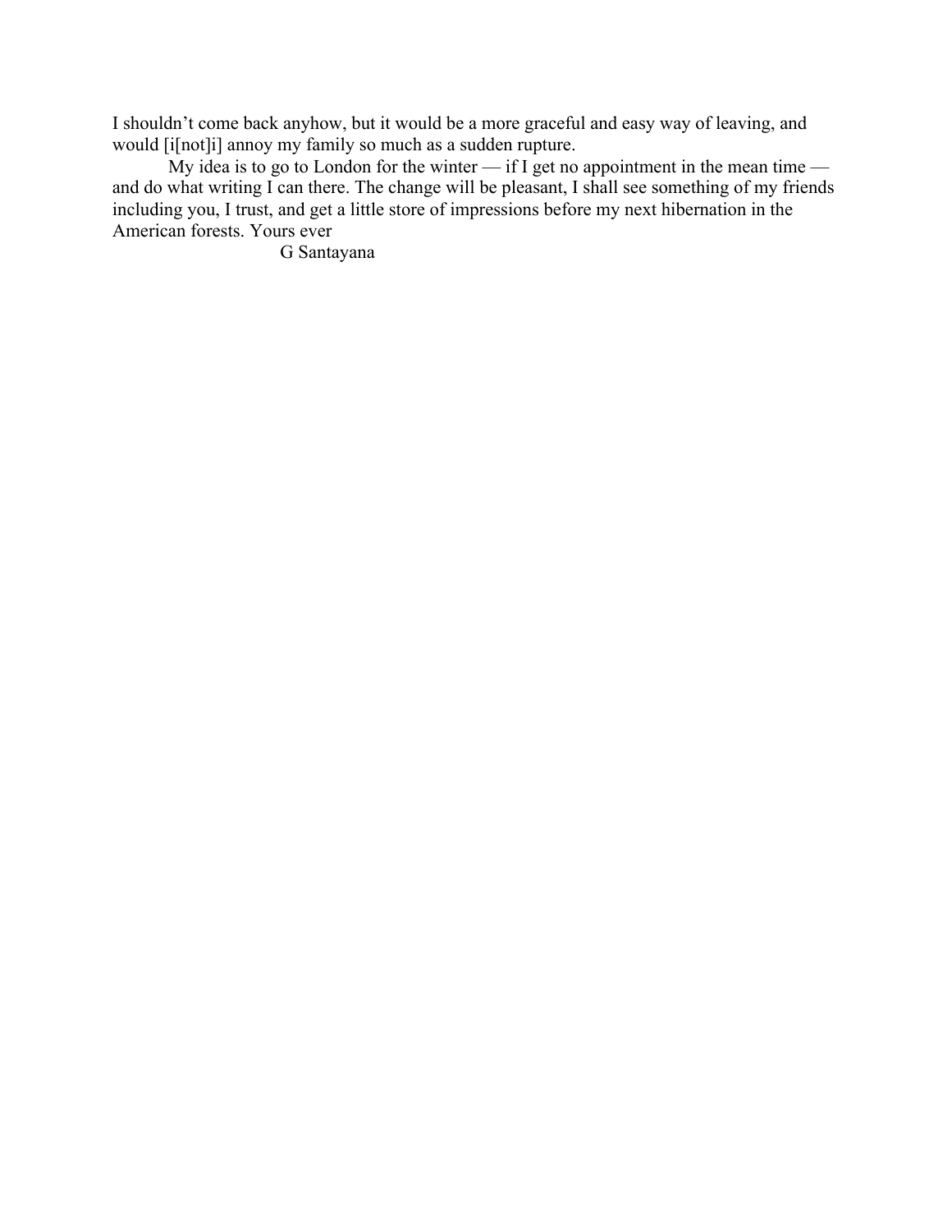I shouldn't come back anyhow, but it would be a more graceful and easy way of leaving, and would [i[not]i] annoy my family so much as a sudden rupture.

My idea is to go to London for the winter — if I get no appointment in the mean time — and do what writing I can there. The change will be pleasant, I shall see something of my friends including you, I trust, and get a little store of impressions before my next hibernation in the American forests. Yours ever

G Santayana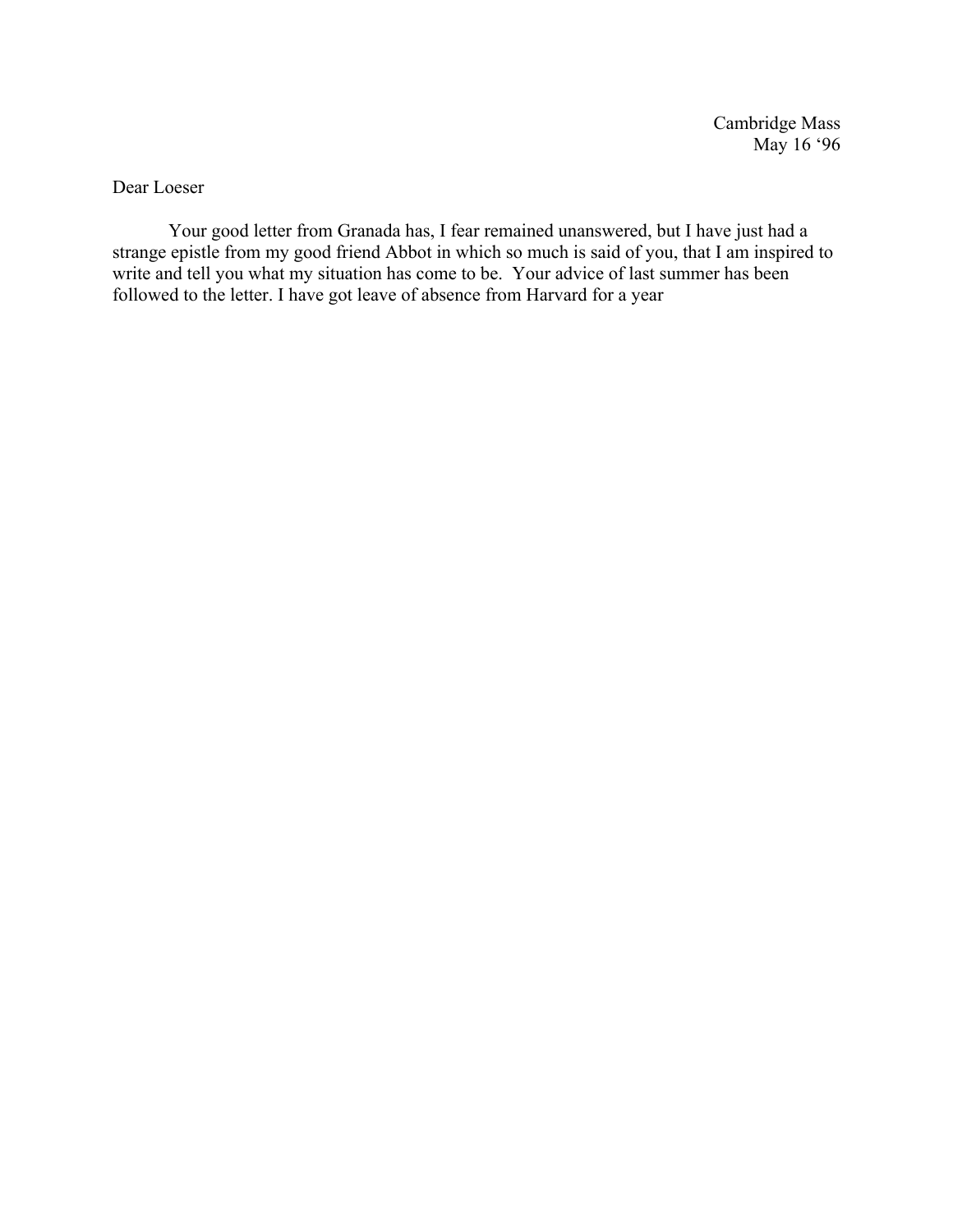Cambridge Mass
May 16 '96

Dear Loeser

Your good letter from Granada has, I fear remained unanswered, but I have just had a strange epistle from my good friend Abbot in which so much is said of you, that I am inspired to write and tell you what my situation has come to be. Your advice of last summer has been followed to the letter. I have got leave of absence from Harvard for a year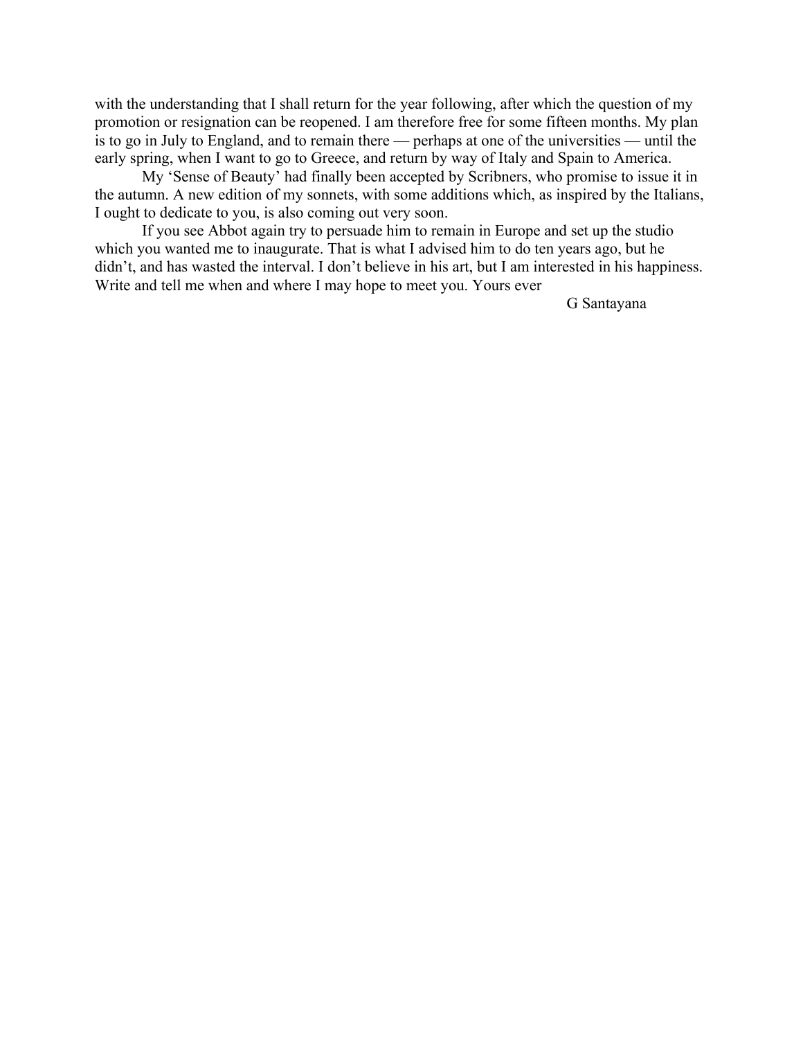with the understanding that I shall return for the year following, after which the question of my promotion or resignation can be reopened. I am therefore free for some fifteen months. My plan is to go in July to England, and to remain there — perhaps at one of the universities — until the early spring, when I want to go to Greece, and return by way of Italy and Spain to America.

My 'Sense of Beauty' had finally been accepted by Scribners, who promise to issue it in the autumn. A new edition of my sonnets, with some additions which, as inspired by the Italians, I ought to dedicate to you, is also coming out very soon.

If you see Abbot again try to persuade him to remain in Europe and set up the studio which you wanted me to inaugurate. That is what I advised him to do ten years ago, but he didn't, and has wasted the interval. I don't believe in his art, but I am interested in his happiness. Write and tell me when and where I may hope to meet you. Yours ever

G Santayana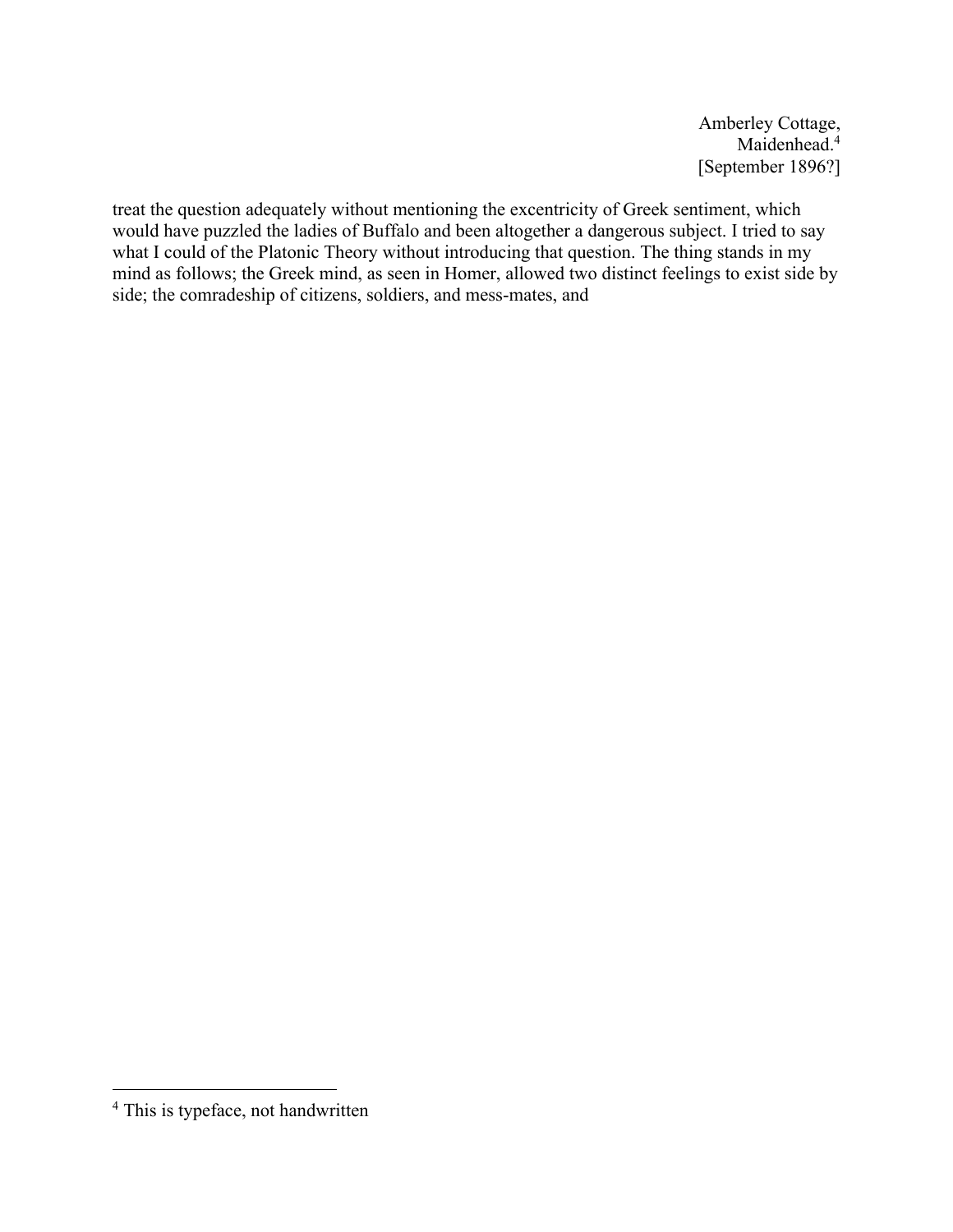Amberley Cottage,
Maidenhead.[4]
[September 1896?]

treat the question adequately without mentioning the excentricity of Greek sentiment, which would have puzzled the ladies of Buffalo and been altogether a dangerous subject. I tried to say what I could of the Platonic Theory without introducing that question. The thing stands in my mind as follows; the Greek mind, as seen in Homer, allowed two distinct feelings to exist side by side; the comradeship of citizens, soldiers, and mess-mates, and

[4] This is typeface, not handwritten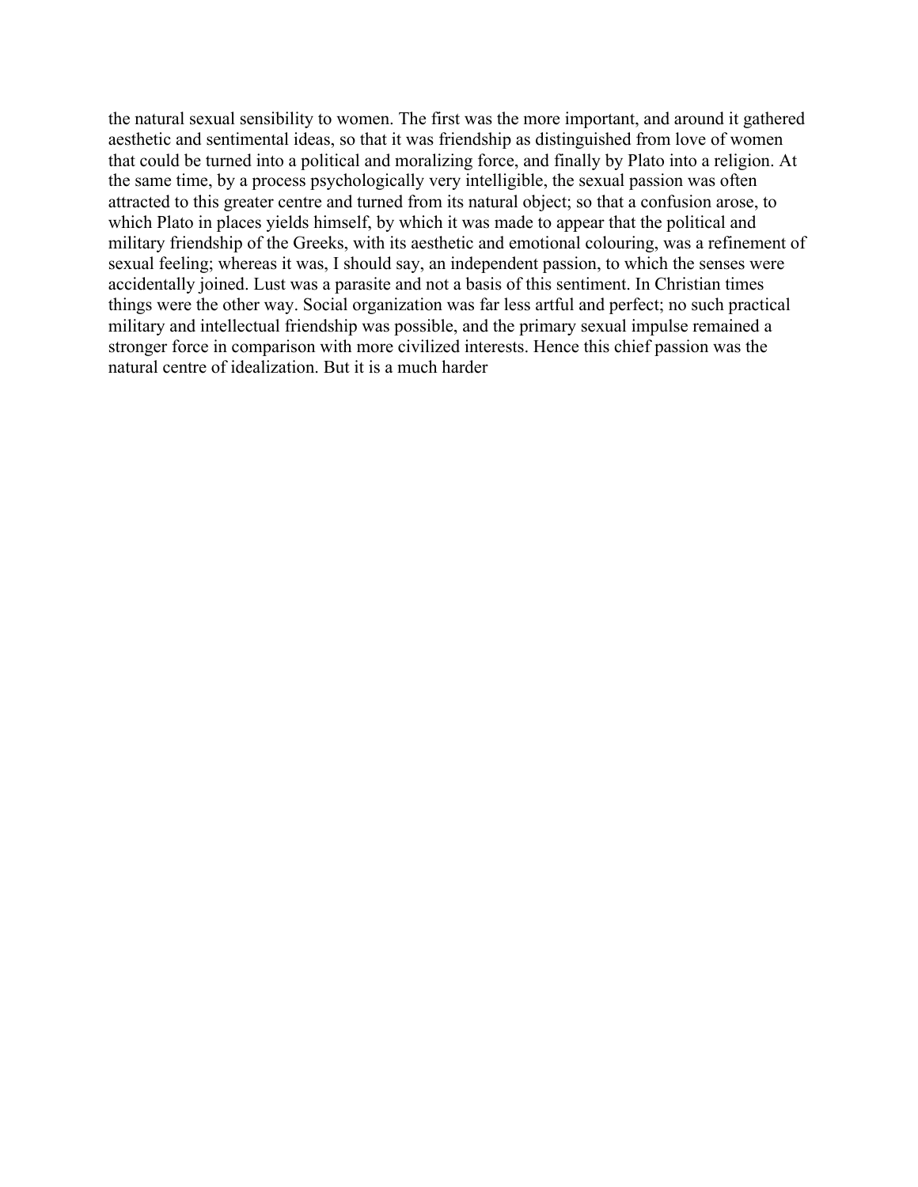the natural sexual sensibility to women. The first was the more important, and around it gathered aesthetic and sentimental ideas, so that it was friendship as distinguished from love of women that could be turned into a political and moralizing force, and finally by Plato into a religion. At the same time, by a process psychologically very intelligible, the sexual passion was often attracted to this greater centre and turned from its natural object; so that a confusion arose, to which Plato in places yields himself, by which it was made to appear that the political and military friendship of the Greeks, with its aesthetic and emotional colouring, was a refinement of sexual feeling; whereas it was, I should say, an independent passion, to which the senses were accidentally joined. Lust was a parasite and not a basis of this sentiment. In Christian times things were the other way. Social organization was far less artful and perfect; no such practical military and intellectual friendship was possible, and the primary sexual impulse remained a stronger force in comparison with more civilized interests. Hence this chief passion was the natural centre of idealization. But it is a much harder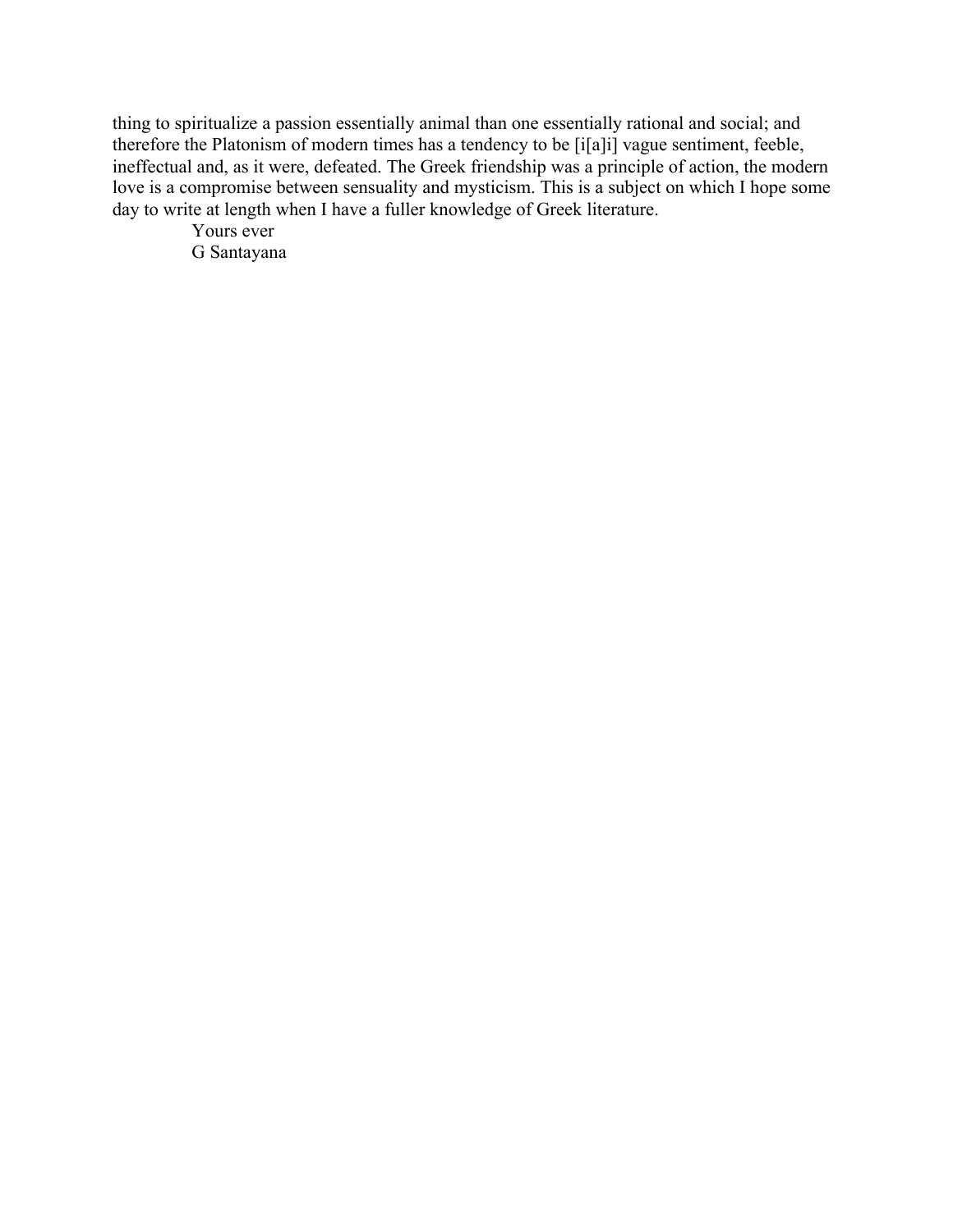thing to spiritualize a passion essentially animal than one essentially rational and social; and therefore the Platonism of modern times has a tendency to be [i[a]i] vague sentiment, feeble, ineffectual and, as it were, defeated. The Greek friendship was a principle of action, the modern love is a compromise between sensuality and mysticism. This is a subject on which I hope some day to write at length when I have a fuller knowledge of Greek literature.

Yours ever

G Santayana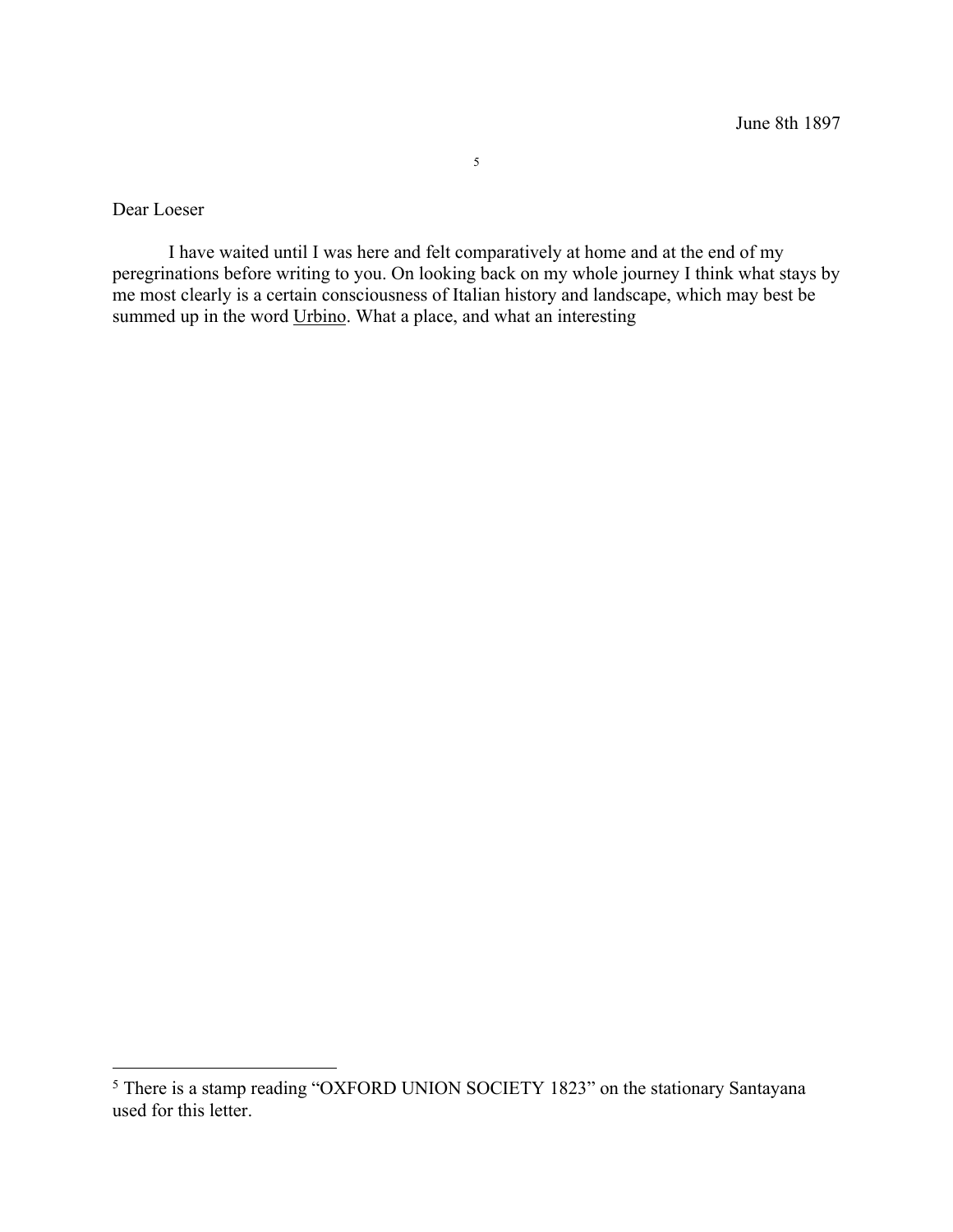June 8th 1897

[5]

Dear Loeser

I have waited until I was here and felt comparatively at home and at the end of my peregrinations before writing to you. On looking back on my whole journey I think what stays by me most clearly is a certain consciousness of Italian history and landscape, which may best be summed up in the word <u>Urbino</u>. What a place, and what an interesting

---

[5] There is a stamp reading "OXFORD UNION SOCIETY 1823" on the stationary Santayana used for this letter.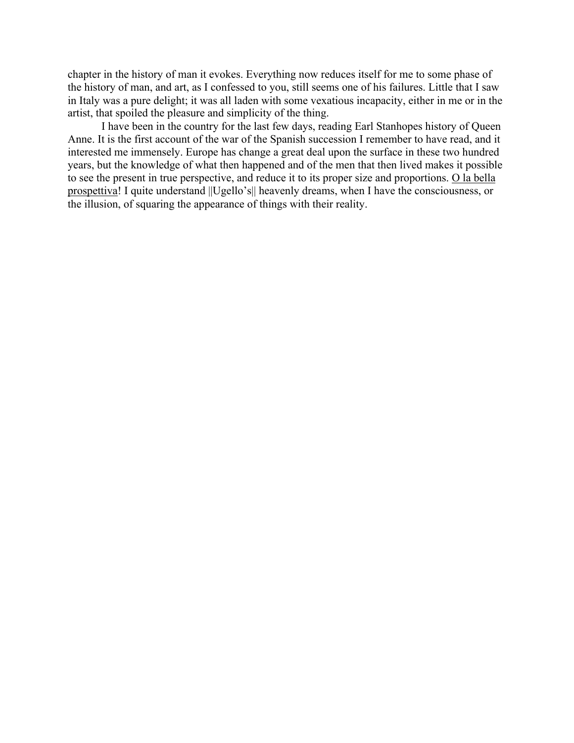chapter in the history of man it evokes. Everything now reduces itself for me to some phase of the history of man, and art, as I confessed to you, still seems one of his failures. Little that I saw in Italy was a pure delight; it was all laden with some vexatious incapacity, either in me or in the artist, that spoiled the pleasure and simplicity of the thing.

I have been in the country for the last few days, reading Earl Stanhopes history of Queen Anne. It is the first account of the war of the Spanish succession I remember to have read, and it interested me immensely. Europe has change a great deal upon the surface in these two hundred years, but the knowledge of what then happened and of the men that then lived makes it possible to see the present in true perspective, and reduce it to its proper size and proportions. <u>O la bella prospettiva</u>! I quite understand ||Ugello's|| heavenly dreams, when I have the consciousness, or the illusion, of squaring the appearance of things with their reality.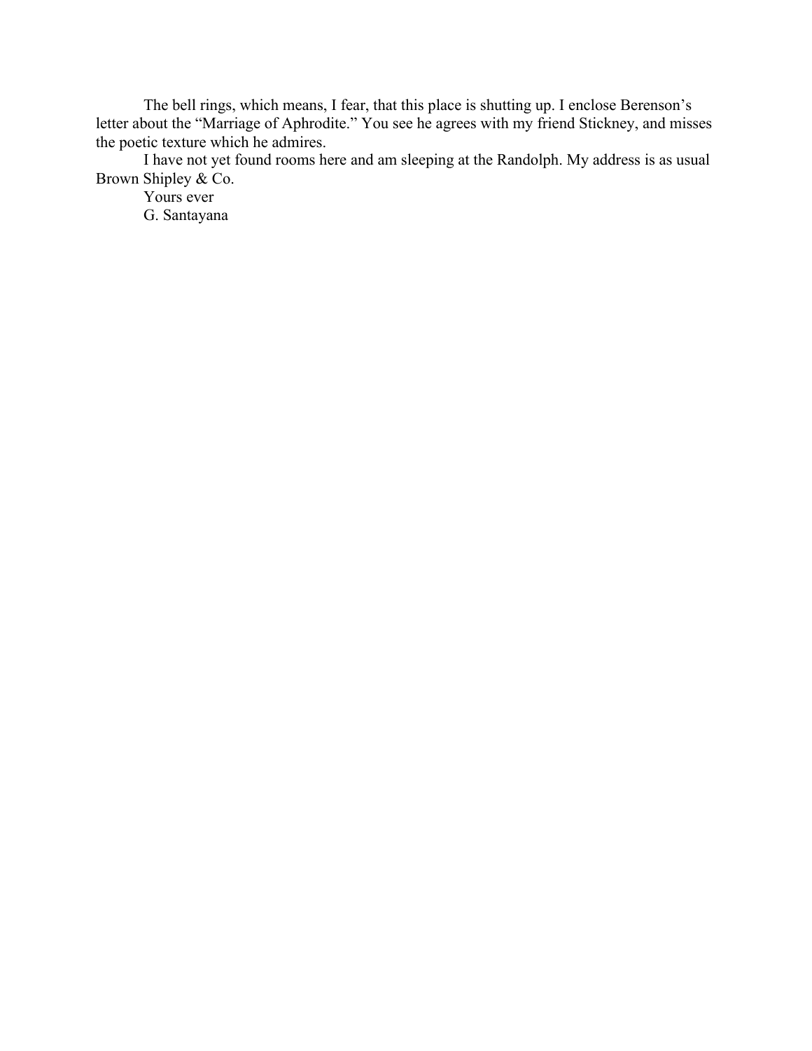The bell rings, which means, I fear, that this place is shutting up. I enclose Berenson's letter about the "Marriage of Aphrodite." You see he agrees with my friend Stickney, and misses the poetic texture which he admires.

I have not yet found rooms here and am sleeping at the Randolph. My address is as usual Brown Shipley & Co.

Yours ever

G. Santayana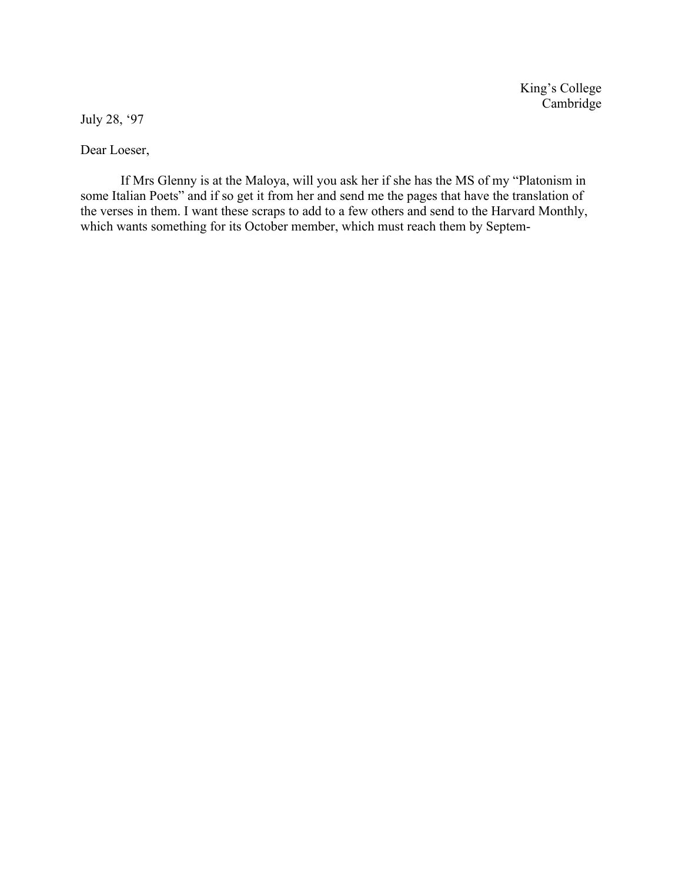King's College
Cambridge

July 28, '97

Dear Loeser,

If Mrs Glenny is at the Maloya, will you ask her if she has the MS of my "Platonism in some Italian Poets" and if so get it from her and send me the pages that have the translation of the verses in them. I want these scraps to add to a few others and send to the Harvard Monthly, which wants something for its October member, which must reach them by Septem-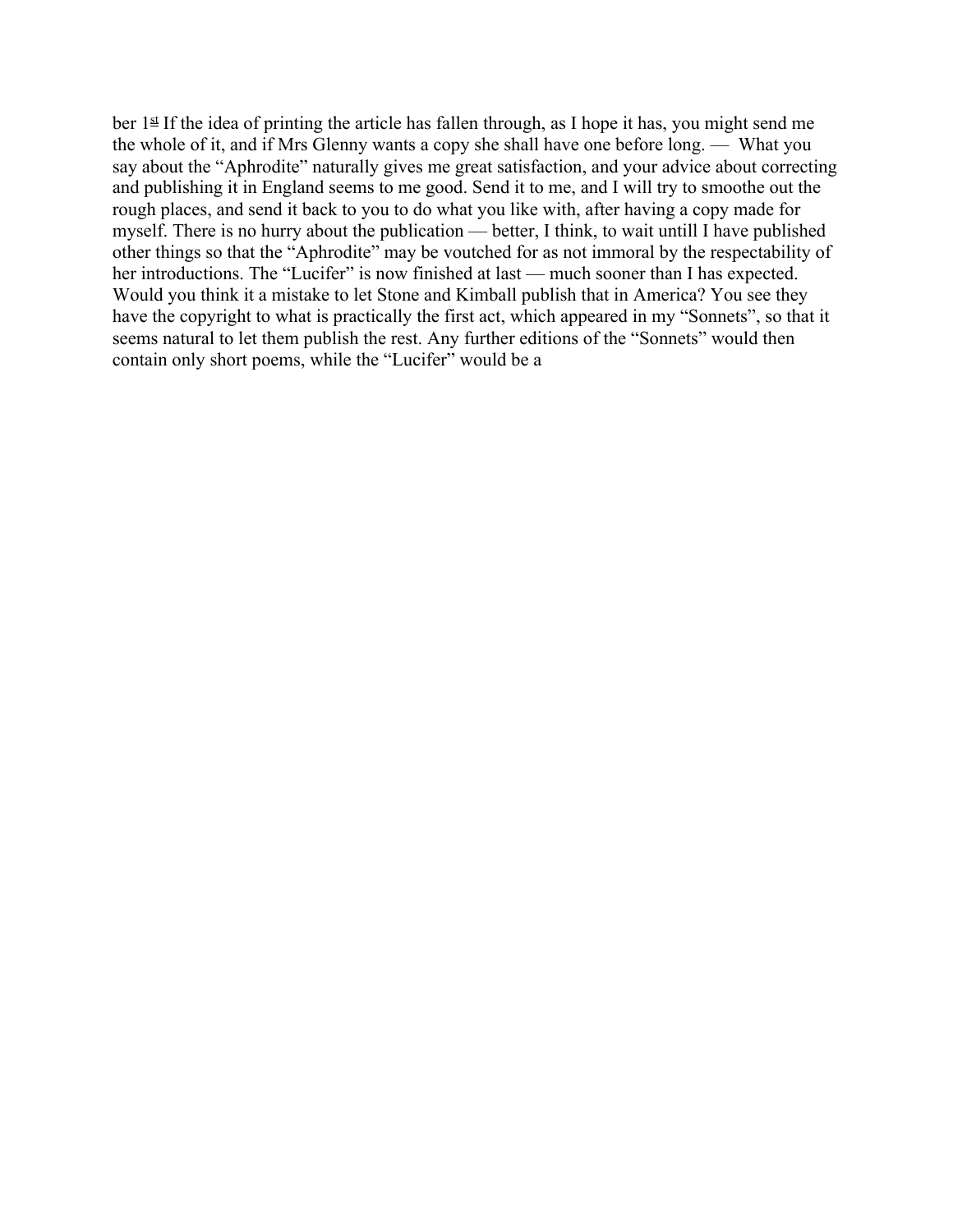ber 1st If the idea of printing the article has fallen through, as I hope it has, you might send me the whole of it, and if Mrs Glenny wants a copy she shall have one before long. — What you say about the "Aphrodite" naturally gives me great satisfaction, and your advice about correcting and publishing it in England seems to me good. Send it to me, and I will try to smoothe out the rough places, and send it back to you to do what you like with, after having a copy made for myself. There is no hurry about the publication — better, I think, to wait untill I have published other things so that the "Aphrodite" may be voutched for as not immoral by the respectability of her introductions. The "Lucifer" is now finished at last — much sooner than I has expected. Would you think it a mistake to let Stone and Kimball publish that in America? You see they have the copyright to what is practically the first act, which appeared in my "Sonnets", so that it seems natural to let them publish the rest. Any further editions of the "Sonnets" would then contain only short poems, while the "Lucifer" would be a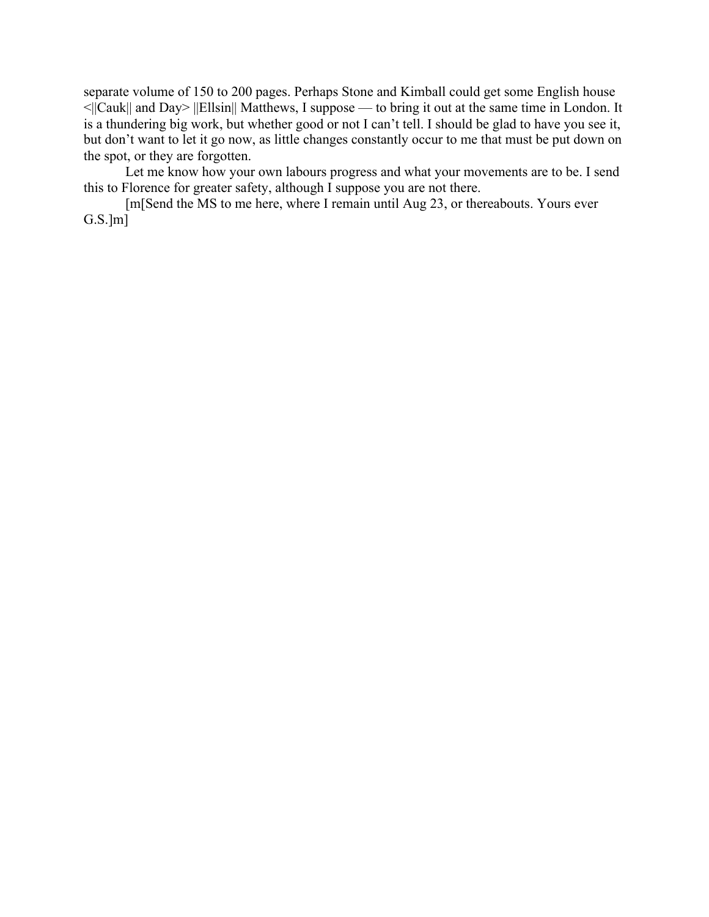separate volume of 150 to 200 pages. Perhaps Stone and Kimball could get some English house <||Cauk|| and Day> ||Ellsin|| Matthews, I suppose — to bring it out at the same time in London. It is a thundering big work, but whether good or not I can't tell. I should be glad to have you see it, but don't want to let it go now, as little changes constantly occur to me that must be put down on the spot, or they are forgotten.

Let me know how your own labours progress and what your movements are to be. I send this to Florence for greater safety, although I suppose you are not there.

[m[Send the MS to me here, where I remain until Aug 23, or thereabouts. Yours ever G.S.]m]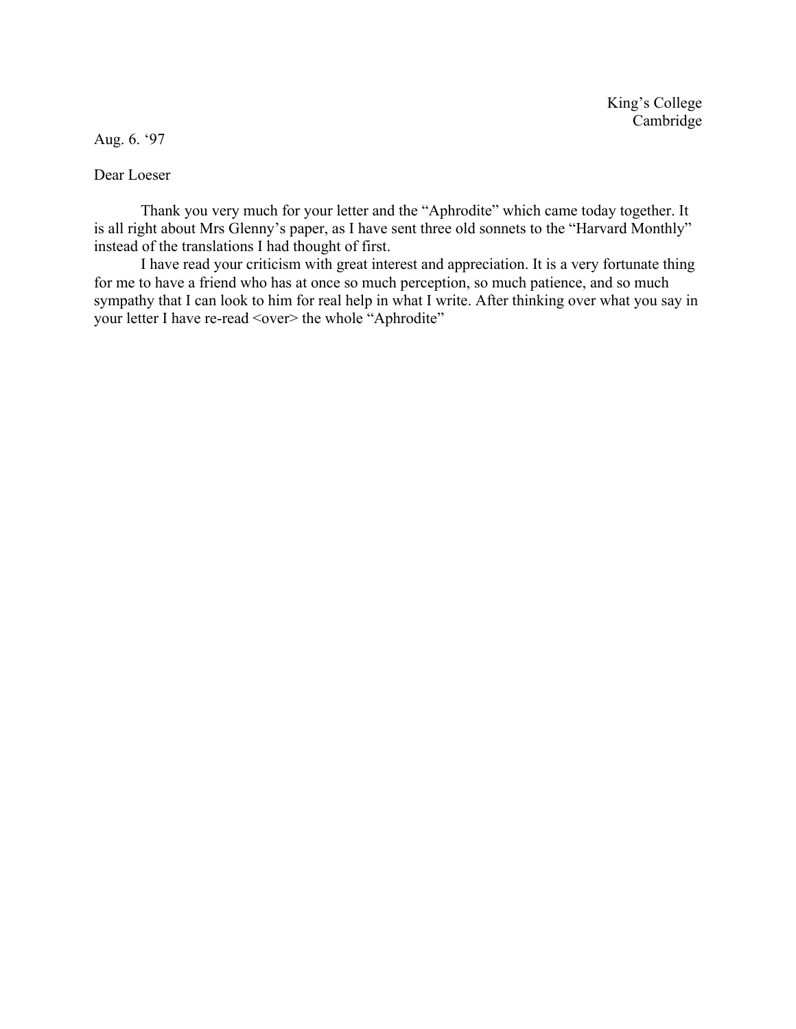King's College
Cambridge

Aug. 6. '97

Dear Loeser

Thank you very much for your letter and the "Aphrodite" which came today together. It is all right about Mrs Glenny's paper, as I have sent three old sonnets to the "Harvard Monthly" instead of the translations I had thought of first.

I have read your criticism with great interest and appreciation. It is a very fortunate thing for me to have a friend who has at once so much perception, so much patience, and so much sympathy that I can look to him for real help in what I write. After thinking over what you say in your letter I have re-read <over> the whole "Aphrodite"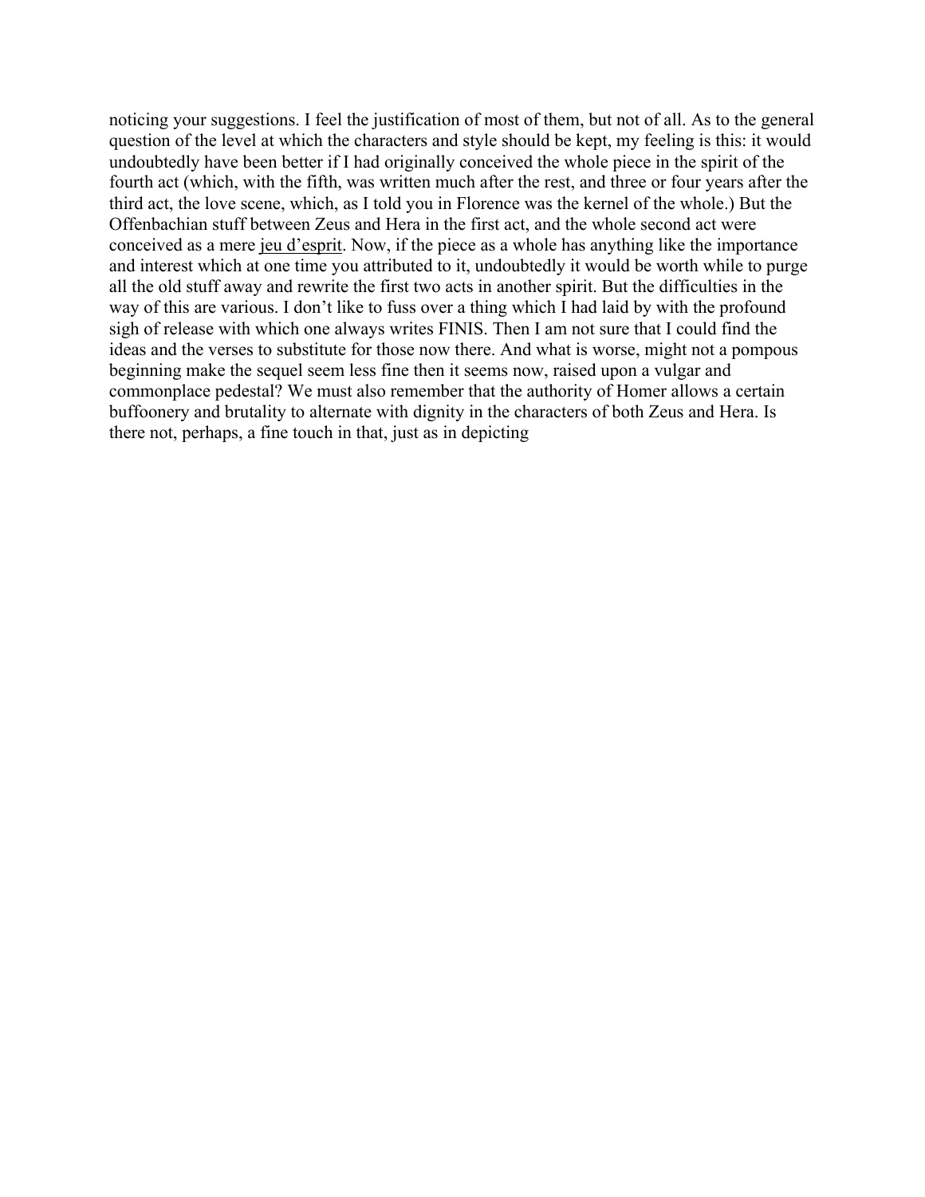noticing your suggestions. I feel the justification of most of them, but not of all. As to the general question of the level at which the characters and style should be kept, my feeling is this: it would undoubtedly have been better if I had originally conceived the whole piece in the spirit of the fourth act (which, with the fifth, was written much after the rest, and three or four years after the third act, the love scene, which, as I told you in Florence was the kernel of the whole.) But the Offenbachian stuff between Zeus and Hera in the first act, and the whole second act were conceived as a mere <u>jeu d'esprit</u>. Now, if the piece as a whole has anything like the importance and interest which at one time you attributed to it, undoubtedly it would be worth while to purge all the old stuff away and rewrite the first two acts in another spirit. But the difficulties in the way of this are various. I don't like to fuss over a thing which I had laid by with the profound sigh of release with which one always writes FINIS. Then I am not sure that I could find the ideas and the verses to substitute for those now there. And what is worse, might not a pompous beginning make the sequel seem less fine then it seems now, raised upon a vulgar and commonplace pedestal? We must also remember that the authority of Homer allows a certain buffoonery and brutality to alternate with dignity in the characters of both Zeus and Hera. Is there not, perhaps, a fine touch in that, just as in depicting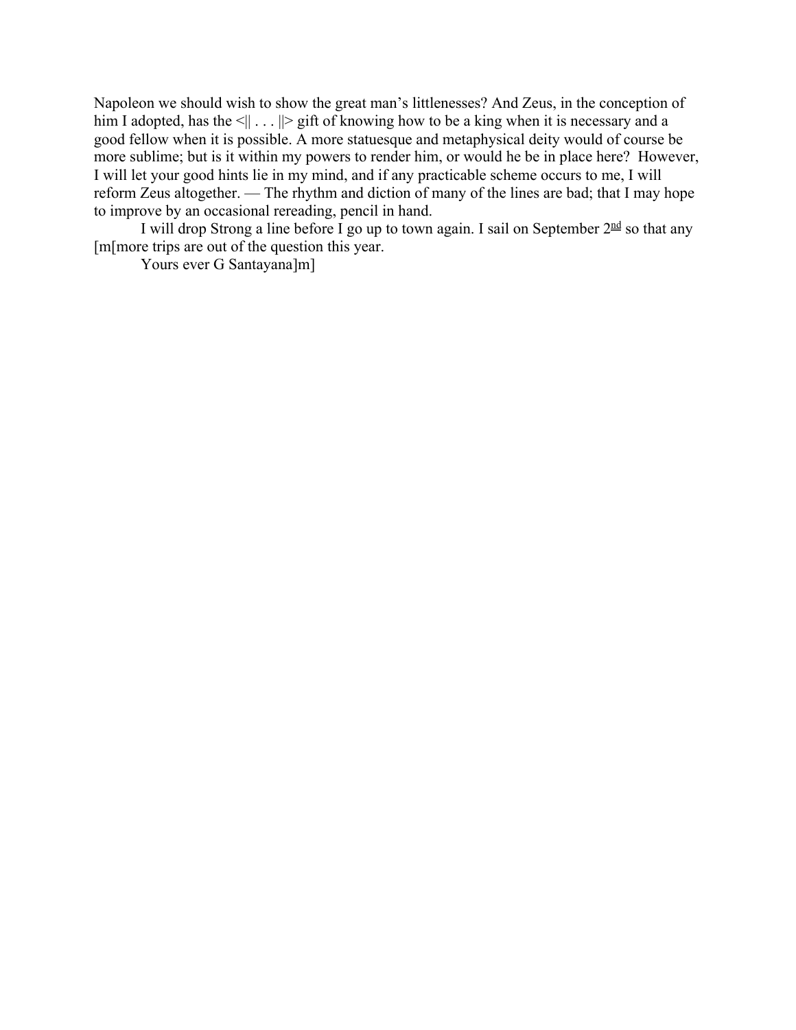Napoleon we should wish to show the great man's littlenesses? And Zeus, in the conception of him I adopted, has the <|| . . . ||> gift of knowing how to be a king when it is necessary and a good fellow when it is possible. A more statuesque and metaphysical deity would of course be more sublime; but is it within my powers to render him, or would he be in place here? However, I will let your good hints lie in my mind, and if any practicable scheme occurs to me, I will reform Zeus altogether. — The rhythm and diction of many of the lines are bad; that I may hope to improve by an occasional rereading, pencil in hand.

I will drop Strong a line before I go up to town again. I sail on September 2nd so that any [m[more trips are out of the question this year.

Yours ever G Santayana]m]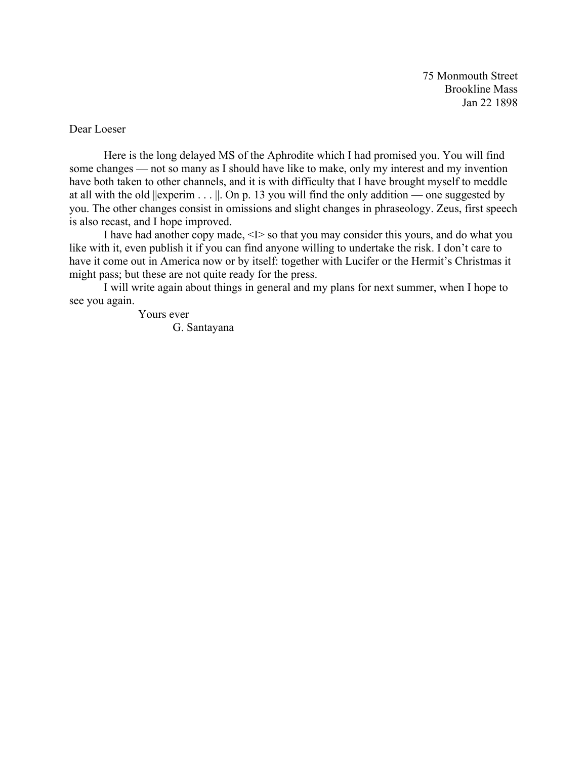75 Monmouth Street
Brookline Mass
Jan 22 1898

Dear Loeser

Here is the long delayed MS of the Aphrodite which I had promised you. You will find some changes — not so many as I should have like to make, only my interest and my invention have both taken to other channels, and it is with difficulty that I have brought myself to meddle at all with the old ||experim . . . ||. On p. 13 you will find the only addition — one suggested by you. The other changes consist in omissions and slight changes in phraseology. Zeus, first speech is also recast, and I hope improved.

I have had another copy made, <I> so that you may consider this yours, and do what you like with it, even publish it if you can find anyone willing to undertake the risk. I don't care to have it come out in America now or by itself: together with Lucifer or the Hermit's Christmas it might pass; but these are not quite ready for the press.

I will write again about things in general and my plans for next summer, when I hope to see you again.

Yours ever
G. Santayana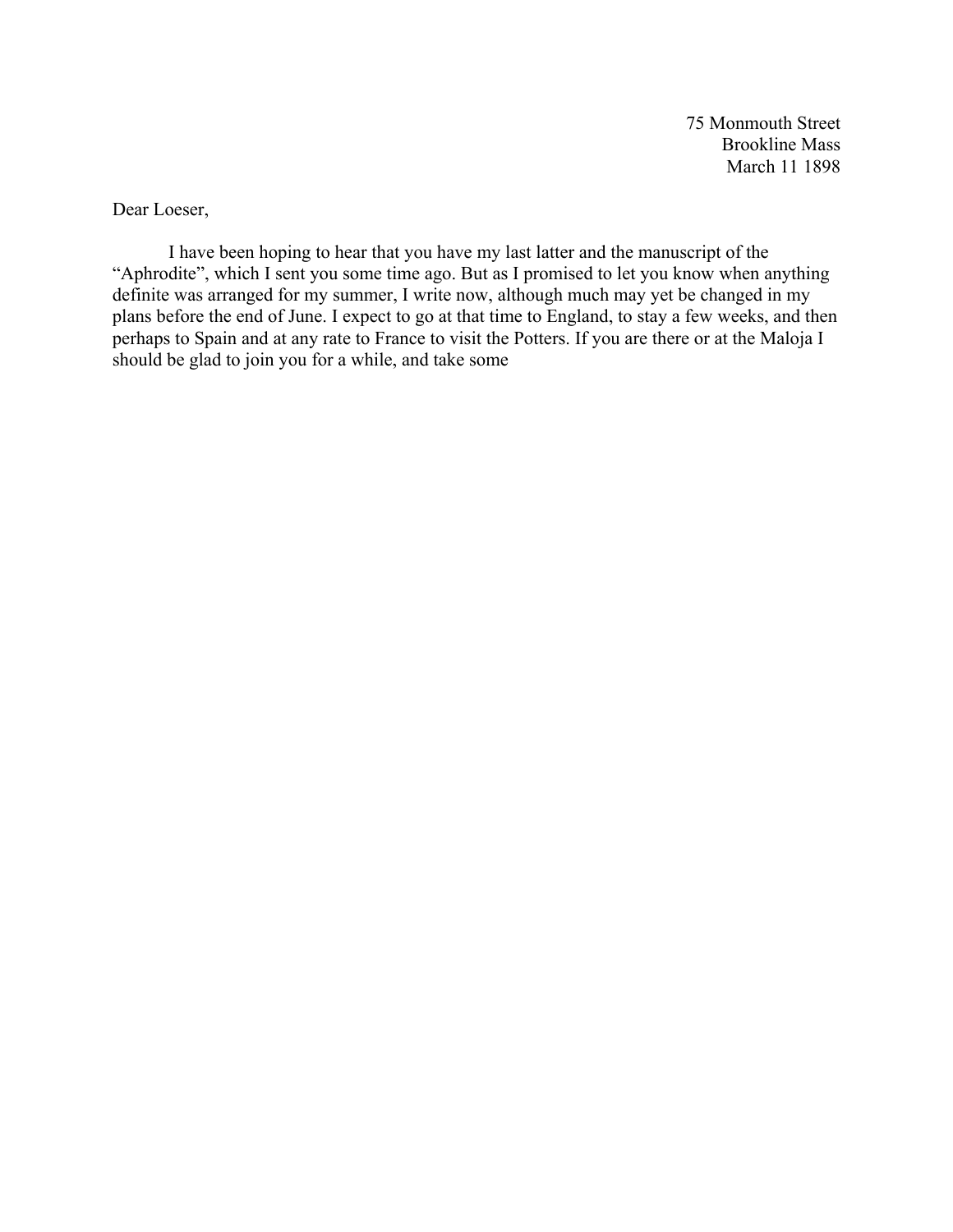75 Monmouth Street
Brookline Mass
March 11 1898

Dear Loeser,

I have been hoping to hear that you have my last latter and the manuscript of the "Aphrodite", which I sent you some time ago. But as I promised to let you know when anything definite was arranged for my summer, I write now, although much may yet be changed in my plans before the end of June. I expect to go at that time to England, to stay a few weeks, and then perhaps to Spain and at any rate to France to visit the Potters. If you are there or at the Maloja I should be glad to join you for a while, and take some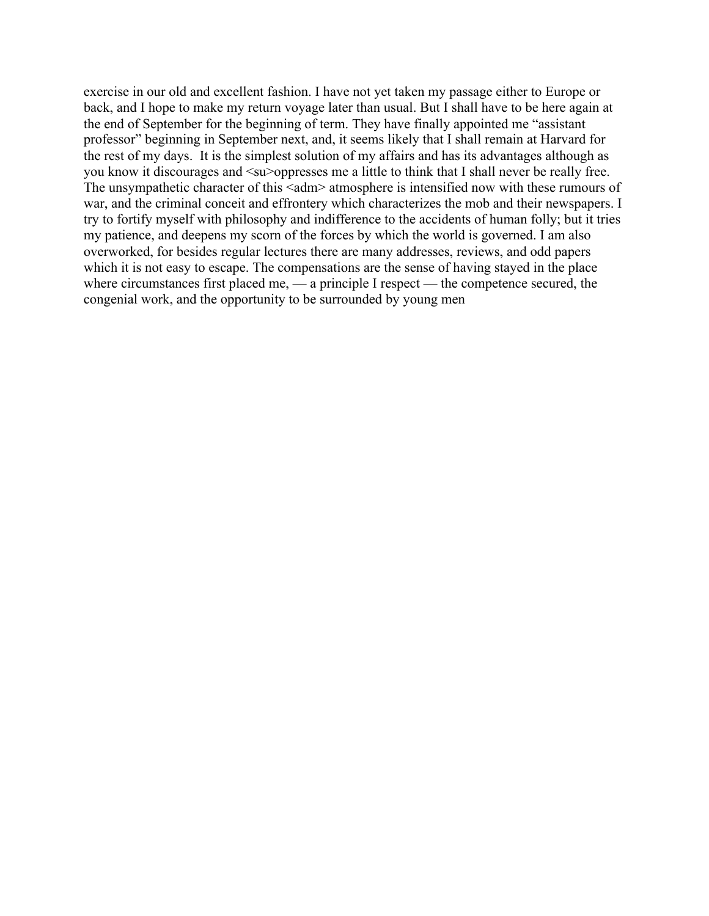exercise in our old and excellent fashion. I have not yet taken my passage either to Europe or back, and I hope to make my return voyage later than usual. But I shall have to be here again at the end of September for the beginning of term. They have finally appointed me "assistant professor" beginning in September next, and, it seems likely that I shall remain at Harvard for the rest of my days.  It is the simplest solution of my affairs and has its advantages although as you know it discourages and <su>oppresses me a little to think that I shall never be really free. The unsympathetic character of this <adm> atmosphere is intensified now with these rumours of war, and the criminal conceit and effrontery which characterizes the mob and their newspapers. I try to fortify myself with philosophy and indifference to the accidents of human folly; but it tries my patience, and deepens my scorn of the forces by which the world is governed. I am also overworked, for besides regular lectures there are many addresses, reviews, and odd papers which it is not easy to escape. The compensations are the sense of having stayed in the place where circumstances first placed me, — a principle I respect — the competence secured, the congenial work, and the opportunity to be surrounded by young men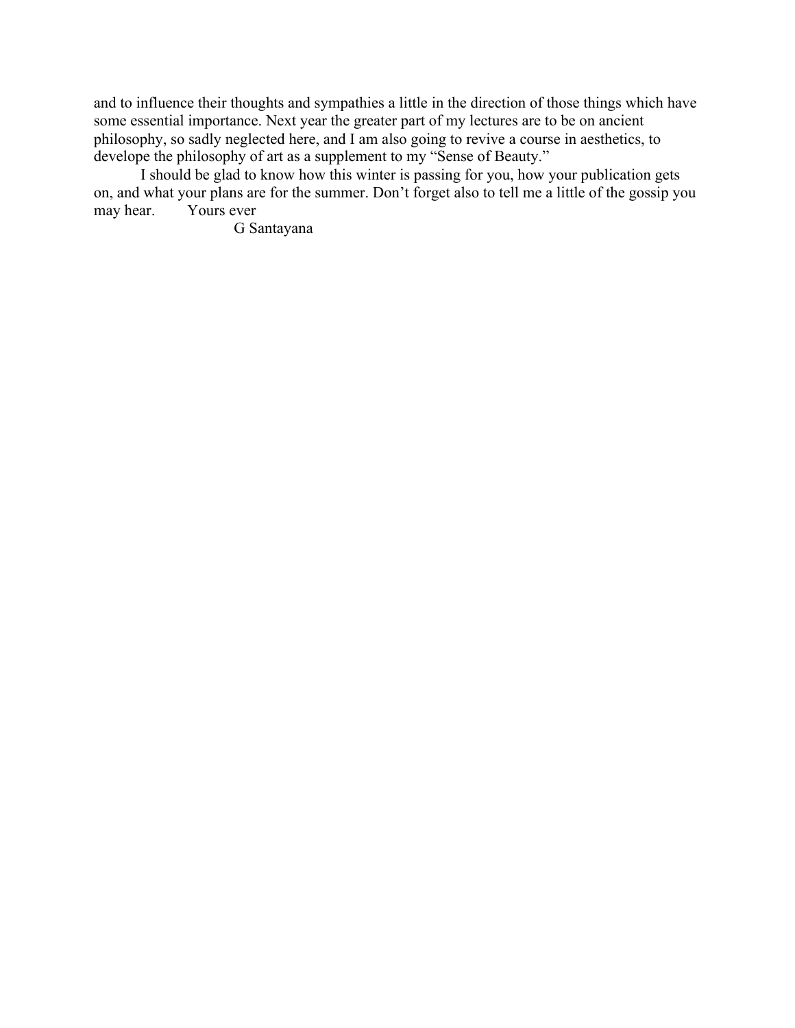and to influence their thoughts and sympathies a little in the direction of those things which have some essential importance. Next year the greater part of my lectures are to be on ancient philosophy, so sadly neglected here, and I am also going to revive a course in aesthetics, to develope the philosophy of art as a supplement to my "Sense of Beauty."

I should be glad to know how this winter is passing for you, how your publication gets on, and what your plans are for the summer. Don't forget also to tell me a little of the gossip you may hear. Yours ever

G Santayana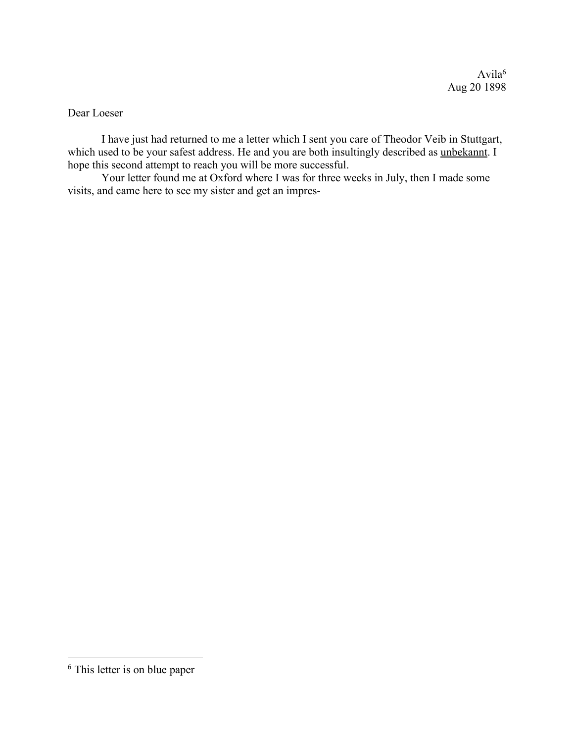Avila[6]
Aug 20 1898

Dear Loeser

I have just had returned to me a letter which I sent you care of Theodor Veib in Stuttgart, which used to be your safest address. He and you are both insultingly described as <u>unbekannt</u>. I hope this second attempt to reach you will be more successful.

Your letter found me at Oxford where I was for three weeks in July, then I made some visits, and came here to see my sister and get an impres-

---

[6] This letter is on blue paper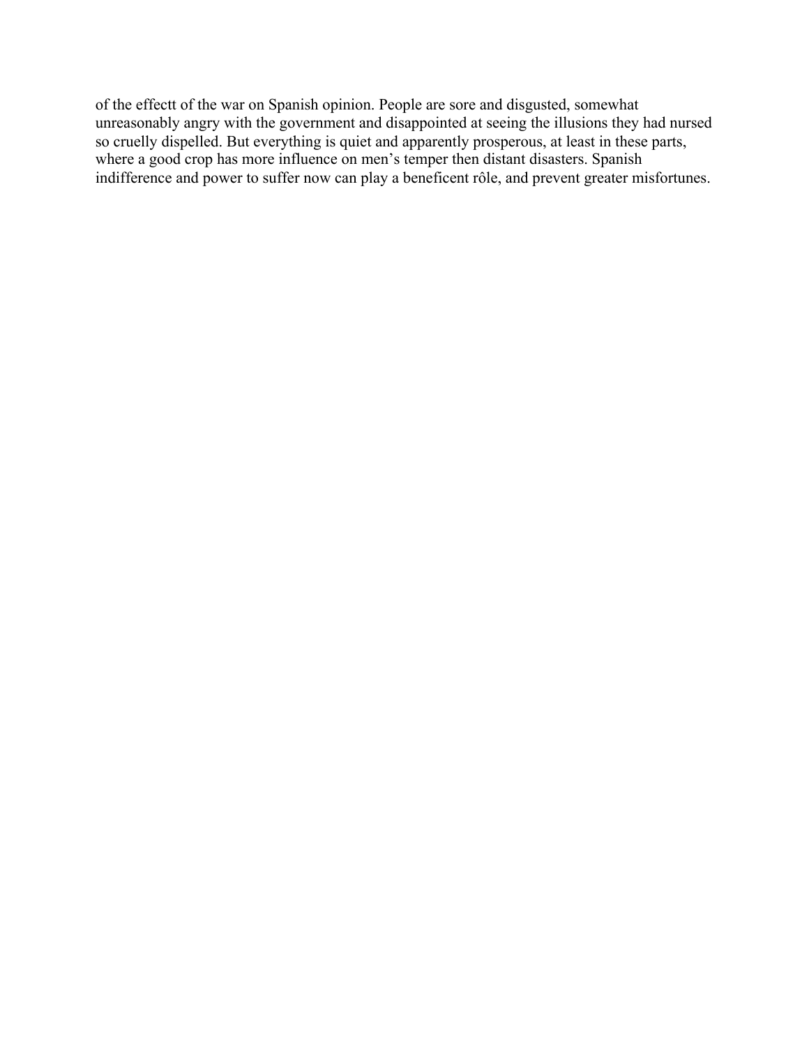of the effectt of the war on Spanish opinion. People are sore and disgusted, somewhat unreasonably angry with the government and disappointed at seeing the illusions they had nursed so cruelly dispelled. But everything is quiet and apparently prosperous, at least in these parts, where a good crop has more influence on men's temper then distant disasters. Spanish indifference and power to suffer now can play a beneficent rôle, and prevent greater misfortunes.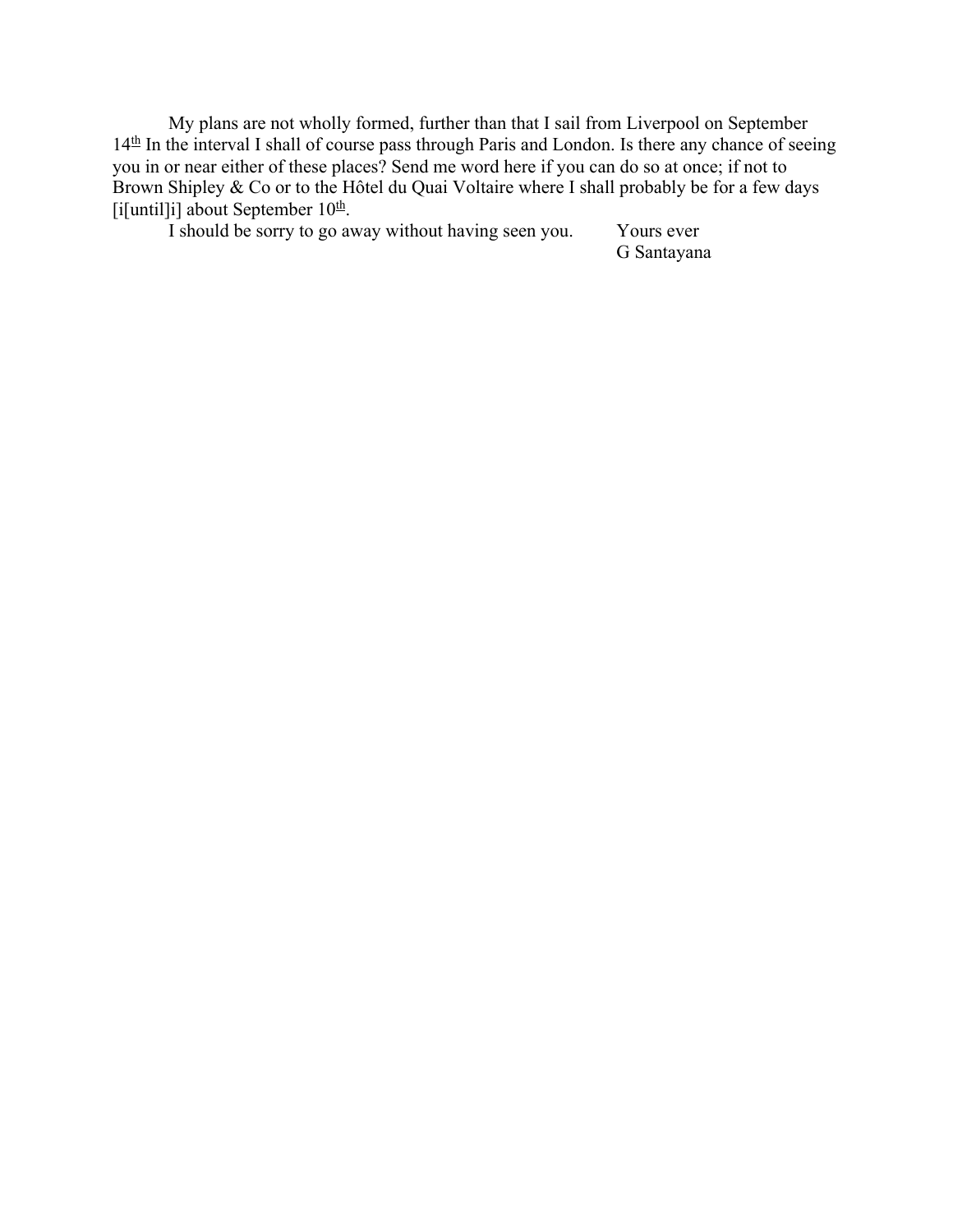My plans are not wholly formed, further than that I sail from Liverpool on September 14th In the interval I shall of course pass through Paris and London. Is there any chance of seeing you in or near either of these places? Send me word here if you can do so at once; if not to Brown Shipley & Co or to the Hôtel du Quai Voltaire where I shall probably be for a few days [i[until]i] about September 10th.

I should be sorry to go away without having seen you.

Yours ever
G Santayana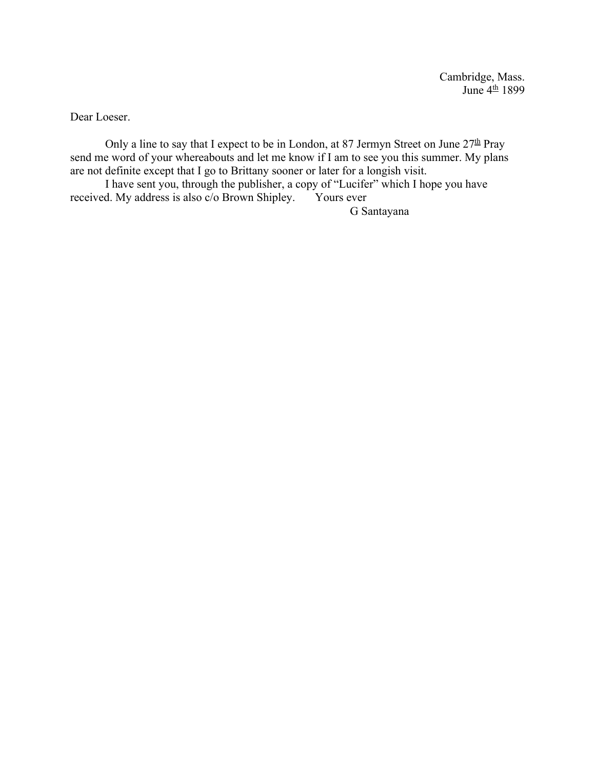Cambridge, Mass.
June 4th 1899

Dear Loeser.

Only a line to say that I expect to be in London, at 87 Jermyn Street on June 27th Pray send me word of your whereabouts and let me know if I am to see you this summer. My plans are not definite except that I go to Brittany sooner or later for a longish visit.

I have sent you, through the publisher, a copy of "Lucifer" which I hope you have received. My address is also c/o Brown Shipley. Yours ever

G Santayana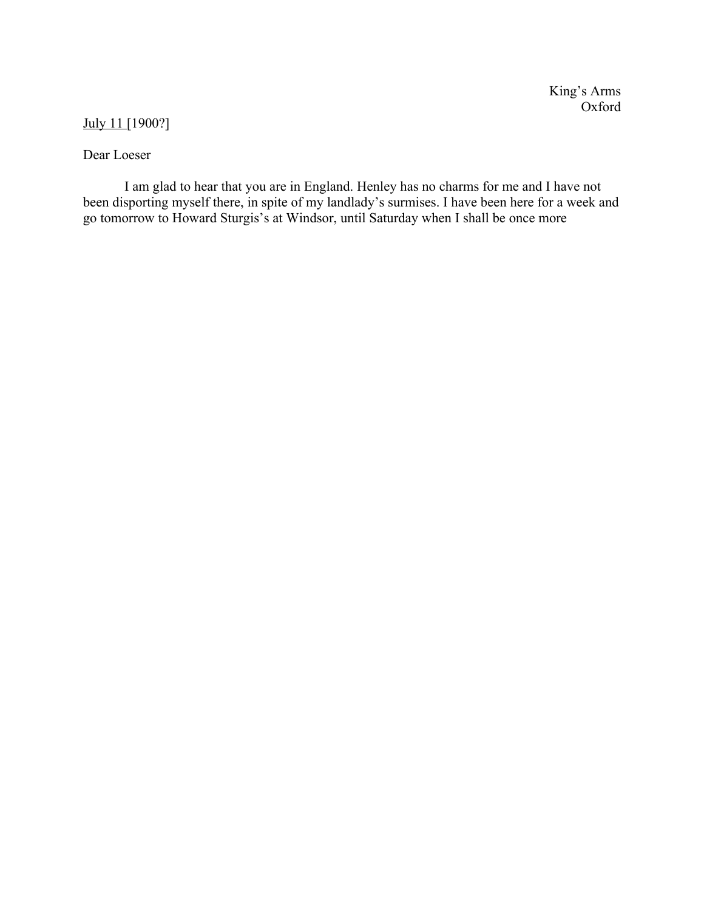King's Arms
Oxford

July 11 [1900?]

Dear Loeser

I am glad to hear that you are in England. Henley has no charms for me and I have not been disporting myself there, in spite of my landlady's surmises. I have been here for a week and go tomorrow to Howard Sturgis's at Windsor, until Saturday when I shall be once more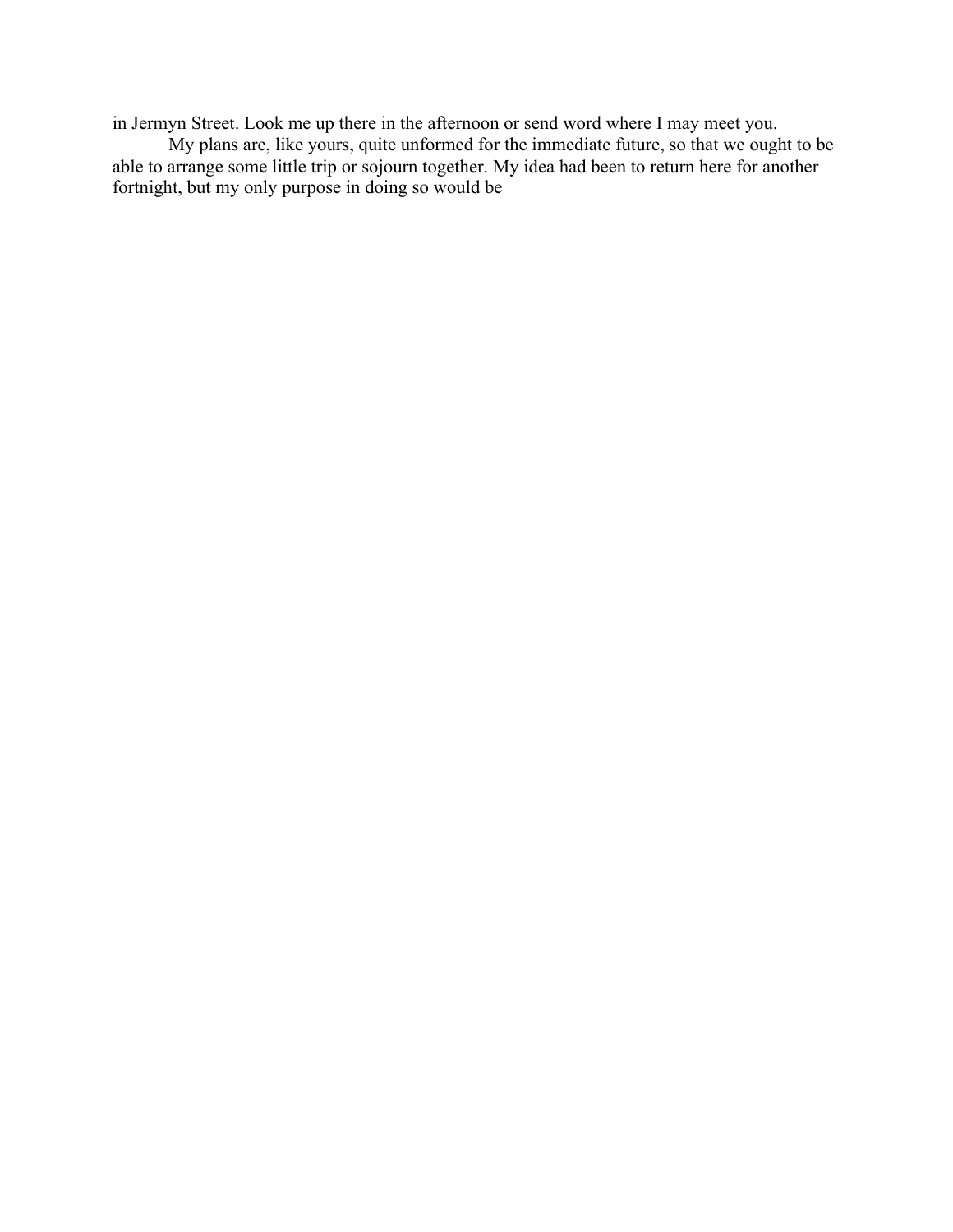in Jermyn Street. Look me up there in the afternoon or send word where I may meet you.

My plans are, like yours, quite unformed for the immediate future, so that we ought to be able to arrange some little trip or sojourn together. My idea had been to return here for another fortnight, but my only purpose in doing so would be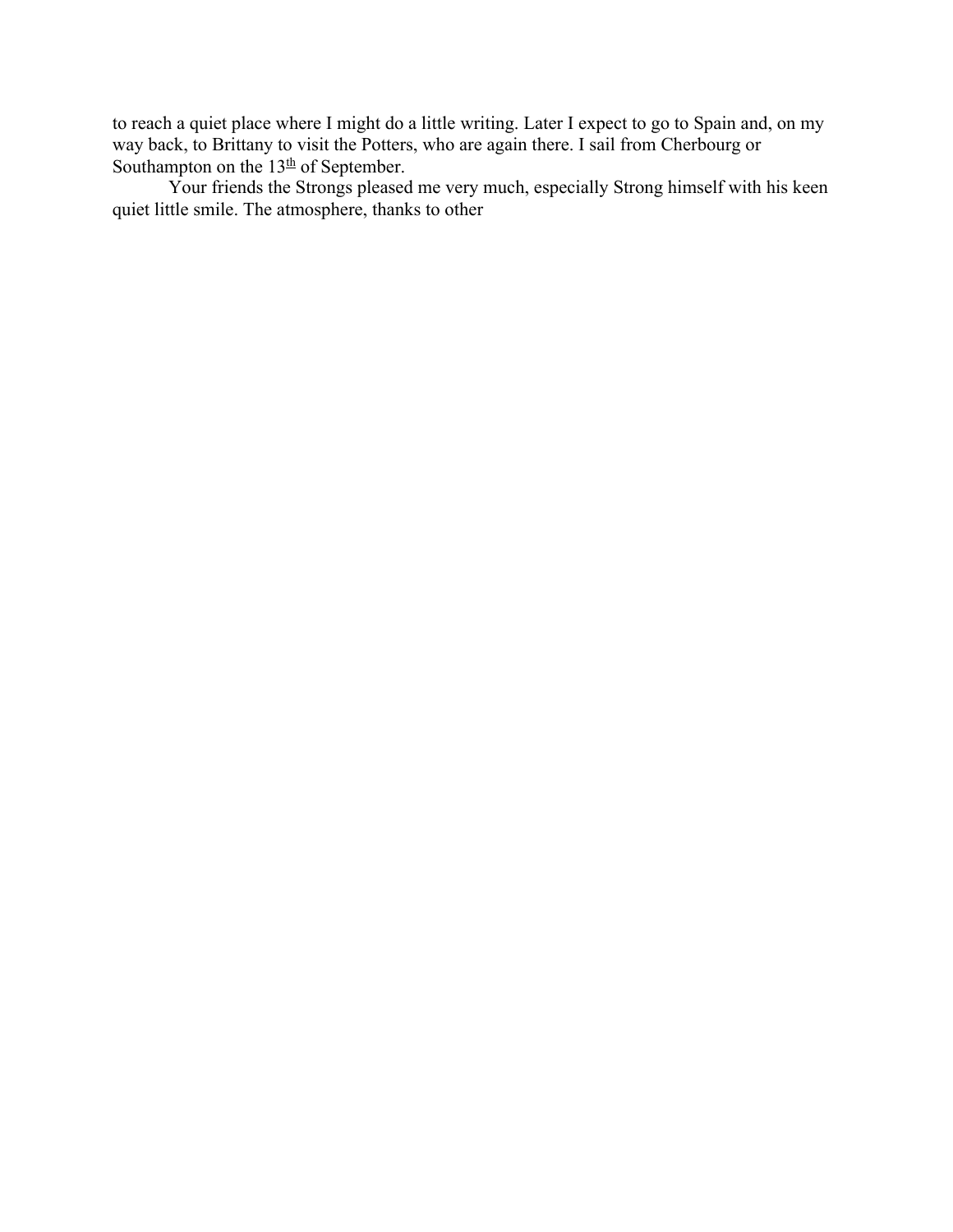to reach a quiet place where I might do a little writing. Later I expect to go to Spain and, on my way back, to Brittany to visit the Potters, who are again there. I sail from Cherbourg or Southampton on the 13th of September.

Your friends the Strongs pleased me very much, especially Strong himself with his keen quiet little smile. The atmosphere, thanks to other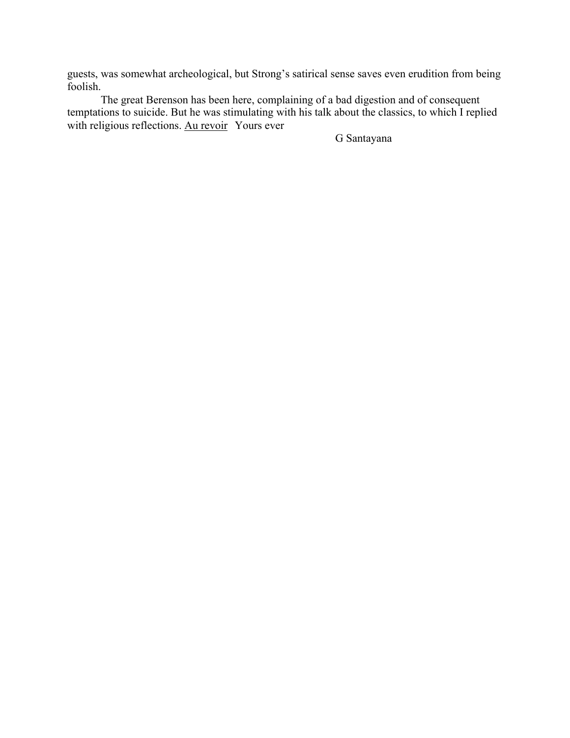guests, was somewhat archeological, but Strong's satirical sense saves even erudition from being foolish.

The great Berenson has been here, complaining of a bad digestion and of consequent temptations to suicide. But he was stimulating with his talk about the classics, to which I replied with religious reflections. <u>Au revoir</u> Yours ever

G Santayana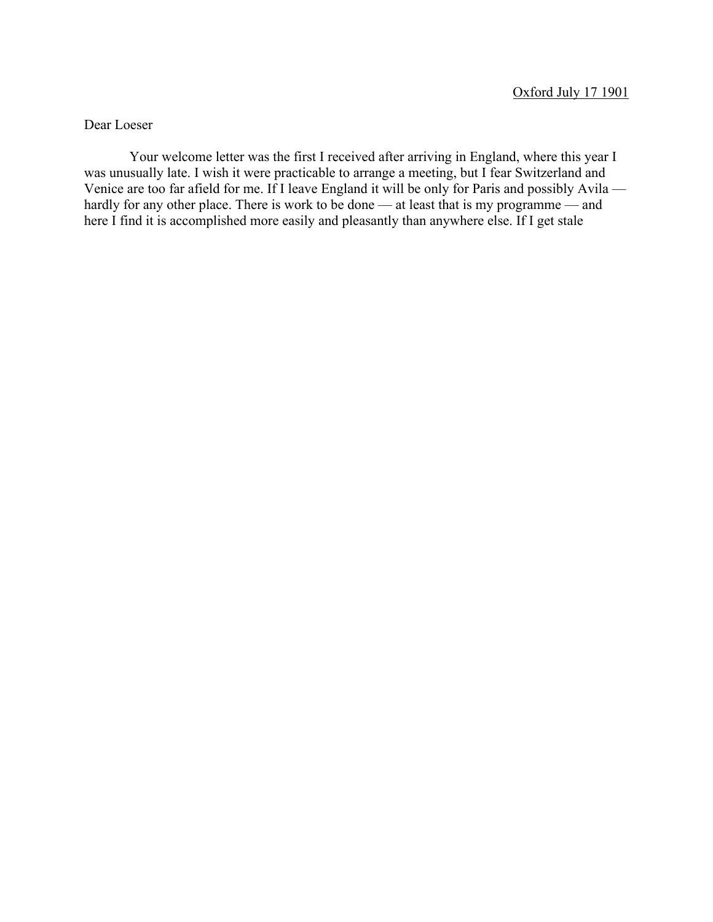Oxford July 17 1901

Dear Loeser

Your welcome letter was the first I received after arriving in England, where this year I was unusually late. I wish it were practicable to arrange a meeting, but I fear Switzerland and Venice are too far afield for me. If I leave England it will be only for Paris and possibly Avila — hardly for any other place. There is work to be done — at least that is my programme — and here I find it is accomplished more easily and pleasantly than anywhere else. If I get stale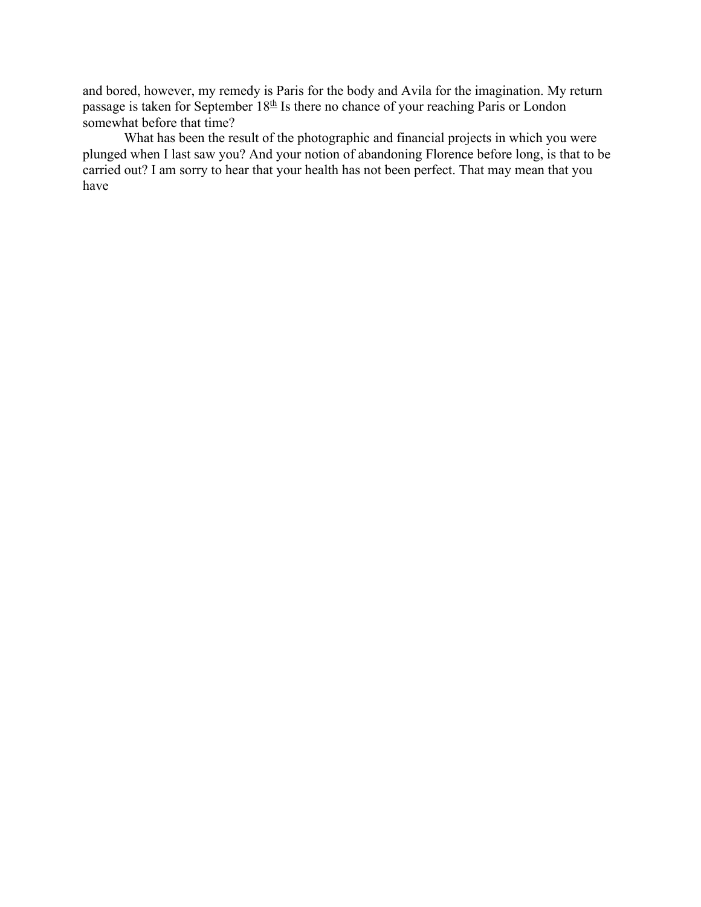and bored, however, my remedy is Paris for the body and Avila for the imagination. My return passage is taken for September 18th Is there no chance of your reaching Paris or London somewhat before that time?

What has been the result of the photographic and financial projects in which you were plunged when I last saw you? And your notion of abandoning Florence before long, is that to be carried out? I am sorry to hear that your health has not been perfect. That may mean that you have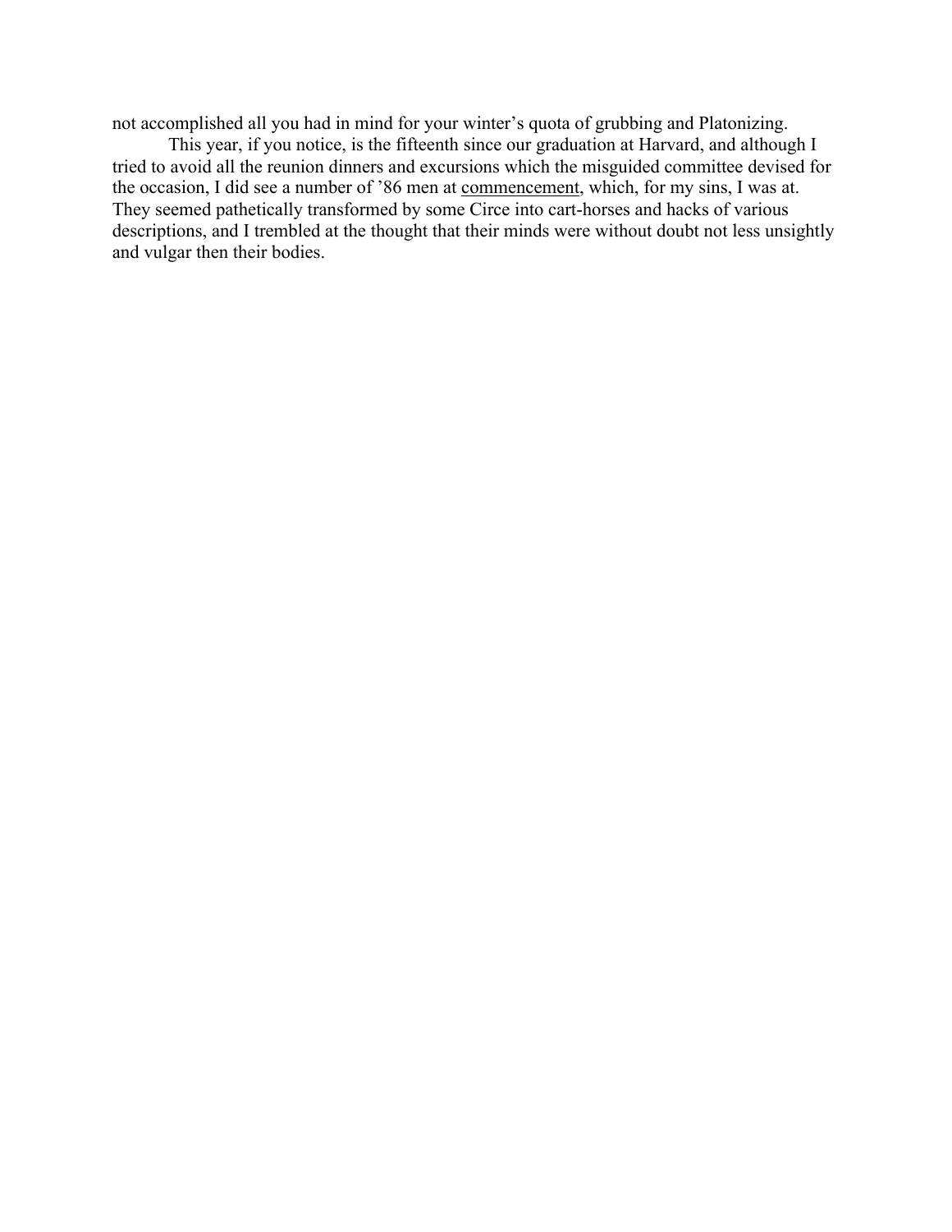not accomplished all you had in mind for your winter's quota of grubbing and Platonizing.

This year, if you notice, is the fifteenth since our graduation at Harvard, and although I tried to avoid all the reunion dinners and excursions which the misguided committee devised for the occasion, I did see a number of '86 men at <u>commencement</u>, which, for my sins, I was at. They seemed pathetically transformed by some Circe into cart-horses and hacks of various descriptions, and I trembled at the thought that their minds were without doubt not less unsightly and vulgar then their bodies.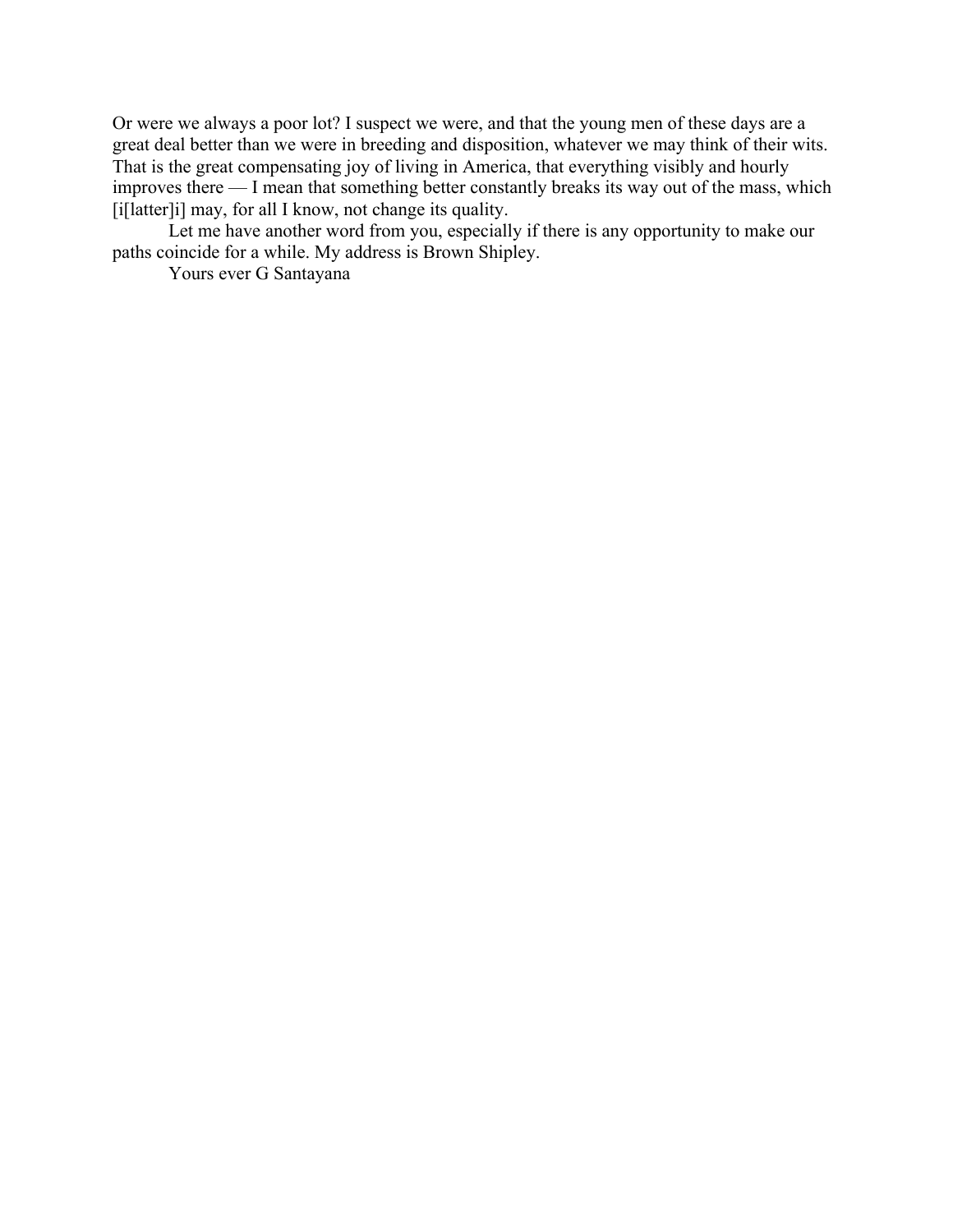Or were we always a poor lot? I suspect we were, and that the young men of these days are a great deal better than we were in breeding and disposition, whatever we may think of their wits. That is the great compensating joy of living in America, that everything visibly and hourly improves there — I mean that something better constantly breaks its way out of the mass, which [i[latter]i] may, for all I know, not change its quality.

Let me have another word from you, especially if there is any opportunity to make our paths coincide for a while. My address is Brown Shipley.

Yours ever G Santayana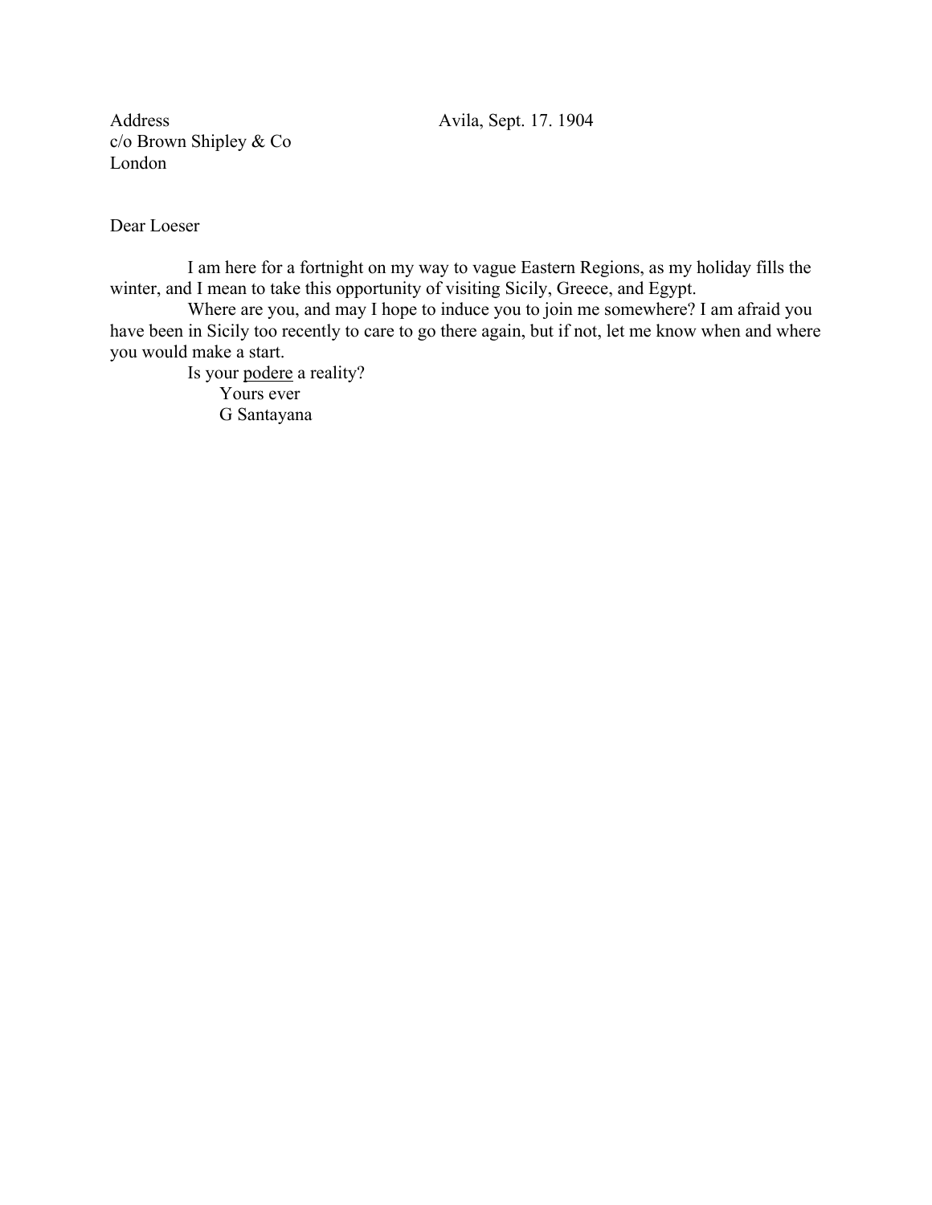Address
c/o Brown Shipley & Co
London

Avila, Sept. 17. 1904

Dear Loeser

I am here for a fortnight on my way to vague Eastern Regions, as my holiday fills the winter, and I mean to take this opportunity of visiting Sicily, Greece, and Egypt.

Where are you, and may I hope to induce you to join me somewhere? I am afraid you have been in Sicily too recently to care to go there again, but if not, let me know when and where you would make a start.

Is your <u>podere</u> a reality?

Yours ever
G Santayana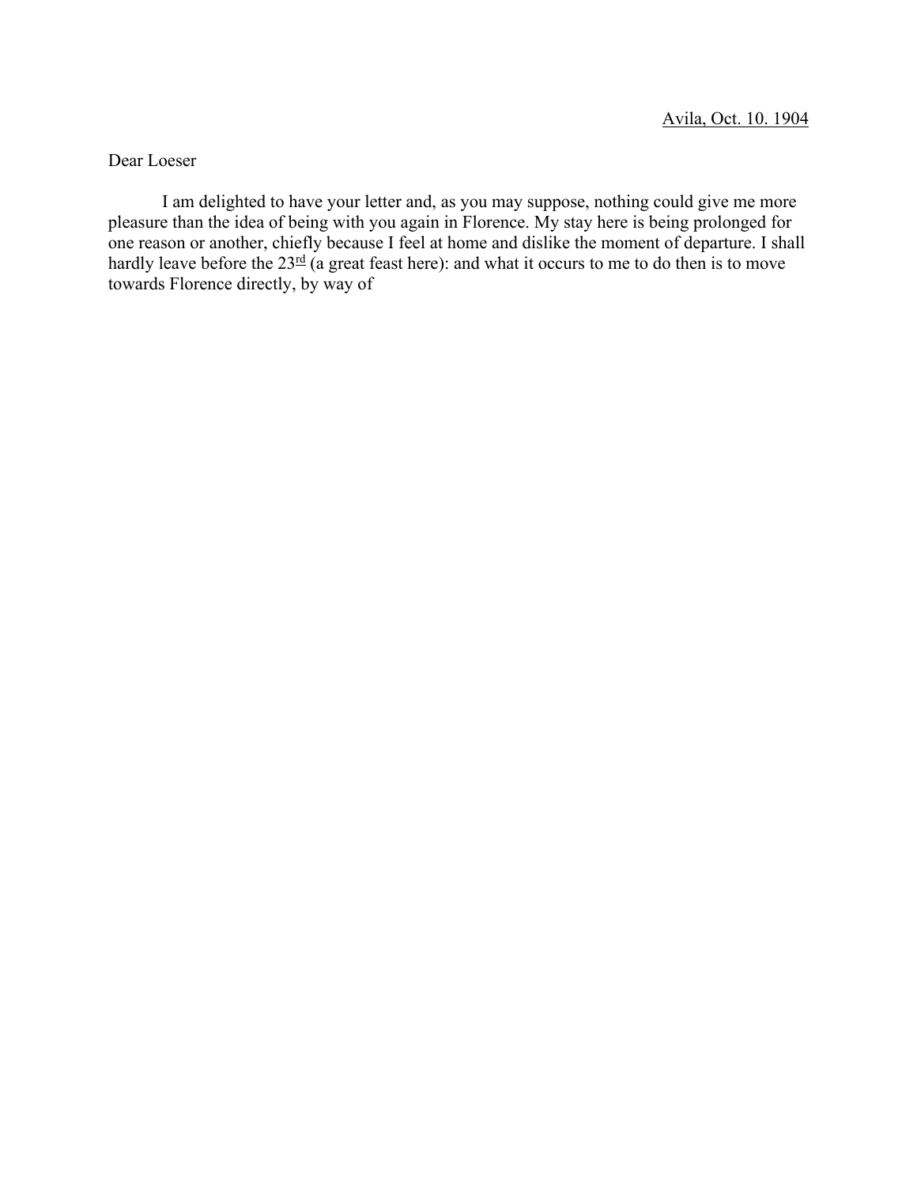<u>Avila, Oct. 10. 1904</u>

Dear Loeser

I am delighted to have your letter and, as you may suppose, nothing could give me more pleasure than the idea of being with you again in Florence. My stay here is being prolonged for one reason or another, chiefly because I feel at home and dislike the moment of departure. I shall hardly leave before the 23rd (a great feast here): and what it occurs to me to do then is to move towards Florence directly, by way of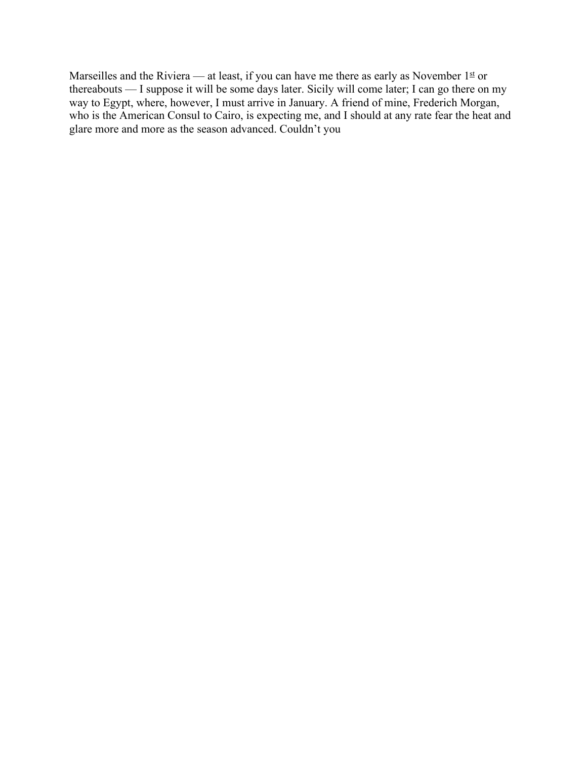Marseilles and the Riviera — at least, if you can have me there as early as November 1[st] or thereabouts — I suppose it will be some days later. Sicily will come later; I can go there on my way to Egypt, where, however, I must arrive in January. A friend of mine, Frederich Morgan, who is the American Consul to Cairo, is expecting me, and I should at any rate fear the heat and glare more and more as the season advanced. Couldn't you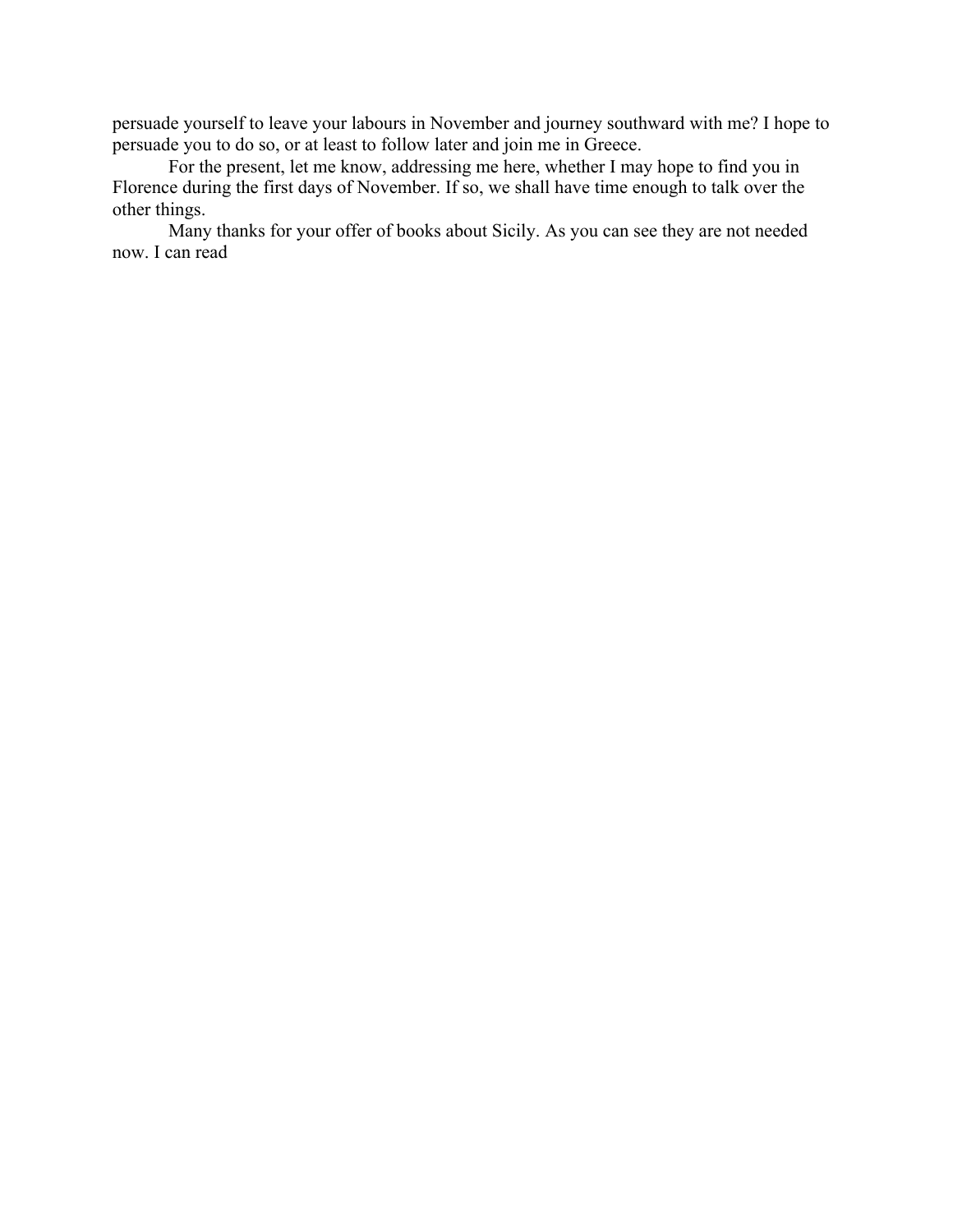persuade yourself to leave your labours in November and journey southward with me? I hope to persuade you to do so, or at least to follow later and join me in Greece.

For the present, let me know, addressing me here, whether I may hope to find you in Florence during the first days of November. If so, we shall have time enough to talk over the other things.

Many thanks for your offer of books about Sicily. As you can see they are not needed now. I can read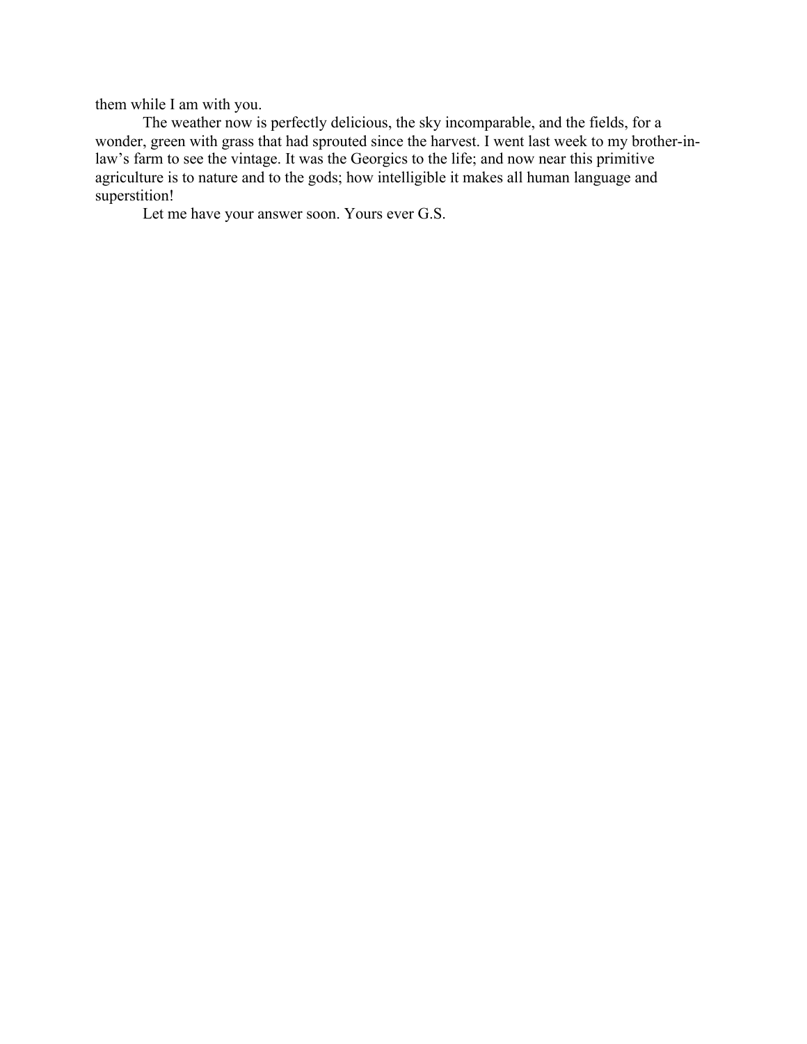them while I am with you.

The weather now is perfectly delicious, the sky incomparable, and the fields, for a wonder, green with grass that had sprouted since the harvest. I went last week to my brother-in-law's farm to see the vintage. It was the Georgics to the life; and now near this primitive agriculture is to nature and to the gods; how intelligible it makes all human language and superstition!

Let me have your answer soon. Yours ever G.S.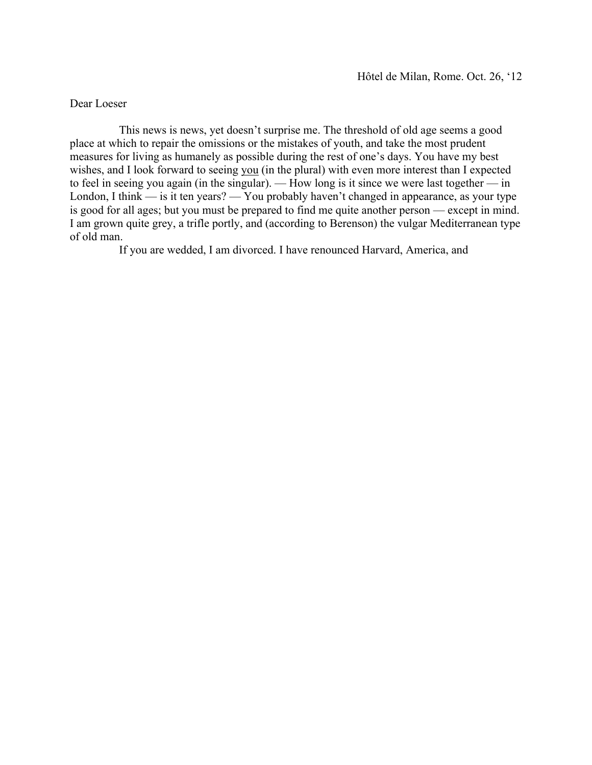Hôtel de Milan, Rome. Oct. 26, '12

Dear Loeser

This news is news, yet doesn't surprise me. The threshold of old age seems a good place at which to repair the omissions or the mistakes of youth, and take the most prudent measures for living as humanely as possible during the rest of one's days. You have my best wishes, and I look forward to seeing <u>you</u> (in the plural) with even more interest than I expected to feel in seeing you again (in the singular). — How long is it since we were last together — in London, I think — is it ten years? — You probably haven't changed in appearance, as your type is good for all ages; but you must be prepared to find me quite another person — except in mind. I am grown quite grey, a trifle portly, and (according to Berenson) the vulgar Mediterranean type of old man.

If you are wedded, I am divorced. I have renounced Harvard, America, and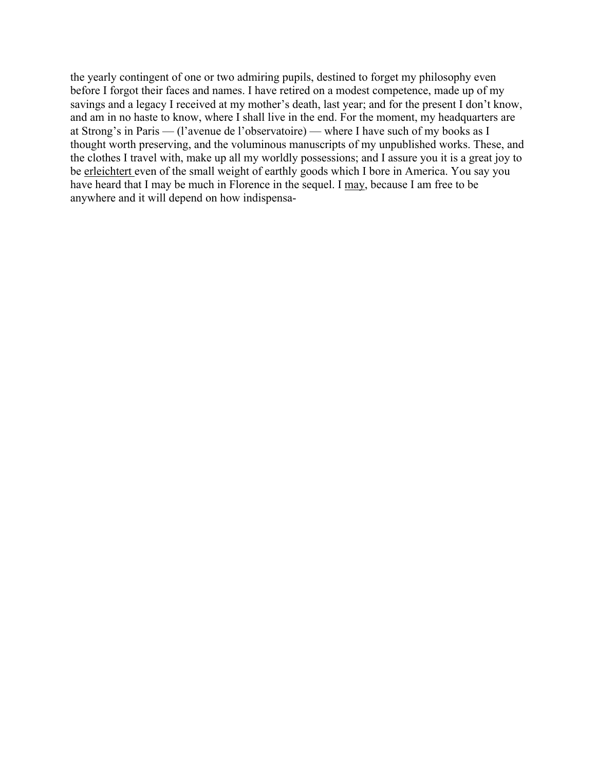the yearly contingent of one or two admiring pupils, destined to forget my philosophy even before I forgot their faces and names. I have retired on a modest competence, made up of my savings and a legacy I received at my mother's death, last year; and for the present I don't know, and am in no haste to know, where I shall live in the end. For the moment, my headquarters are at Strong's in Paris — (l'avenue de l'observatoire) — where I have such of my books as I thought worth preserving, and the voluminous manuscripts of my unpublished works. These, and the clothes I travel with, make up all my worldly possessions; and I assure you it is a great joy to be <u>erleichtert</u> even of the small weight of earthly goods which I bore in America. You say you have heard that I may be much in Florence in the sequel. I <u>may</u>, because I am free to be anywhere and it will depend on how indispensa-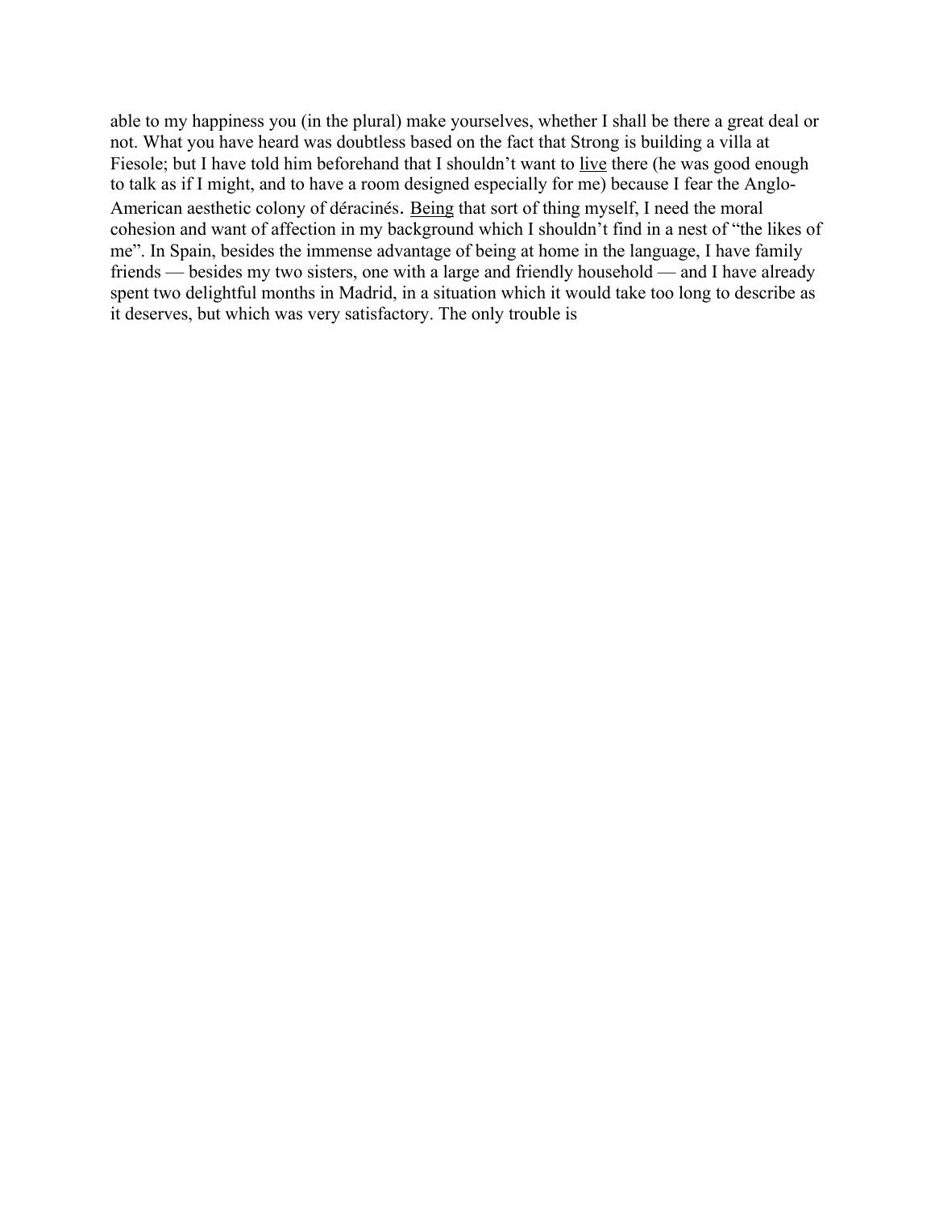able to my happiness you (in the plural) make yourselves, whether I shall be there a great deal or not. What you have heard was doubtless based on the fact that Strong is building a villa at Fiesole; but I have told him beforehand that I shouldn't want to <u>live</u> there (he was good enough to talk as if I might, and to have a room designed especially for me) because I fear the Anglo-American aesthetic colony of déracinés. <u>Being</u> that sort of thing myself, I need the moral cohesion and want of affection in my background which I shouldn't find in a nest of "the likes of me". In Spain, besides the immense advantage of being at home in the language, I have family friends — besides my two sisters, one with a large and friendly household — and I have already spent two delightful months in Madrid, in a situation which it would take too long to describe as it deserves, but which was very satisfactory. The only trouble is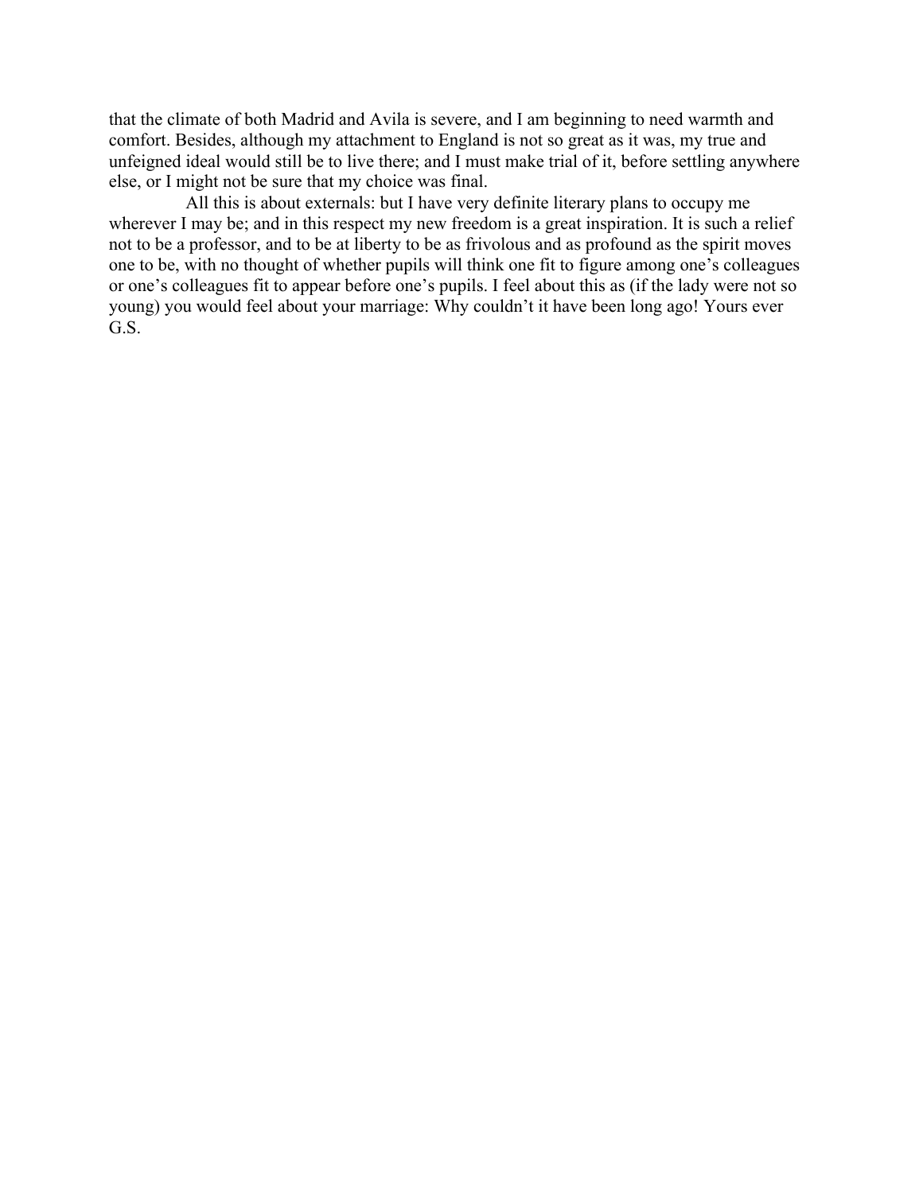that the climate of both Madrid and Avila is severe, and I am beginning to need warmth and comfort. Besides, although my attachment to England is not so great as it was, my true and unfeigned ideal would still be to live there; and I must make trial of it, before settling anywhere else, or I might not be sure that my choice was final.

All this is about externals: but I have very definite literary plans to occupy me wherever I may be; and in this respect my new freedom is a great inspiration. It is such a relief not to be a professor, and to be at liberty to be as frivolous and as profound as the spirit moves one to be, with no thought of whether pupils will think one fit to figure among one's colleagues or one's colleagues fit to appear before one's pupils. I feel about this as (if the lady were not so young) you would feel about your marriage: Why couldn't it have been long ago! Yours ever G.S.